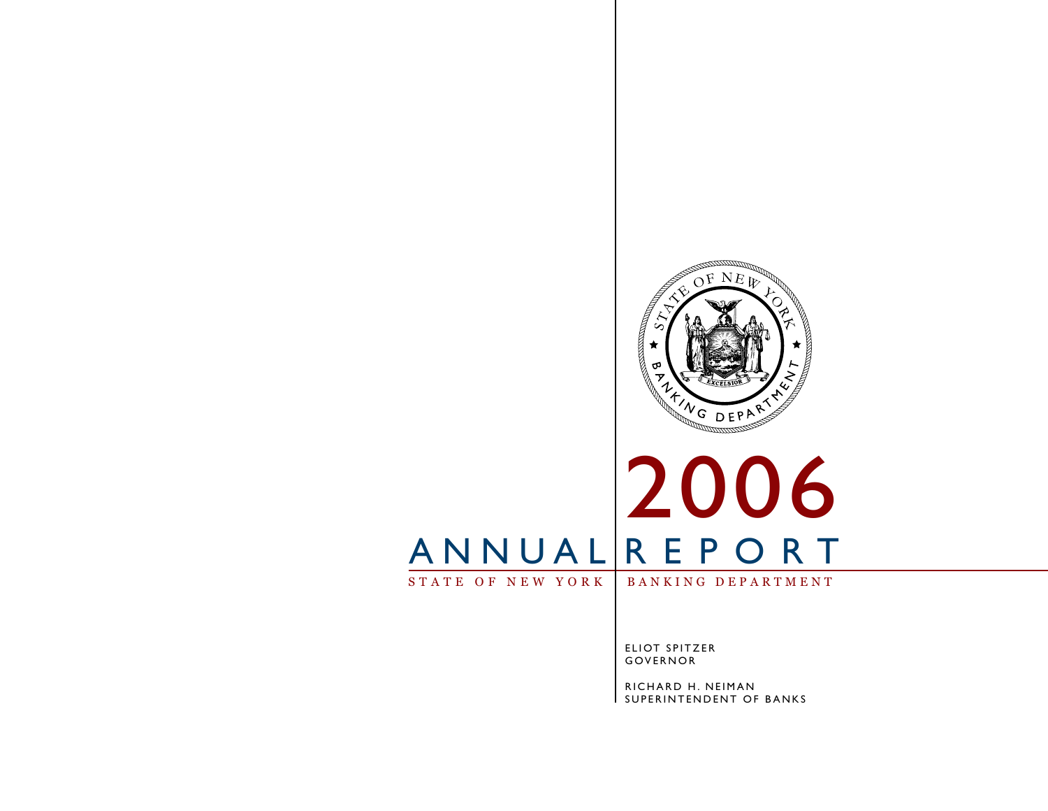# 2006

# ANNUAL REPORT

STATE OF NEW YORK BANKING DEPARTMENT

ELIOT SPITZER
GOVERNOR

RICHARD H. NEIMAN
SUPERINTENDENT OF BANKS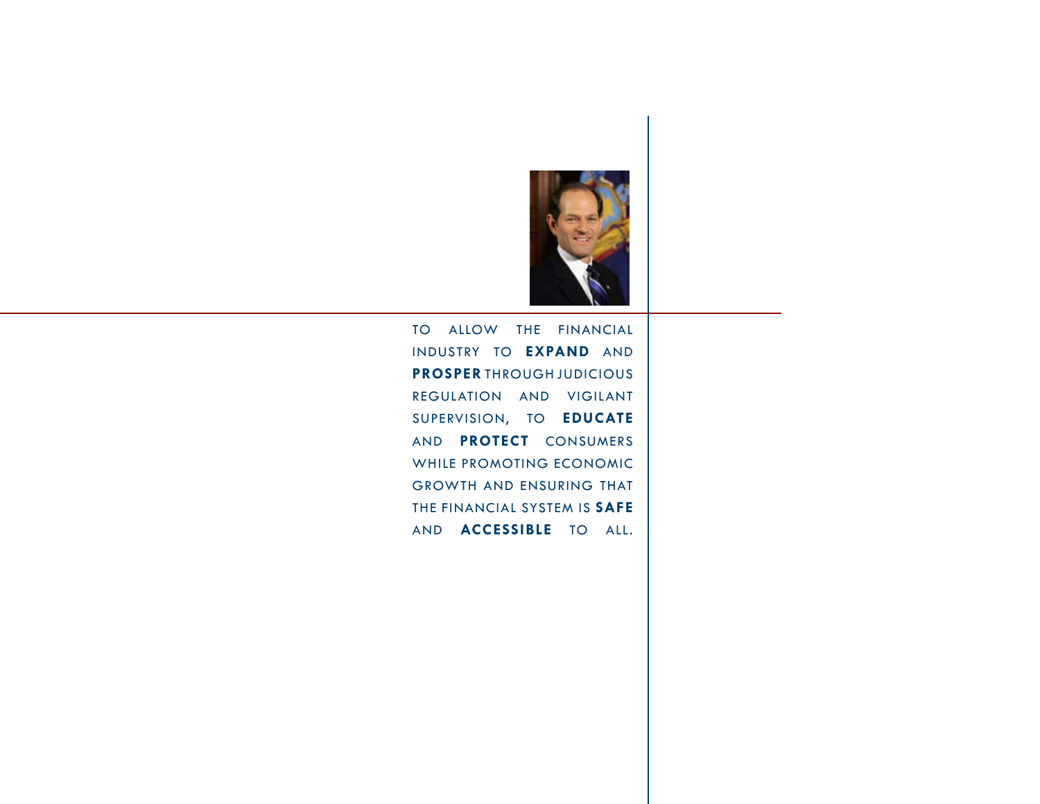TO ALLOW THE FINANCIAL INDUSTRY TO **EXPAND** AND **PROSPER** THROUGH JUDICIOUS REGULATION AND VIGILANT SUPERVISION, TO **EDUCATE** AND **PROTECT** CONSUMERS WHILE PROMOTING ECONOMIC GROWTH AND ENSURING THAT THE FINANCIAL SYSTEM IS **SAFE** AND **ACCESSIBLE** TO ALL.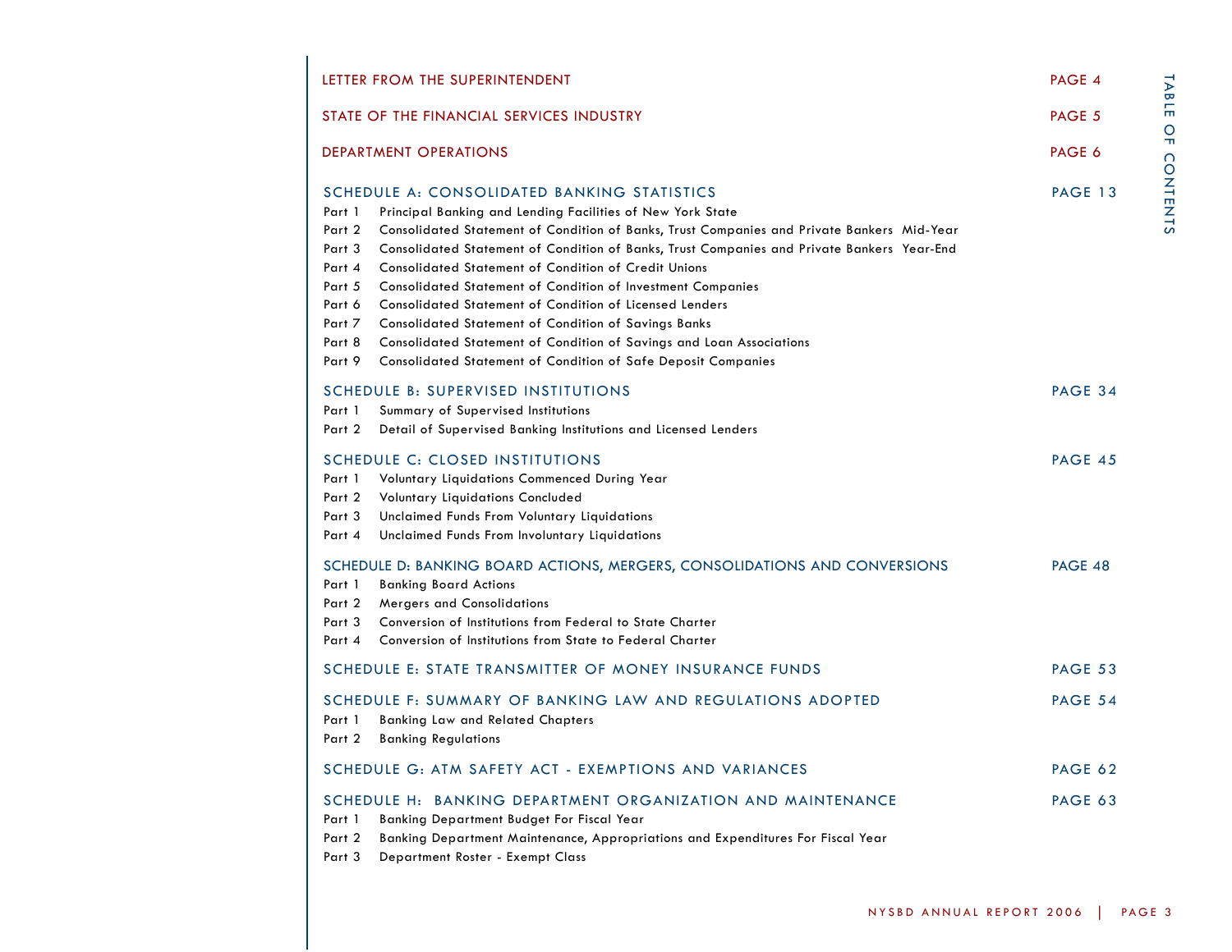# TABLE OF CONTENTS

LETTER FROM THE SUPERINTENDENT — PAGE 4

STATE OF THE FINANCIAL SERVICES INDUSTRY — PAGE 5

DEPARTMENT OPERATIONS — PAGE 6

## SCHEDULE A: CONSOLIDATED BANKING STATISTICS — PAGE 13

- Part 1 Principal Banking and Lending Facilities of New York State
- Part 2 Consolidated Statement of Condition of Banks, Trust Companies and Private Bankers Mid-Year
- Part 3 Consolidated Statement of Condition of Banks, Trust Companies and Private Bankers Year-End
- Part 4 Consolidated Statement of Condition of Credit Unions
- Part 5 Consolidated Statement of Condition of Investment Companies
- Part 6 Consolidated Statement of Condition of Licensed Lenders
- Part 7 Consolidated Statement of Condition of Savings Banks
- Part 8 Consolidated Statement of Condition of Savings and Loan Associations
- Part 9 Consolidated Statement of Condition of Safe Deposit Companies

## SCHEDULE B: SUPERVISED INSTITUTIONS — PAGE 34

- Part 1 Summary of Supervised Institutions
- Part 2 Detail of Supervised Banking Institutions and Licensed Lenders

## SCHEDULE C: CLOSED INSTITUTIONS — PAGE 45

- Part 1 Voluntary Liquidations Commenced During Year
- Part 2 Voluntary Liquidations Concluded
- Part 3 Unclaimed Funds From Voluntary Liquidations
- Part 4 Unclaimed Funds From Involuntary Liquidations

## SCHEDULE D: BANKING BOARD ACTIONS, MERGERS, CONSOLIDATIONS AND CONVERSIONS — PAGE 48

- Part 1 Banking Board Actions
- Part 2 Mergers and Consolidations
- Part 3 Conversion of Institutions from Federal to State Charter
- Part 4 Conversion of Institutions from State to Federal Charter

## SCHEDULE E: STATE TRANSMITTER OF MONEY INSURANCE FUNDS — PAGE 53

## SCHEDULE F: SUMMARY OF BANKING LAW AND REGULATIONS ADOPTED — PAGE 54

- Part 1 Banking Law and Related Chapters
- Part 2 Banking Regulations

## SCHEDULE G: ATM SAFETY ACT - EXEMPTIONS AND VARIANCES — PAGE 62

## SCHEDULE H: BANKING DEPARTMENT ORGANIZATION AND MAINTENANCE — PAGE 63

- Part 1 Banking Department Budget For Fiscal Year
- Part 2 Banking Department Maintenance, Appropriations and Expenditures For Fiscal Year
- Part 3 Department Roster - Exempt Class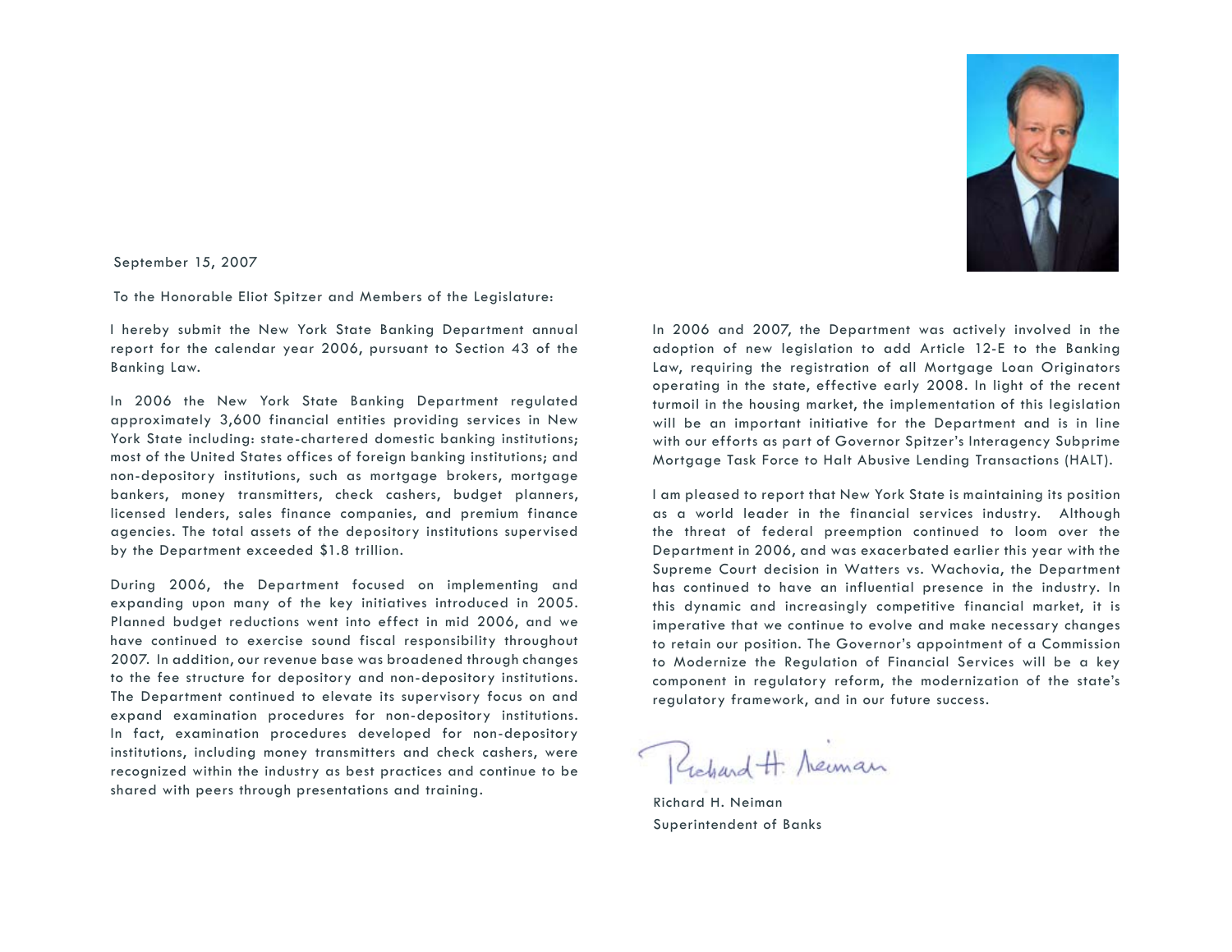September 15, 2007

To the Honorable Eliot Spitzer and Members of the Legislature:

I hereby submit the New York State Banking Department annual report for the calendar year 2006, pursuant to Section 43 of the Banking Law.

In 2006 the New York State Banking Department regulated approximately 3,600 financial entities providing services in New York State including: state-chartered domestic banking institutions; most of the United States offices of foreign banking institutions; and non-depository institutions, such as mortgage brokers, mortgage bankers, money transmitters, check cashers, budget planners, licensed lenders, sales finance companies, and premium finance agencies. The total assets of the depository institutions supervised by the Department exceeded $1.8 trillion.

During 2006, the Department focused on implementing and expanding upon many of the key initiatives introduced in 2005. Planned budget reductions went into effect in mid 2006, and we have continued to exercise sound fiscal responsibility throughout 2007. In addition, our revenue base was broadened through changes to the fee structure for depository and non-depository institutions. The Department continued to elevate its supervisory focus on and expand examination procedures for non-depository institutions. In fact, examination procedures developed for non-depository institutions, including money transmitters and check cashers, were recognized within the industry as best practices and continue to be shared with peers through presentations and training.

In 2006 and 2007, the Department was actively involved in the adoption of new legislation to add Article 12-E to the Banking Law, requiring the registration of all Mortgage Loan Originators operating in the state, effective early 2008. In light of the recent turmoil in the housing market, the implementation of this legislation will be an important initiative for the Department and is in line with our efforts as part of Governor Spitzer's Interagency Subprime Mortgage Task Force to Halt Abusive Lending Transactions (HALT).

I am pleased to report that New York State is maintaining its position as a world leader in the financial services industry. Although the threat of federal preemption continued to loom over the Department in 2006, and was exacerbated earlier this year with the Supreme Court decision in Watters vs. Wachovia, the Department has continued to have an influential presence in the industry. In this dynamic and increasingly competitive financial market, it is imperative that we continue to evolve and make necessary changes to retain our position. The Governor's appointment of a Commission to Modernize the Regulation of Financial Services will be a key component in regulatory reform, the modernization of the state's regulatory framework, and in our future success.

Richard H. Neiman
Superintendent of Banks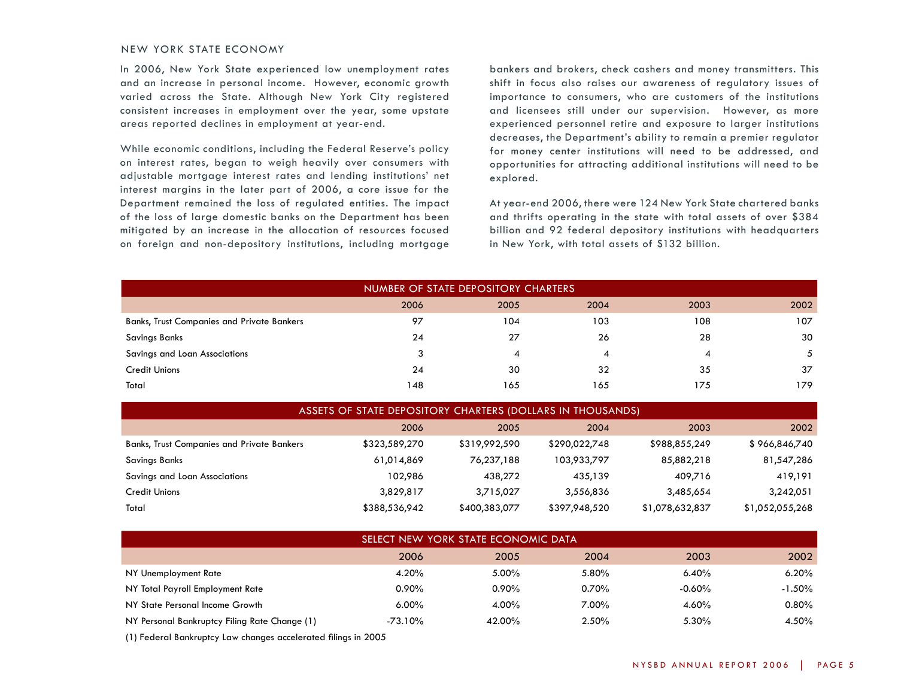## NEW YORK STATE ECONOMY

In 2006, New York State experienced low unemployment rates and an increase in personal income. However, economic growth varied across the State. Although New York City registered consistent increases in employment over the year, some upstate areas reported declines in employment at year-end.

While economic conditions, including the Federal Reserve's policy on interest rates, began to weigh heavily over consumers with adjustable mortgage interest rates and lending institutions' net interest margins in the later part of 2006, a core issue for the Department remained the loss of regulated entities. The impact of the loss of large domestic banks on the Department has been mitigated by an increase in the allocation of resources focused on foreign and non-depository institutions, including mortgage bankers and brokers, check cashers and money transmitters. This shift in focus also raises our awareness of regulatory issues of importance to consumers, who are customers of the institutions and licensees still under our supervision. However, as more experienced personnel retire and exposure to larger institutions decreases, the Department's ability to remain a premier regulator for money center institutions will need to be addressed, and opportunities for attracting additional institutions will need to be explored.

At year-end 2006, there were 124 New York State chartered banks and thrifts operating in the state with total assets of over $384 billion and 92 federal depository institutions with headquarters in New York, with total assets of $132 billion.

**NUMBER OF STATE DEPOSITORY CHARTERS**

| | 2006 | 2005 | 2004 | 2003 | 2002 |
|---|---|---|---|---|---|
| Banks, Trust Companies and Private Bankers | 97 | 104 | 103 | 108 | 107 |
| Savings Banks | 24 | 27 | 26 | 28 | 30 |
| Savings and Loan Associations | 3 | 4 | 4 | 4 | 5 |
| Credit Unions | 24 | 30 | 32 | 35 | 37 |
| Total | 148 | 165 | 165 | 175 | 179 |

**ASSETS OF STATE DEPOSITORY CHARTERS (DOLLARS IN THOUSANDS)**

| | 2006 | 2005 | 2004 | 2003 | 2002 |
|---|---|---|---|---|---|
| Banks, Trust Companies and Private Bankers | $323,589,270 | $319,992,590 | $290,022,748 | $988,855,249 | $ 966,846,740 |
| Savings Banks | 61,014,869 | 76,237,188 | 103,933,797 | 85,882,218 | 81,547,286 |
| Savings and Loan Associations | 102,986 | 438,272 | 435,139 | 409,716 | 419,191 |
| Credit Unions | 3,829,817 | 3,715,027 | 3,556,836 | 3,485,654 | 3,242,051 |
| Total | $388,536,942 | $400,383,077 | $397,948,520 | $1,078,632,837 | $1,052,055,268 |

**SELECT NEW YORK STATE ECONOMIC DATA**

| | 2006 | 2005 | 2004 | 2003 | 2002 |
|---|---|---|---|---|---|
| NY Unemployment Rate | 4.20% | 5.00% | 5.80% | 6.40% | 6.20% |
| NY Total Payroll Employment Rate | 0.90% | 0.90% | 0.70% | -0.60% | -1.50% |
| NY State Personal Income Growth | 6.00% | 4.00% | 7.00% | 4.60% | 0.80% |
| NY Personal Bankruptcy Filing Rate Change (1) | -73.10% | 42.00% | 2.50% | 5.30% | 4.50% |

(1) Federal Bankruptcy Law changes accelerated filings in 2005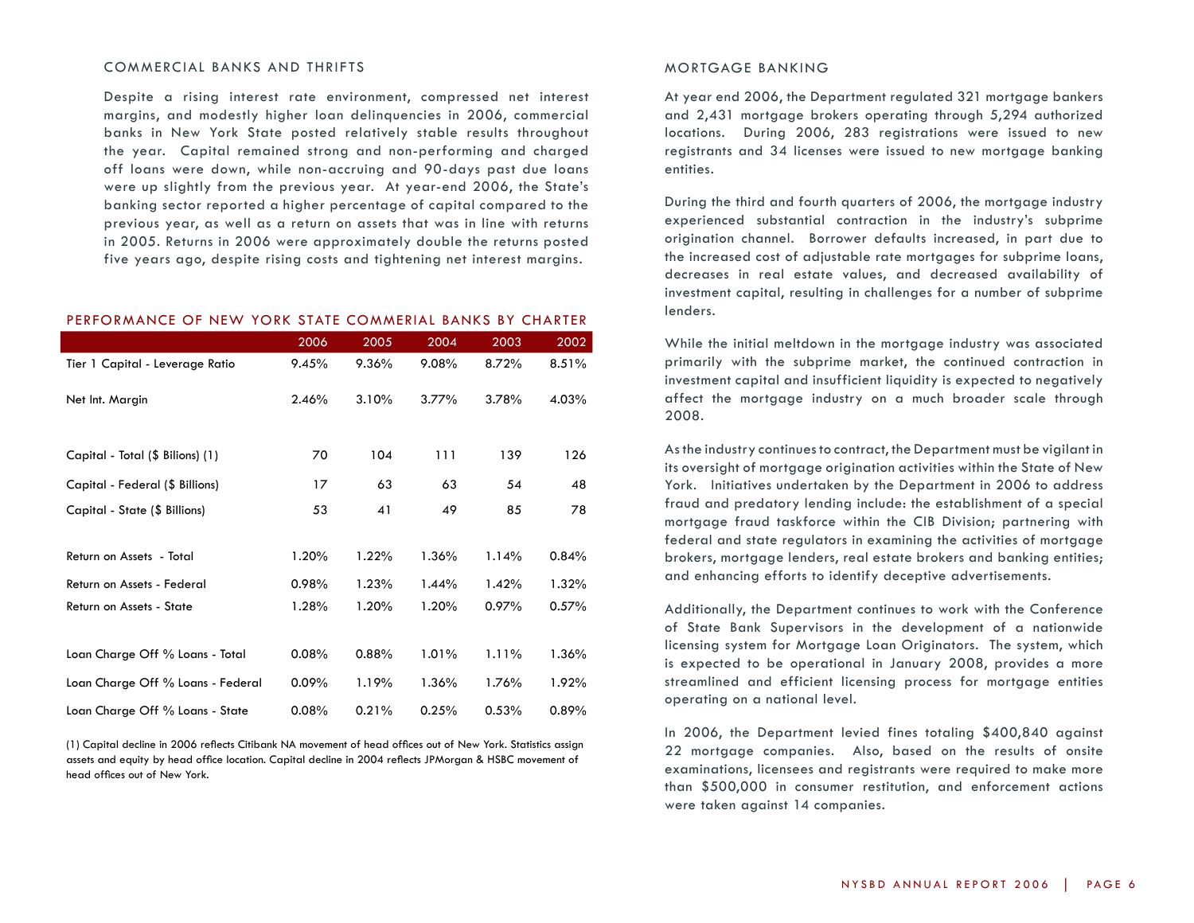## COMMERCIAL BANKS AND THRIFTS

Despite a rising interest rate environment, compressed net interest margins, and modestly higher loan delinquencies in 2006, commercial banks in New York State posted relatively stable results throughout the year. Capital remained strong and non-performing and charged off loans were down, while non-accruing and 90-days past due loans were up slightly from the previous year. At year-end 2006, the State's banking sector reported a higher percentage of capital compared to the previous year, as well as a return on assets that was in line with returns in 2005. Returns in 2006 were approximately double the returns posted five years ago, despite rising costs and tightening net interest margins.

### PERFORMANCE OF NEW YORK STATE COMMERIAL BANKS BY CHARTER

| | 2006 | 2005 | 2004 | 2003 | 2002 |
|---|---|---|---|---|---|
| Tier 1 Capital - Leverage Ratio | 9.45% | 9.36% | 9.08% | 8.72% | 8.51% |
| Net Int. Margin | 2.46% | 3.10% | 3.77% | 3.78% | 4.03% |
| Capital - Total ($ Bilions) (1) | 70 | 104 | 111 | 139 | 126 |
| Capital - Federal ($ Billions) | 17 | 63 | 63 | 54 | 48 |
| Capital - State ($ Billions) | 53 | 41 | 49 | 85 | 78 |
| Return on Assets - Total | 1.20% | 1.22% | 1.36% | 1.14% | 0.84% |
| Return on Assets - Federal | 0.98% | 1.23% | 1.44% | 1.42% | 1.32% |
| Return on Assets - State | 1.28% | 1.20% | 1.20% | 0.97% | 0.57% |
| Loan Charge Off % Loans - Total | 0.08% | 0.88% | 1.01% | 1.11% | 1.36% |
| Loan Charge Off % Loans - Federal | 0.09% | 1.19% | 1.36% | 1.76% | 1.92% |
| Loan Charge Off % Loans - State | 0.08% | 0.21% | 0.25% | 0.53% | 0.89% |

(1) Capital decline in 2006 reflects Citibank NA movement of head offices out of New York. Statistics assign assets and equity by head office location. Capital decline in 2004 reflects JPMorgan & HSBC movement of head offices out of New York.

## MORTGAGE BANKING

At year end 2006, the Department regulated 321 mortgage bankers and 2,431 mortgage brokers operating through 5,294 authorized locations. During 2006, 283 registrations were issued to new registrants and 34 licenses were issued to new mortgage banking entities.

During the third and fourth quarters of 2006, the mortgage industry experienced substantial contraction in the industry's subprime origination channel. Borrower defaults increased, in part due to the increased cost of adjustable rate mortgages for subprime loans, decreases in real estate values, and decreased availability of investment capital, resulting in challenges for a number of subprime lenders.

While the initial meltdown in the mortgage industry was associated primarily with the subprime market, the continued contraction in investment capital and insufficient liquidity is expected to negatively affect the mortgage industry on a much broader scale through 2008.

As the industry continues to contract, the Department must be vigilant in its oversight of mortgage origination activities within the State of New York. Initiatives undertaken by the Department in 2006 to address fraud and predatory lending include: the establishment of a special mortgage fraud taskforce within the CIB Division; partnering with federal and state regulators in examining the activities of mortgage brokers, mortgage lenders, real estate brokers and banking entities; and enhancing efforts to identify deceptive advertisements.

Additionally, the Department continues to work with the Conference of State Bank Supervisors in the development of a nationwide licensing system for Mortgage Loan Originators. The system, which is expected to be operational in January 2008, provides a more streamlined and efficient licensing process for mortgage entities operating on a national level.

In 2006, the Department levied fines totaling $400,840 against 22 mortgage companies. Also, based on the results of onsite examinations, licensees and registrants were required to make more than $500,000 in consumer restitution, and enforcement actions were taken against 14 companies.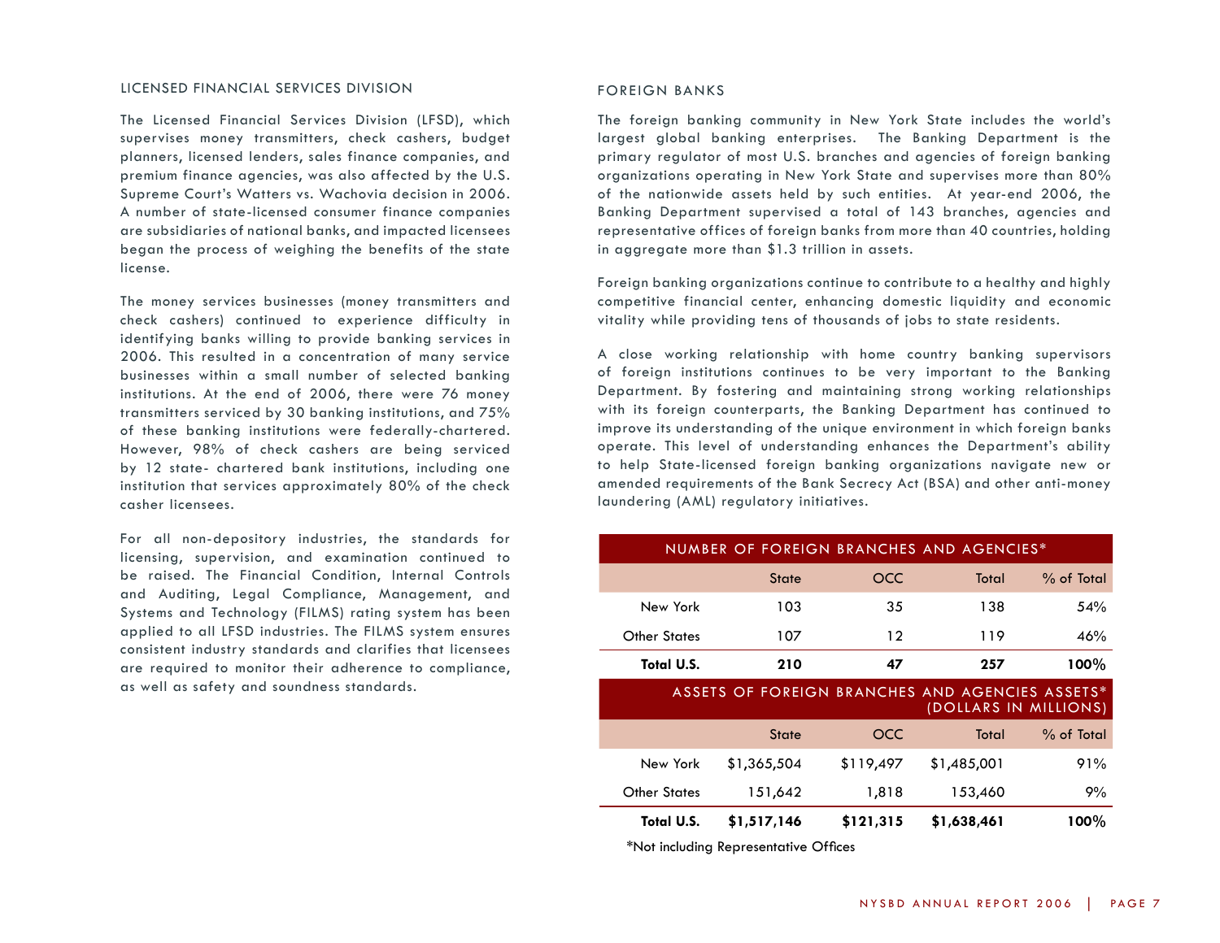## LICENSED FINANCIAL SERVICES DIVISION

The Licensed Financial Services Division (LFSD), which supervises money transmitters, check cashers, budget planners, licensed lenders, sales finance companies, and premium finance agencies, was also affected by the U.S. Supreme Court's Watters vs. Wachovia decision in 2006. A number of state-licensed consumer finance companies are subsidiaries of national banks, and impacted licensees began the process of weighing the benefits of the state license.

The money services businesses (money transmitters and check cashers) continued to experience difficulty in identifying banks willing to provide banking services in 2006. This resulted in a concentration of many service businesses within a small number of selected banking institutions. At the end of 2006, there were 76 money transmitters serviced by 30 banking institutions, and 75% of these banking institutions were federally-chartered. However, 98% of check cashers are being serviced by 12 state- chartered bank institutions, including one institution that services approximately 80% of the check casher licensees.

For all non-depository industries, the standards for licensing, supervision, and examination continued to be raised. The Financial Condition, Internal Controls and Auditing, Legal Compliance, Management, and Systems and Technology (FILMS) rating system has been applied to all LFSD industries. The FILMS system ensures consistent industry standards and clarifies that licensees are required to monitor their adherence to compliance, as well as safety and soundness standards.

## FOREIGN BANKS

The foreign banking community in New York State includes the world's largest global banking enterprises. The Banking Department is the primary regulator of most U.S. branches and agencies of foreign banking organizations operating in New York State and supervises more than 80% of the nationwide assets held by such entities. At year-end 2006, the Banking Department supervised a total of 143 branches, agencies and representative offices of foreign banks from more than 40 countries, holding in aggregate more than $1.3 trillion in assets.

Foreign banking organizations continue to contribute to a healthy and highly competitive financial center, enhancing domestic liquidity and economic vitality while providing tens of thousands of jobs to state residents.

A close working relationship with home country banking supervisors of foreign institutions continues to be very important to the Banking Department. By fostering and maintaining strong working relationships with its foreign counterparts, the Banking Department has continued to improve its understanding of the unique environment in which foreign banks operate. This level of understanding enhances the Department's ability to help State-licensed foreign banking organizations navigate new or amended requirements of the Bank Secrecy Act (BSA) and other anti-money laundering (AML) regulatory initiatives.

**NUMBER OF FOREIGN BRANCHES AND AGENCIES***

| | State | OCC | Total | % of Total |
|---|---|---|---|---|
| New York | 103 | 35 | 138 | 54% |
| Other States | 107 | 12 | 119 | 46% |
| **Total U.S.** | **210** | **47** | **257** | **100%** |

**ASSETS OF FOREIGN BRANCHES AND AGENCIES ASSETS* (DOLLARS IN MILLIONS)**

| | State | OCC | Total | % of Total |
|---|---|---|---|---|
| New York | $1,365,504 | $119,497 | $1,485,001 | 91% |
| Other States | 151,642 | 1,818 | 153,460 | 9% |
| **Total U.S.** | **$1,517,146** | **$121,315** | **$1,638,461** | **100%** |

*Not including Representative Offices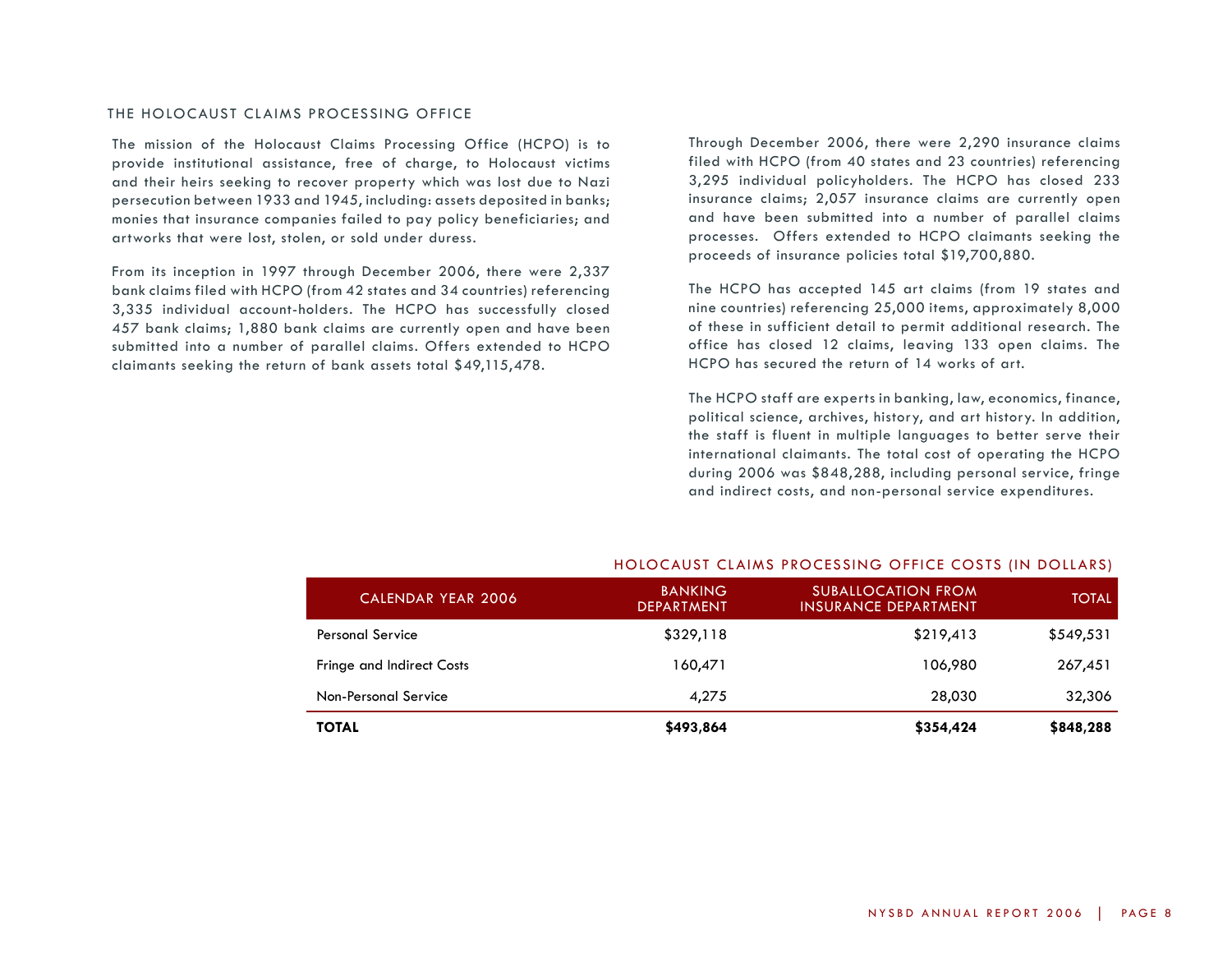## THE HOLOCAUST CLAIMS PROCESSING OFFICE

The mission of the Holocaust Claims Processing Office (HCPO) is to provide institutional assistance, free of charge, to Holocaust victims and their heirs seeking to recover property which was lost due to Nazi persecution between 1933 and 1945, including: assets deposited in banks; monies that insurance companies failed to pay policy beneficiaries; and artworks that were lost, stolen, or sold under duress.

From its inception in 1997 through December 2006, there were 2,337 bank claims filed with HCPO (from 42 states and 34 countries) referencing 3,335 individual account-holders. The HCPO has successfully closed 457 bank claims; 1,880 bank claims are currently open and have been submitted into a number of parallel claims. Offers extended to HCPO claimants seeking the return of bank assets total $49,115,478.

Through December 2006, there were 2,290 insurance claims filed with HCPO (from 40 states and 23 countries) referencing 3,295 individual policyholders. The HCPO has closed 233 insurance claims; 2,057 insurance claims are currently open and have been submitted into a number of parallel claims processes. Offers extended to HCPO claimants seeking the proceeds of insurance policies total $19,700,880.

The HCPO has accepted 145 art claims (from 19 states and nine countries) referencing 25,000 items, approximately 8,000 of these in sufficient detail to permit additional research. The office has closed 12 claims, leaving 133 open claims. The HCPO has secured the return of 14 works of art.

The HCPO staff are experts in banking, law, economics, finance, political science, archives, history, and art history. In addition, the staff is fluent in multiple languages to better serve their international claimants. The total cost of operating the HCPO during 2006 was $848,288, including personal service, fringe and indirect costs, and non-personal service expenditures.

### HOLOCAUST CLAIMS PROCESSING OFFICE COSTS (IN DOLLARS)

| CALENDAR YEAR 2006 | BANKING DEPARTMENT | SUBALLOCATION FROM INSURANCE DEPARTMENT | TOTAL |
|---|---|---|---|
| Personal Service | $329,118 | $219,413 | $549,531 |
| Fringe and Indirect Costs | 160,471 | 106,980 | 267,451 |
| Non-Personal Service | 4,275 | 28,030 | 32,306 |
| **TOTAL** | **$493,864** | **$354,424** | **$848,288** |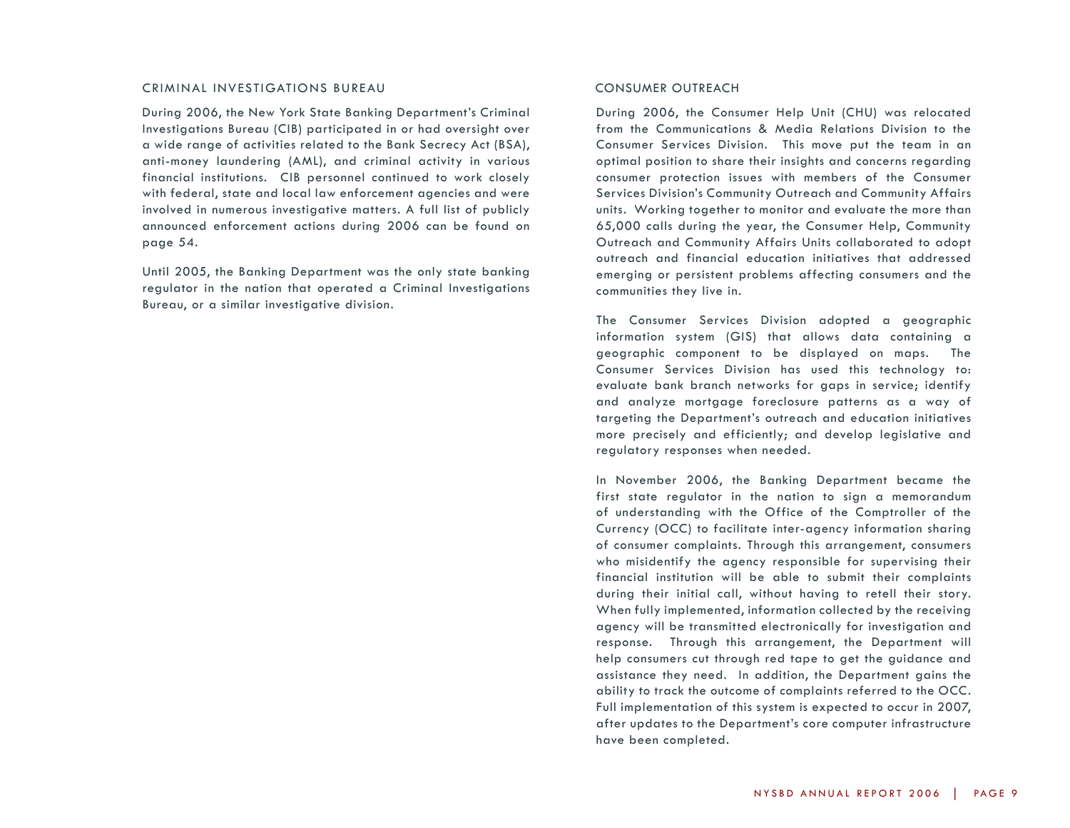## CRIMINAL INVESTIGATIONS BUREAU

During 2006, the New York State Banking Department's Criminal Investigations Bureau (CIB) participated in or had oversight over a wide range of activities related to the Bank Secrecy Act (BSA), anti-money laundering (AML), and criminal activity in various financial institutions. CIB personnel continued to work closely with federal, state and local law enforcement agencies and were involved in numerous investigative matters. A full list of publicly announced enforcement actions during 2006 can be found on page 54.

Until 2005, the Banking Department was the only state banking regulator in the nation that operated a Criminal Investigations Bureau, or a similar investigative division.

## CONSUMER OUTREACH

During 2006, the Consumer Help Unit (CHU) was relocated from the Communications & Media Relations Division to the Consumer Services Division. This move put the team in an optimal position to share their insights and concerns regarding consumer protection issues with members of the Consumer Services Division's Community Outreach and Community Affairs units. Working together to monitor and evaluate the more than 65,000 calls during the year, the Consumer Help, Community Outreach and Community Affairs Units collaborated to adopt outreach and financial education initiatives that addressed emerging or persistent problems affecting consumers and the communities they live in.

The Consumer Services Division adopted a geographic information system (GIS) that allows data containing a geographic component to be displayed on maps. The Consumer Services Division has used this technology to: evaluate bank branch networks for gaps in service; identify and analyze mortgage foreclosure patterns as a way of targeting the Department's outreach and education initiatives more precisely and efficiently; and develop legislative and regulatory responses when needed.

In November 2006, the Banking Department became the first state regulator in the nation to sign a memorandum of understanding with the Office of the Comptroller of the Currency (OCC) to facilitate inter-agency information sharing of consumer complaints. Through this arrangement, consumers who misidentify the agency responsible for supervising their financial institution will be able to submit their complaints during their initial call, without having to retell their story. When fully implemented, information collected by the receiving agency will be transmitted electronically for investigation and response. Through this arrangement, the Department will help consumers cut through red tape to get the guidance and assistance they need. In addition, the Department gains the ability to track the outcome of complaints referred to the OCC. Full implementation of this system is expected to occur in 2007, after updates to the Department's core computer infrastructure have been completed.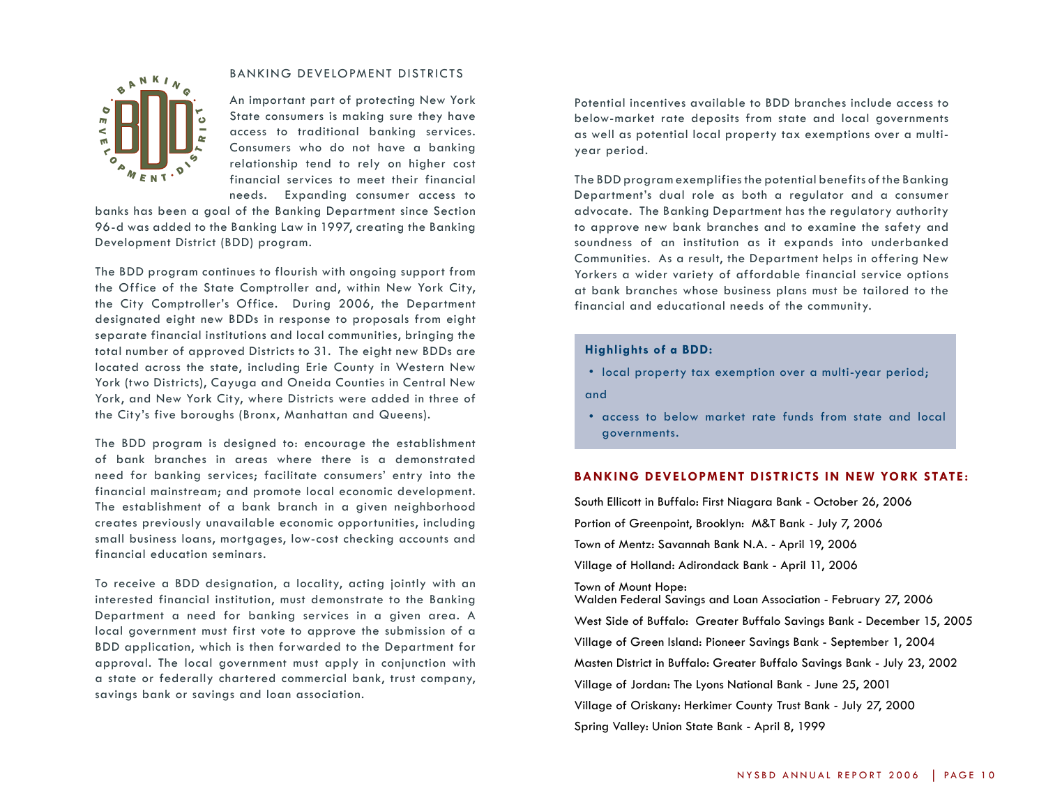## BANKING DEVELOPMENT DISTRICTS

An important part of protecting New York State consumers is making sure they have access to traditional banking services. Consumers who do not have a banking relationship tend to rely on higher cost financial services to meet their financial needs. Expanding consumer access to banks has been a goal of the Banking Department since Section 96-d was added to the Banking Law in 1997, creating the Banking Development District (BDD) program.

The BDD program continues to flourish with ongoing support from the Office of the State Comptroller and, within New York City, the City Comptroller's Office. During 2006, the Department designated eight new BDDs in response to proposals from eight separate financial institutions and local communities, bringing the total number of approved Districts to 31. The eight new BDDs are located across the state, including Erie County in Western New York (two Districts), Cayuga and Oneida Counties in Central New York, and New York City, where Districts were added in three of the City's five boroughs (Bronx, Manhattan and Queens).

The BDD program is designed to: encourage the establishment of bank branches in areas where there is a demonstrated need for banking services; facilitate consumers' entry into the financial mainstream; and promote local economic development. The establishment of a bank branch in a given neighborhood creates previously unavailable economic opportunities, including small business loans, mortgages, low-cost checking accounts and financial education seminars.

To receive a BDD designation, a locality, acting jointly with an interested financial institution, must demonstrate to the Banking Department a need for banking services in a given area. A local government must first vote to approve the submission of a BDD application, which is then forwarded to the Department for approval. The local government must apply in conjunction with a state or federally chartered commercial bank, trust company, savings bank or savings and loan association.

Potential incentives available to BDD branches include access to below-market rate deposits from state and local governments as well as potential local property tax exemptions over a multi-year period.

The BDD program exemplifies the potential benefits of the Banking Department's dual role as both a regulator and a consumer advocate. The Banking Department has the regulatory authority to approve new bank branches and to examine the safety and soundness of an institution as it expands into underbanked Communities. As a result, the Department helps in offering New Yorkers a wider variety of affordable financial service options at bank branches whose business plans must be tailored to the financial and educational needs of the community.

**Highlights of a BDD:**

- local property tax exemption over a multi-year period;

and

- access to below market rate funds from state and local governments.

### BANKING DEVELOPMENT DISTRICTS IN NEW YORK STATE:

South Ellicott in Buffalo: First Niagara Bank - October 26, 2006

Portion of Greenpoint, Brooklyn: M&T Bank - July 7, 2006

Town of Mentz: Savannah Bank N.A. - April 19, 2006

Village of Holland: Adirondack Bank - April 11, 2006

Town of Mount Hope:
Walden Federal Savings and Loan Association - February 27, 2006

West Side of Buffalo: Greater Buffalo Savings Bank - December 15, 2005

Village of Green Island: Pioneer Savings Bank - September 1, 2004

Masten District in Buffalo: Greater Buffalo Savings Bank - July 23, 2002

Village of Jordan: The Lyons National Bank - June 25, 2001

Village of Oriskany: Herkimer County Trust Bank - July 27, 2000

Spring Valley: Union State Bank - April 8, 1999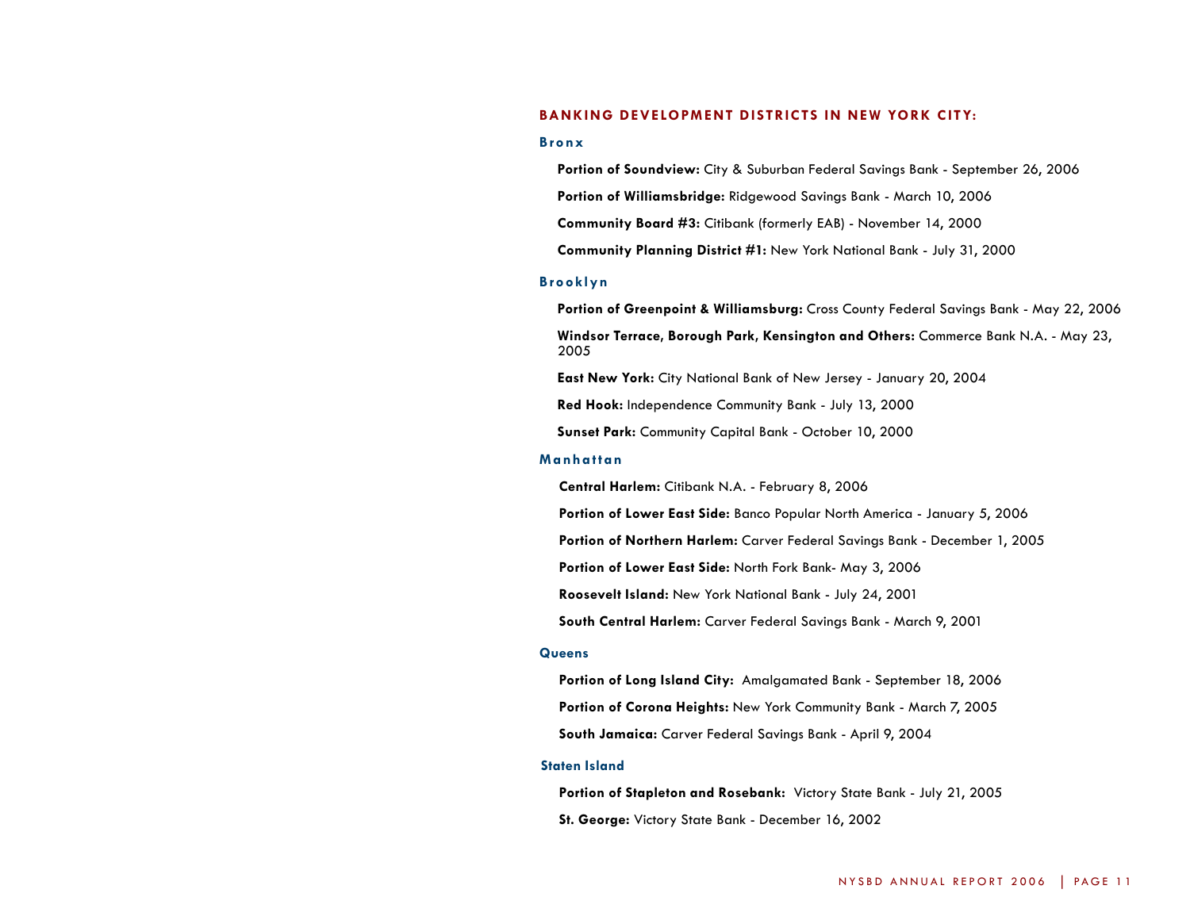## BANKING DEVELOPMENT DISTRICTS IN NEW YORK CITY:

### Bronx

**Portion of Soundview:** City & Suburban Federal Savings Bank - September 26, 2006

**Portion of Williamsbridge:** Ridgewood Savings Bank - March 10, 2006

**Community Board #3:** Citibank (formerly EAB) - November 14, 2000

**Community Planning District #1:** New York National Bank - July 31, 2000

### Brooklyn

**Portion of Greenpoint & Williamsburg:** Cross County Federal Savings Bank - May 22, 2006

**Windsor Terrace, Borough Park, Kensington and Others:** Commerce Bank N.A. - May 23, 2005

**East New York:** City National Bank of New Jersey - January 20, 2004

**Red Hook:** Independence Community Bank - July 13, 2000

**Sunset Park:** Community Capital Bank - October 10, 2000

### Manhattan

**Central Harlem:** Citibank N.A. - February 8, 2006

**Portion of Lower East Side:** Banco Popular North America - January 5, 2006

**Portion of Northern Harlem:** Carver Federal Savings Bank - December 1, 2005

**Portion of Lower East Side:** North Fork Bank- May 3, 2006

**Roosevelt Island:** New York National Bank - July 24, 2001

**South Central Harlem:** Carver Federal Savings Bank - March 9, 2001

### Queens

**Portion of Long Island City:** Amalgamated Bank - September 18, 2006

**Portion of Corona Heights:** New York Community Bank - March 7, 2005

**South Jamaica:** Carver Federal Savings Bank - April 9, 2004

### Staten Island

**Portion of Stapleton and Rosebank:** Victory State Bank - July 21, 2005

**St. George:** Victory State Bank - December 16, 2002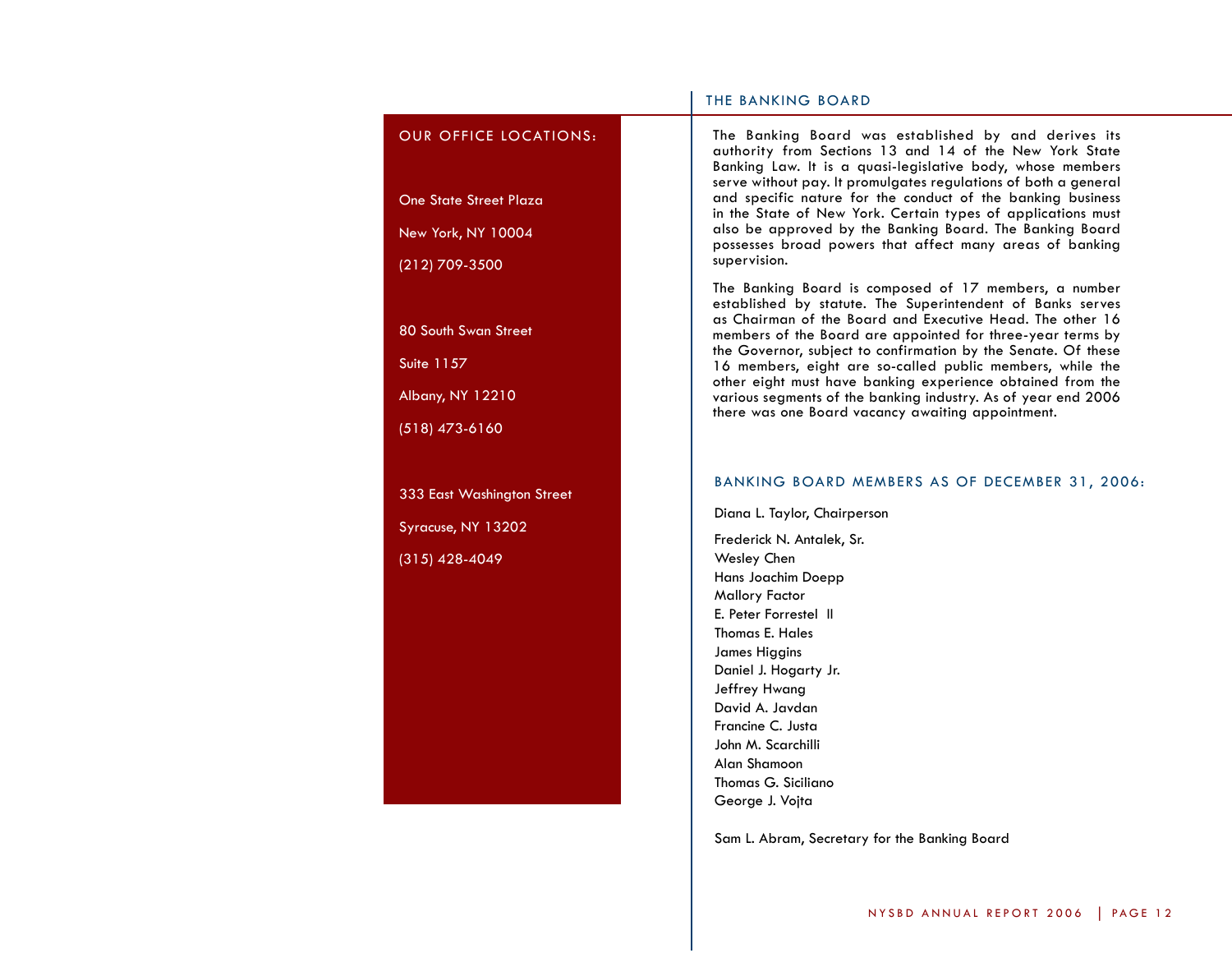## OUR OFFICE LOCATIONS:

One State Street Plaza
New York, NY 10004
(212) 709-3500

80 South Swan Street
Suite 1157
Albany, NY 12210
(518) 473-6160

333 East Washington Street
Syracuse, NY 13202
(315) 428-4049

## THE BANKING BOARD

The Banking Board was established by and derives its authority from Sections 13 and 14 of the New York State Banking Law. It is a quasi-legislative body, whose members serve without pay. It promulgates regulations of both a general and specific nature for the conduct of the banking business in the State of New York. Certain types of applications must also be approved by the Banking Board. The Banking Board possesses broad powers that affect many areas of banking supervision.

The Banking Board is composed of 17 members, a number established by statute. The Superintendent of Banks serves as Chairman of the Board and Executive Head. The other 16 members of the Board are appointed for three-year terms by the Governor, subject to confirmation by the Senate. Of these 16 members, eight are so-called public members, while the other eight must have banking experience obtained from the various segments of the banking industry. As of year end 2006 there was one Board vacancy awaiting appointment.

### BANKING BOARD MEMBERS AS OF DECEMBER 31, 2006:

Diana L. Taylor, Chairperson

Frederick N. Antalek, Sr.
Wesley Chen
Hans Joachim Doepp
Mallory Factor
E. Peter Forrestel II
Thomas E. Hales
James Higgins
Daniel J. Hogarty Jr.
Jeffrey Hwang
David A. Javdan
Francine C. Justa
John M. Scarchilli
Alan Shamoon
Thomas G. Siciliano
George J. Vojta

Sam L. Abram, Secretary for the Banking Board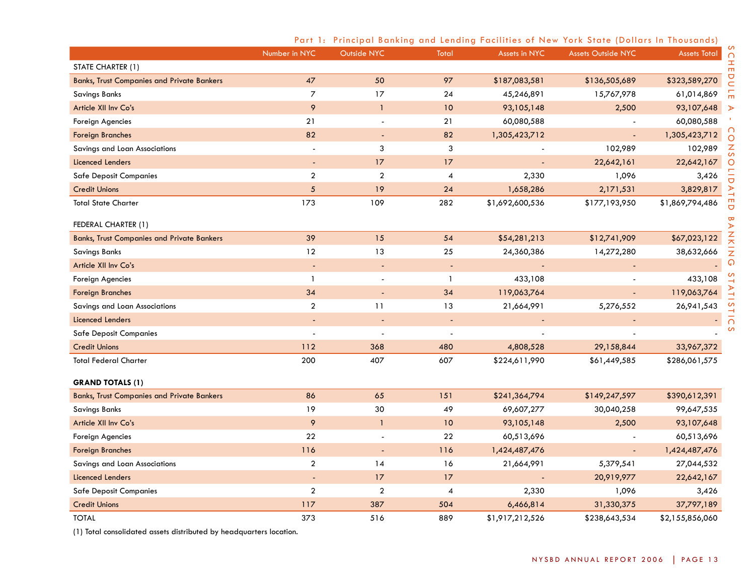## Part 1: Principal Banking and Lending Facilities of New York State (Dollars In Thousands)

| | Number in NYC | Outside NYC | Total | Assets in NYC | Assets Outside NYC | Assets Total |
|---|---|---|---|---|---|---|
| STATE CHARTER (1) | | | | | | |
| Banks, Trust Companies and Private Bankers | 47 | 50 | 97 | $187,083,581 | $136,505,689 | $323,589,270 |
| Savings Banks | 7 | 17 | 24 | 45,246,891 | 15,767,978 | 61,014,869 |
| Article XII Inv Co's | 9 | 1 | 10 | 93,105,148 | 2,500 | 93,107,648 |
| Foreign Agencies | 21 | - | 21 | 60,080,588 | - | 60,080,588 |
| Foreign Branches | 82 | - | 82 | 1,305,423,712 | - | 1,305,423,712 |
| Savings and Loan Associations | - | 3 | 3 | - | 102,989 | 102,989 |
| Licenced Lenders | - | 17 | 17 | - | 22,642,161 | 22,642,167 |
| Safe Deposit Companies | 2 | 2 | 4 | 2,330 | 1,096 | 3,426 |
| Credit Unions | 5 | 19 | 24 | 1,658,286 | 2,171,531 | 3,829,817 |
| Total State Charter | 173 | 109 | 282 | $1,692,600,536 | $177,193,950 | $1,869,794,486 |
| FEDERAL CHARTER (1) | | | | | | |
| Banks, Trust Companies and Private Bankers | 39 | 15 | 54 | $54,281,213 | $12,741,909 | $67,023,122 |
| Savings Banks | 12 | 13 | 25 | 24,360,386 | 14,272,280 | 38,632,666 |
| Article XII Inv Co's | - | - | - | - | - | - |
| Foreign Agencies | 1 | - | 1 | 433,108 | - | 433,108 |
| Foreign Branches | 34 | - | 34 | 119,063,764 | - | 119,063,764 |
| Savings and Loan Associations | 2 | 11 | 13 | 21,664,991 | 5,276,552 | 26,941,543 |
| Licenced Lenders | - | - | - | - | - | - |
| Safe Deposit Companies | - | - | - | - | - | - |
| Credit Unions | 112 | 368 | 480 | 4,808,528 | 29,158,844 | 33,967,372 |
| Total Federal Charter | 200 | 407 | 607 | $224,611,990 | $61,449,585 | $286,061,575 |
| **GRAND TOTALS (1)** | | | | | | |
| Banks, Trust Companies and Private Bankers | 86 | 65 | 151 | $241,364,794 | $149,247,597 | $390,612,391 |
| Savings Banks | 19 | 30 | 49 | 69,607,277 | 30,040,258 | 99,647,535 |
| Article XII Inv Co's | 9 | 1 | 10 | 93,105,148 | 2,500 | 93,107,648 |
| Foreign Agencies | 22 | - | 22 | 60,513,696 | - | 60,513,696 |
| Foreign Branches | 116 | - | 116 | 1,424,487,476 | - | 1,424,487,476 |
| Savings and Loan Associations | 2 | 14 | 16 | 21,664,991 | 5,379,541 | 27,044,532 |
| Licenced Lenders | - | 17 | 17 | - | 20,919,977 | 22,642,167 |
| Safe Deposit Companies | 2 | 2 | 4 | 2,330 | 1,096 | 3,426 |
| Credit Unions | 117 | 387 | 504 | 6,466,814 | 31,330,375 | 37,797,189 |
| TOTAL | 373 | 516 | 889 | $1,917,212,526 | $238,643,534 | $2,155,856,060 |

(1) Total consolidated assets distributed by headquarters location.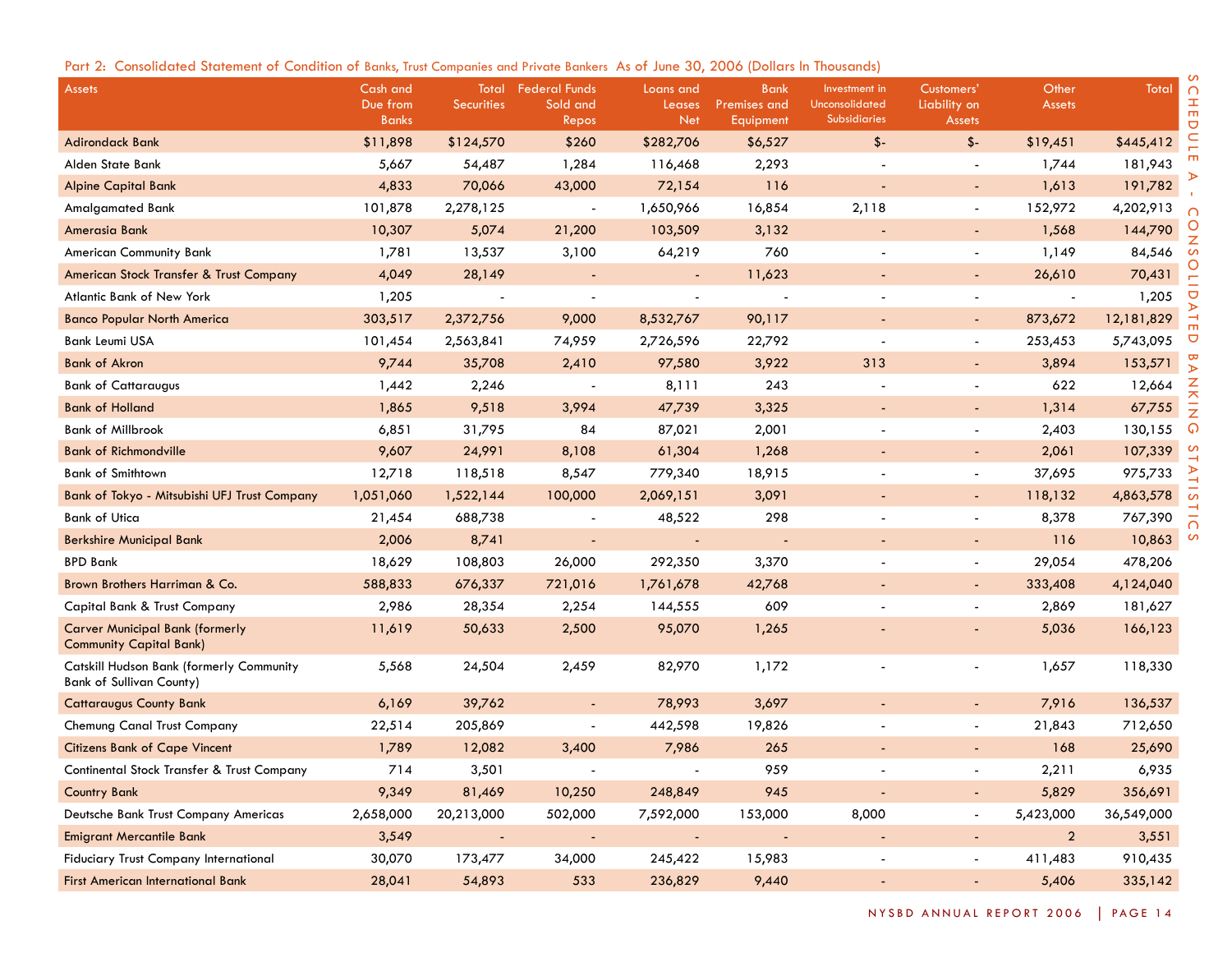Part 2: Consolidated Statement of Condition of Banks, Trust Companies and Private Bankers As of June 30, 2006 (Dollars In Thousands)

| Assets | Cash and Due from Banks | Total Securities | Federal Funds Sold and Repos | Loans and Leases Net | Bank Premises and Equipment | Investment in Unconsolidated Subsidiaries | Customers' Liability on Assets | Other Assets | Total |
|---|---|---|---|---|---|---|---|---|---|
| Adirondack Bank | $11,898 | $124,570 | $260 | $282,706 | $6,527 | $- | $- | $19,451 | $445,412 |
| Alden State Bank | 5,667 | 54,487 | 1,284 | 116,468 | 2,293 | - | - | 1,744 | 181,943 |
| Alpine Capital Bank | 4,833 | 70,066 | 43,000 | 72,154 | 116 | - | - | 1,613 | 191,782 |
| Amalgamated Bank | 101,878 | 2,278,125 | - | 1,650,966 | 16,854 | 2,118 | - | 152,972 | 4,202,913 |
| Amerasia Bank | 10,307 | 5,074 | 21,200 | 103,509 | 3,132 | - | - | 1,568 | 144,790 |
| American Community Bank | 1,781 | 13,537 | 3,100 | 64,219 | 760 | - | - | 1,149 | 84,546 |
| American Stock Transfer & Trust Company | 4,049 | 28,149 | - | - | 11,623 | - | - | 26,610 | 70,431 |
| Atlantic Bank of New York | 1,205 | - | - | - | - | - | - | - | 1,205 |
| Banco Popular North America | 303,517 | 2,372,756 | 9,000 | 8,532,767 | 90,117 | - | - | 873,672 | 12,181,829 |
| Bank Leumi USA | 101,454 | 2,563,841 | 74,959 | 2,726,596 | 22,792 | - | - | 253,453 | 5,743,095 |
| Bank of Akron | 9,744 | 35,708 | 2,410 | 97,580 | 3,922 | 313 | - | 3,894 | 153,571 |
| Bank of Cattaraugus | 1,442 | 2,246 | - | 8,111 | 243 | - | - | 622 | 12,664 |
| Bank of Holland | 1,865 | 9,518 | 3,994 | 47,739 | 3,325 | - | - | 1,314 | 67,755 |
| Bank of Millbrook | 6,851 | 31,795 | 84 | 87,021 | 2,001 | - | - | 2,403 | 130,155 |
| Bank of Richmondville | 9,607 | 24,991 | 8,108 | 61,304 | 1,268 | - | - | 2,061 | 107,339 |
| Bank of Smithtown | 12,718 | 118,518 | 8,547 | 779,340 | 18,915 | - | - | 37,695 | 975,733 |
| Bank of Tokyo - Mitsubishi UFJ Trust Company | 1,051,060 | 1,522,144 | 100,000 | 2,069,151 | 3,091 | - | - | 118,132 | 4,863,578 |
| Bank of Utica | 21,454 | 688,738 | - | 48,522 | 298 | - | - | 8,378 | 767,390 |
| Berkshire Municipal Bank | 2,006 | 8,741 | - | - | - | - | - | 116 | 10,863 |
| BPD Bank | 18,629 | 108,803 | 26,000 | 292,350 | 3,370 | - | - | 29,054 | 478,206 |
| Brown Brothers Harriman & Co. | 588,833 | 676,337 | 721,016 | 1,761,678 | 42,768 | - | - | 333,408 | 4,124,040 |
| Capital Bank & Trust Company | 2,986 | 28,354 | 2,254 | 144,555 | 609 | - | - | 2,869 | 181,627 |
| Carver Municipal Bank (formerly Community Capital Bank) | 11,619 | 50,633 | 2,500 | 95,070 | 1,265 | - | - | 5,036 | 166,123 |
| Catskill Hudson Bank (formerly Community Bank of Sullivan County) | 5,568 | 24,504 | 2,459 | 82,970 | 1,172 | - | - | 1,657 | 118,330 |
| Cattaraugus County Bank | 6,169 | 39,762 | - | 78,993 | 3,697 | - | - | 7,916 | 136,537 |
| Chemung Canal Trust Company | 22,514 | 205,869 | - | 442,598 | 19,826 | - | - | 21,843 | 712,650 |
| Citizens Bank of Cape Vincent | 1,789 | 12,082 | 3,400 | 7,986 | 265 | - | - | 168 | 25,690 |
| Continental Stock Transfer & Trust Company | 714 | 3,501 | - | - | 959 | - | - | 2,211 | 6,935 |
| Country Bank | 9,349 | 81,469 | 10,250 | 248,849 | 945 | - | - | 5,829 | 356,691 |
| Deutsche Bank Trust Company Americas | 2,658,000 | 20,213,000 | 502,000 | 7,592,000 | 153,000 | 8,000 | - | 5,423,000 | 36,549,000 |
| Emigrant Mercantile Bank | 3,549 | - | - | - | - | - | - | 2 | 3,551 |
| Fiduciary Trust Company International | 30,070 | 173,477 | 34,000 | 245,422 | 15,983 | - | - | 411,483 | 910,435 |
| First American International Bank | 28,041 | 54,893 | 533 | 236,829 | 9,440 | - | - | 5,406 | 335,142 |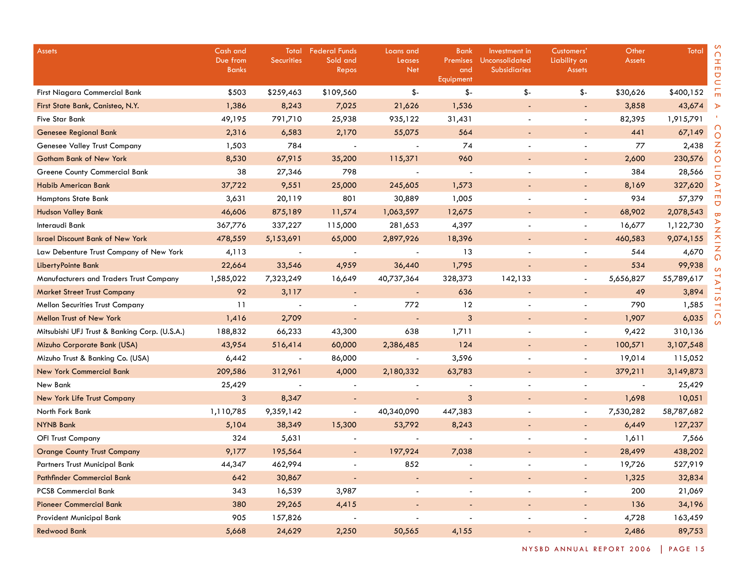| Assets | Cash and Due from Banks | Total Securities | Federal Funds Sold and Repos | Loans and Leases Net | Bank Premises and Equipment | Investment in Unconsolidated Subsidiaries | Customers' Liability on Assets | Other Assets | Total |
|---|---|---|---|---|---|---|---|---|---|
| First Niagara Commercial Bank | $503 | $259,463 | $109,560 | $- | $- | $- | $- | $30,626 | $400,152 |
| First State Bank, Canisteo, N.Y. | 1,386 | 8,243 | 7,025 | 21,626 | 1,536 | - | - | 3,858 | 43,674 |
| Five Star Bank | 49,195 | 791,710 | 25,938 | 935,122 | 31,431 | - | - | 82,395 | 1,915,791 |
| Genesee Regional Bank | 2,316 | 6,583 | 2,170 | 55,075 | 564 | - | - | 441 | 67,149 |
| Genesee Valley Trust Company | 1,503 | 784 | - | - | 74 | - | - | 77 | 2,438 |
| Gotham Bank of New York | 8,530 | 67,915 | 35,200 | 115,371 | 960 | - | - | 2,600 | 230,576 |
| Greene County Commercial Bank | 38 | 27,346 | 798 | - | - | - | - | 384 | 28,566 |
| Habib American Bank | 37,722 | 9,551 | 25,000 | 245,605 | 1,573 | - | - | 8,169 | 327,620 |
| Hamptons State Bank | 3,631 | 20,119 | 801 | 30,889 | 1,005 | - | - | 934 | 57,379 |
| Hudson Valley Bank | 46,606 | 875,189 | 11,574 | 1,063,597 | 12,675 | - | - | 68,902 | 2,078,543 |
| Interaudi Bank | 367,776 | 337,227 | 115,000 | 281,653 | 4,397 | - | - | 16,677 | 1,122,730 |
| Israel Discount Bank of New York | 478,559 | 5,153,691 | 65,000 | 2,897,926 | 18,396 | - | - | 460,583 | 9,074,155 |
| Law Debenture Trust Company of New York | 4,113 | - | - | - | 13 | - | - | 544 | 4,670 |
| LibertyPointe Bank | 22,664 | 33,546 | 4,959 | 36,440 | 1,795 | - | - | 534 | 99,938 |
| Manufacturers and Traders Trust Company | 1,585,022 | 7,323,249 | 16,649 | 40,737,364 | 328,373 | 142,133 | - | 5,656,827 | 55,789,617 |
| Market Street Trust Company | 92 | 3,117 | - | - | 636 | - | - | 49 | 3,894 |
| Mellon Securities Trust Company | 11 | - | - | 772 | 12 | - | - | 790 | 1,585 |
| Mellon Trust of New York | 1,416 | 2,709 | - | - | 3 | - | - | 1,907 | 6,035 |
| Mitsubishi UFJ Trust & Banking Corp. (U.S.A.) | 188,832 | 66,233 | 43,300 | 638 | 1,711 | - | - | 9,422 | 310,136 |
| Mizuho Corporate Bank (USA) | 43,954 | 516,414 | 60,000 | 2,386,485 | 124 | - | - | 100,571 | 3,107,548 |
| Mizuho Trust & Banking Co. (USA) | 6,442 | - | 86,000 | - | 3,596 | - | - | 19,014 | 115,052 |
| New York Commercial Bank | 209,586 | 312,961 | 4,000 | 2,180,332 | 63,783 | - | - | 379,211 | 3,149,873 |
| New Bank | 25,429 | - | - | - | - | - | - | - | 25,429 |
| New York Life Trust Company | 3 | 8,347 | - | - | 3 | - | - | 1,698 | 10,051 |
| North Fork Bank | 1,110,785 | 9,359,142 | - | 40,340,090 | 447,383 | - | - | 7,530,282 | 58,787,682 |
| NYNB Bank | 5,104 | 38,349 | 15,300 | 53,792 | 8,243 | - | - | 6,449 | 127,237 |
| OFI Trust Company | 324 | 5,631 | - | - | - | - | - | 1,611 | 7,566 |
| Orange County Trust Company | 9,177 | 195,564 | - | 197,924 | 7,038 | - | - | 28,499 | 438,202 |
| Partners Trust Municipal Bank | 44,347 | 462,994 | - | 852 | - | - | - | 19,726 | 527,919 |
| Pathfinder Commercial Bank | 642 | 30,867 | - | - | - | - | - | 1,325 | 32,834 |
| PCSB Commercial Bank | 343 | 16,539 | 3,987 | - | - | - | - | 200 | 21,069 |
| Pioneer Commercial Bank | 380 | 29,265 | 4,415 | - | - | - | - | 136 | 34,196 |
| Provident Municipal Bank | 905 | 157,826 | - | - | - | - | - | 4,728 | 163,459 |
| Redwood Bank | 5,668 | 24,629 | 2,250 | 50,565 | 4,155 | - | - | 2,486 | 89,753 |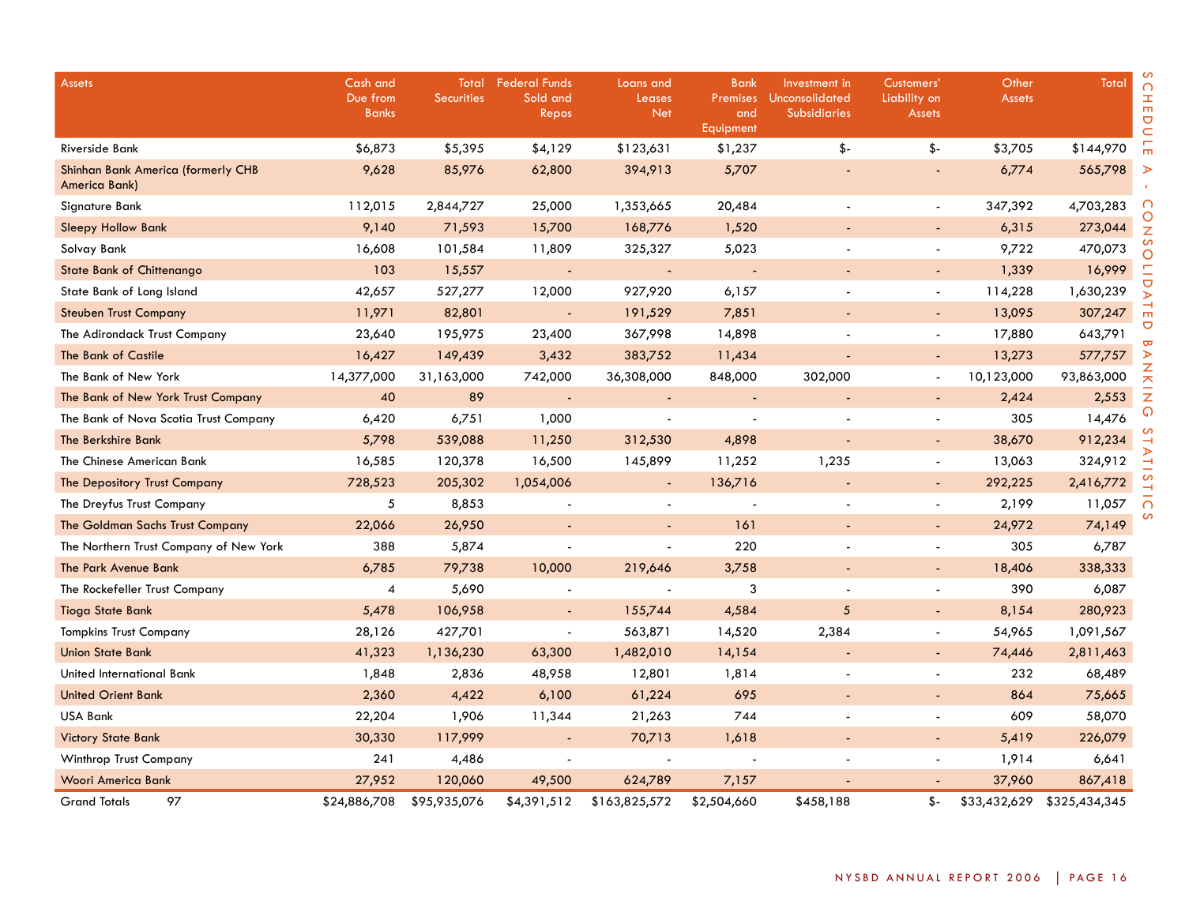| Assets | Cash and Due from Banks | Total Securities | Federal Funds Sold and Repos | Loans and Leases Net | Bank Premises and Equipment | Investment in Unconsolidated Subsidiaries | Customers' Liability on Assets | Other Assets | Total |
|---|---|---|---|---|---|---|---|---|---|
| Riverside Bank | $6,873 | $5,395 | $4,129 | $123,631 | $1,237 | $- | $- | $3,705 | $144,970 |
| Shinhan Bank America (formerly CHB America Bank) | 9,628 | 85,976 | 62,800 | 394,913 | 5,707 | - | - | 6,774 | 565,798 |
| Signature Bank | 112,015 | 2,844,727 | 25,000 | 1,353,665 | 20,484 | - | - | 347,392 | 4,703,283 |
| Sleepy Hollow Bank | 9,140 | 71,593 | 15,700 | 168,776 | 1,520 | - | - | 6,315 | 273,044 |
| Solvay Bank | 16,608 | 101,584 | 11,809 | 325,327 | 5,023 | - | - | 9,722 | 470,073 |
| State Bank of Chittenango | 103 | 15,557 | - | - | - | - | - | 1,339 | 16,999 |
| State Bank of Long Island | 42,657 | 527,277 | 12,000 | 927,920 | 6,157 | - | - | 114,228 | 1,630,239 |
| Steuben Trust Company | 11,971 | 82,801 | - | 191,529 | 7,851 | - | - | 13,095 | 307,247 |
| The Adirondack Trust Company | 23,640 | 195,975 | 23,400 | 367,998 | 14,898 | - | - | 17,880 | 643,791 |
| The Bank of Castile | 16,427 | 149,439 | 3,432 | 383,752 | 11,434 | - | - | 13,273 | 577,757 |
| The Bank of New York | 14,377,000 | 31,163,000 | 742,000 | 36,308,000 | 848,000 | 302,000 | - | 10,123,000 | 93,863,000 |
| The Bank of New York Trust Company | 40 | 89 | - | - | - | - | - | 2,424 | 2,553 |
| The Bank of Nova Scotia Trust Company | 6,420 | 6,751 | 1,000 | - | - | - | - | 305 | 14,476 |
| The Berkshire Bank | 5,798 | 539,088 | 11,250 | 312,530 | 4,898 | - | - | 38,670 | 912,234 |
| The Chinese American Bank | 16,585 | 120,378 | 16,500 | 145,899 | 11,252 | 1,235 | - | 13,063 | 324,912 |
| The Depository Trust Company | 728,523 | 205,302 | 1,054,006 | - | 136,716 | - | - | 292,225 | 2,416,772 |
| The Dreyfus Trust Company | 5 | 8,853 | - | - | - | - | - | 2,199 | 11,057 |
| The Goldman Sachs Trust Company | 22,066 | 26,950 | - | - | 161 | - | - | 24,972 | 74,149 |
| The Northern Trust Company of New York | 388 | 5,874 | - | - | 220 | - | - | 305 | 6,787 |
| The Park Avenue Bank | 6,785 | 79,738 | 10,000 | 219,646 | 3,758 | - | - | 18,406 | 338,333 |
| The Rockefeller Trust Company | 4 | 5,690 | - | - | 3 | - | - | 390 | 6,087 |
| Tioga State Bank | 5,478 | 106,958 | - | 155,744 | 4,584 | 5 | - | 8,154 | 280,923 |
| Tompkins Trust Company | 28,126 | 427,701 | - | 563,871 | 14,520 | 2,384 | - | 54,965 | 1,091,567 |
| Union State Bank | 41,323 | 1,136,230 | 63,300 | 1,482,010 | 14,154 | - | - | 74,446 | 2,811,463 |
| United International Bank | 1,848 | 2,836 | 48,958 | 12,801 | 1,814 | - | - | 232 | 68,489 |
| United Orient Bank | 2,360 | 4,422 | 6,100 | 61,224 | 695 | - | - | 864 | 75,665 |
| USA Bank | 22,204 | 1,906 | 11,344 | 21,263 | 744 | - | - | 609 | 58,070 |
| Victory State Bank | 30,330 | 117,999 | - | 70,713 | 1,618 | - | - | 5,419 | 226,079 |
| Winthrop Trust Company | 241 | 4,486 | - | - | - | - | - | 1,914 | 6,641 |
| Woori America Bank | 27,952 | 120,060 | 49,500 | 624,789 | 7,157 | - | - | 37,960 | 867,418 |
| Grand Totals 97 | $24,886,708 | $95,935,076 | $4,391,512 | $163,825,572 | $2,504,660 | $458,188 | $- | $33,432,629 | $325,434,345 |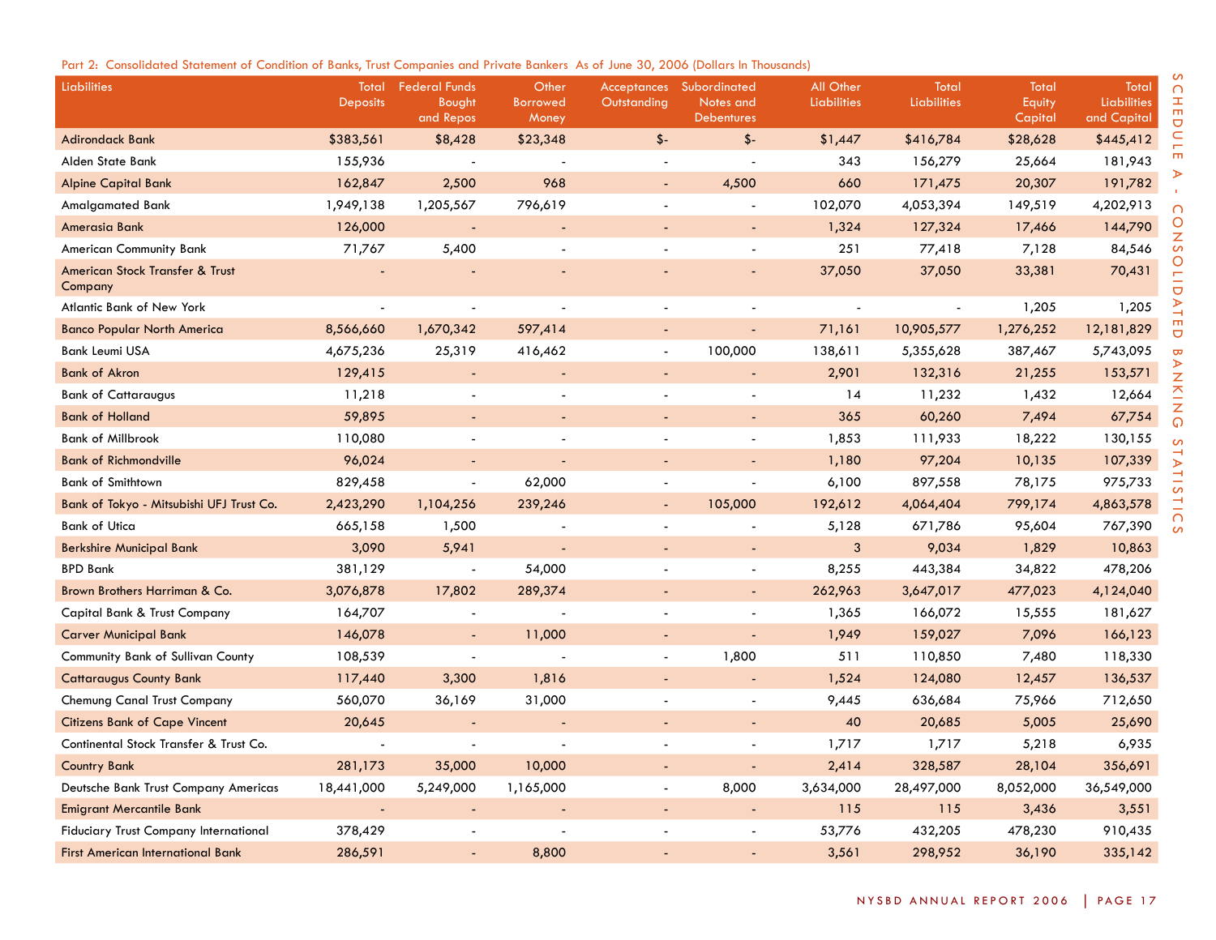Part 2: Consolidated Statement of Condition of Banks, Trust Companies and Private Bankers As of June 30, 2006 (Dollars In Thousands)

| Liabilities | Total Deposits | Federal Funds Bought and Repos | Other Borrowed Money | Acceptances Outstanding | Subordinated Notes and Debentures | All Other Liabilities | Total Liabilities | Total Equity Capital | Total Liabilities and Capital |
|---|---|---|---|---|---|---|---|---|---|
| Adirondack Bank | $383,561 | $8,428 | $23,348 | $- | $- | $1,447 | $416,784 | $28,628 | $445,412 |
| Alden State Bank | 155,936 | - | - | - | - | 343 | 156,279 | 25,664 | 181,943 |
| Alpine Capital Bank | 162,847 | 2,500 | 968 | - | 4,500 | 660 | 171,475 | 20,307 | 191,782 |
| Amalgamated Bank | 1,949,138 | 1,205,567 | 796,619 | - | - | 102,070 | 4,053,394 | 149,519 | 4,202,913 |
| Amerasia Bank | 126,000 | - | - | - | - | 1,324 | 127,324 | 17,466 | 144,790 |
| American Community Bank | 71,767 | 5,400 | - | - | - | 251 | 77,418 | 7,128 | 84,546 |
| American Stock Transfer & Trust Company | - | - | - | - | - | 37,050 | 37,050 | 33,381 | 70,431 |
| Atlantic Bank of New York | - | - | - | - | - | - | - | 1,205 | 1,205 |
| Banco Popular North America | 8,566,660 | 1,670,342 | 597,414 | - | - | 71,161 | 10,905,577 | 1,276,252 | 12,181,829 |
| Bank Leumi USA | 4,675,236 | 25,319 | 416,462 | - | 100,000 | 138,611 | 5,355,628 | 387,467 | 5,743,095 |
| Bank of Akron | 129,415 | - | - | - | - | 2,901 | 132,316 | 21,255 | 153,571 |
| Bank of Cattaraugus | 11,218 | - | - | - | - | 14 | 11,232 | 1,432 | 12,664 |
| Bank of Holland | 59,895 | - | - | - | - | 365 | 60,260 | 7,494 | 67,754 |
| Bank of Millbrook | 110,080 | - | - | - | - | 1,853 | 111,933 | 18,222 | 130,155 |
| Bank of Richmondville | 96,024 | - | - | - | - | 1,180 | 97,204 | 10,135 | 107,339 |
| Bank of Smithtown | 829,458 | - | 62,000 | - | - | 6,100 | 897,558 | 78,175 | 975,733 |
| Bank of Tokyo - Mitsubishi UFJ Trust Co. | 2,423,290 | 1,104,256 | 239,246 | - | 105,000 | 192,612 | 4,064,404 | 799,174 | 4,863,578 |
| Bank of Utica | 665,158 | 1,500 | - | - | - | 5,128 | 671,786 | 95,604 | 767,390 |
| Berkshire Municipal Bank | 3,090 | 5,941 | - | - | - | 3 | 9,034 | 1,829 | 10,863 |
| BPD Bank | 381,129 | - | 54,000 | - | - | 8,255 | 443,384 | 34,822 | 478,206 |
| Brown Brothers Harriman & Co. | 3,076,878 | 17,802 | 289,374 | - | - | 262,963 | 3,647,017 | 477,023 | 4,124,040 |
| Capital Bank & Trust Company | 164,707 | - | - | - | - | 1,365 | 166,072 | 15,555 | 181,627 |
| Carver Municipal Bank | 146,078 | - | 11,000 | - | - | 1,949 | 159,027 | 7,096 | 166,123 |
| Community Bank of Sullivan County | 108,539 | - | - | - | 1,800 | 511 | 110,850 | 7,480 | 118,330 |
| Cattaraugus County Bank | 117,440 | 3,300 | 1,816 | - | - | 1,524 | 124,080 | 12,457 | 136,537 |
| Chemung Canal Trust Company | 560,070 | 36,169 | 31,000 | - | - | 9,445 | 636,684 | 75,966 | 712,650 |
| Citizens Bank of Cape Vincent | 20,645 | - | - | - | - | 40 | 20,685 | 5,005 | 25,690 |
| Continental Stock Transfer & Trust Co. | - | - | - | - | - | 1,717 | 1,717 | 5,218 | 6,935 |
| Country Bank | 281,173 | 35,000 | 10,000 | - | - | 2,414 | 328,587 | 28,104 | 356,691 |
| Deutsche Bank Trust Company Americas | 18,441,000 | 5,249,000 | 1,165,000 | - | 8,000 | 3,634,000 | 28,497,000 | 8,052,000 | 36,549,000 |
| Emigrant Mercantile Bank | - | - | - | - | - | 115 | 115 | 3,436 | 3,551 |
| Fiduciary Trust Company International | 378,429 | - | - | - | - | 53,776 | 432,205 | 478,230 | 910,435 |
| First American International Bank | 286,591 | - | 8,800 | - | - | 3,561 | 298,952 | 36,190 | 335,142 |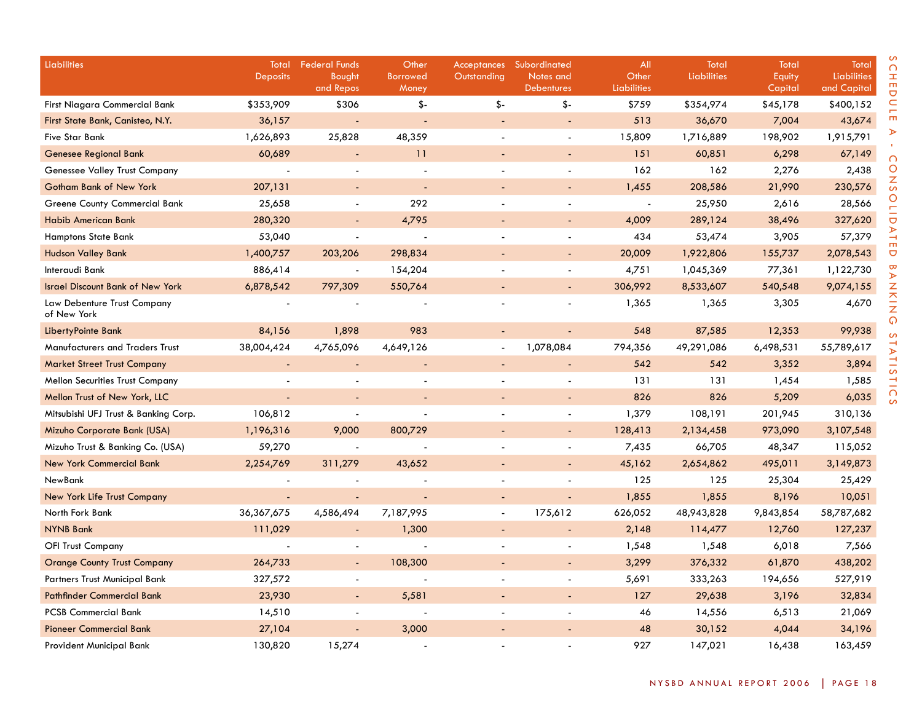| Liabilities | Total Deposits | Federal Funds Bought and Repos | Other Borrowed Money | Acceptances Outstanding | Subordinated Notes and Debentures | All Other Liabilities | Total Liabilities | Total Equity Capital | Total Liabilities and Capital |
|---|---|---|---|---|---|---|---|---|---|
| First Niagara Commercial Bank | $353,909 | $306 | $- | $- | $- | $759 | $354,974 | $45,178 | $400,152 |
| First State Bank, Canisteo, N.Y. | 36,157 | - | - | - | - | 513 | 36,670 | 7,004 | 43,674 |
| Five Star Bank | 1,626,893 | 25,828 | 48,359 | - | - | 15,809 | 1,716,889 | 198,902 | 1,915,791 |
| Genesee Regional Bank | 60,689 | - | 11 | - | - | 151 | 60,851 | 6,298 | 67,149 |
| Genessee Valley Trust Company | - | - | - | - | - | 162 | 162 | 2,276 | 2,438 |
| Gotham Bank of New York | 207,131 | - | - | - | - | 1,455 | 208,586 | 21,990 | 230,576 |
| Greene County Commercial Bank | 25,658 | - | 292 | - | - | - | 25,950 | 2,616 | 28,566 |
| Habib American Bank | 280,320 | - | 4,795 | - | - | 4,009 | 289,124 | 38,496 | 327,620 |
| Hamptons State Bank | 53,040 | - | - | - | - | 434 | 53,474 | 3,905 | 57,379 |
| Hudson Valley Bank | 1,400,757 | 203,206 | 298,834 | - | - | 20,009 | 1,922,806 | 155,737 | 2,078,543 |
| Interaudi Bank | 886,414 | - | 154,204 | - | - | 4,751 | 1,045,369 | 77,361 | 1,122,730 |
| Israel Discount Bank of New York | 6,878,542 | 797,309 | 550,764 | - | - | 306,992 | 8,533,607 | 540,548 | 9,074,155 |
| Law Debenture Trust Company of New York | - | - | - | - | - | 1,365 | 1,365 | 3,305 | 4,670 |
| LibertyPointe Bank | 84,156 | 1,898 | 983 | - | - | 548 | 87,585 | 12,353 | 99,938 |
| Manufacturers and Traders Trust | 38,004,424 | 4,765,096 | 4,649,126 | - | 1,078,084 | 794,356 | 49,291,086 | 6,498,531 | 55,789,617 |
| Market Street Trust Company | - | - | - | - | - | 542 | 542 | 3,352 | 3,894 |
| Mellon Securities Trust Company | - | - | - | - | - | 131 | 131 | 1,454 | 1,585 |
| Mellon Trust of New York, LLC | - | - | - | - | - | 826 | 826 | 5,209 | 6,035 |
| Mitsubishi UFJ Trust & Banking Corp. | 106,812 | - | - | - | - | 1,379 | 108,191 | 201,945 | 310,136 |
| Mizuho Corporate Bank (USA) | 1,196,316 | 9,000 | 800,729 | - | - | 128,413 | 2,134,458 | 973,090 | 3,107,548 |
| Mizuho Trust & Banking Co. (USA) | 59,270 | - | - | - | - | 7,435 | 66,705 | 48,347 | 115,052 |
| New York Commercial Bank | 2,254,769 | 311,279 | 43,652 | - | - | 45,162 | 2,654,862 | 495,011 | 3,149,873 |
| NewBank | - | - | - | - | - | 125 | 125 | 25,304 | 25,429 |
| New York Life Trust Company | - | - | - | - | - | 1,855 | 1,855 | 8,196 | 10,051 |
| North Fork Bank | 36,367,675 | 4,586,494 | 7,187,995 | - | 175,612 | 626,052 | 48,943,828 | 9,843,854 | 58,787,682 |
| NYNB Bank | 111,029 | - | 1,300 | - | - | 2,148 | 114,477 | 12,760 | 127,237 |
| OFI Trust Company | - | - | - | - | - | 1,548 | 1,548 | 6,018 | 7,566 |
| Orange County Trust Company | 264,733 | - | 108,300 | - | - | 3,299 | 376,332 | 61,870 | 438,202 |
| Partners Trust Municipal Bank | 327,572 | - | - | - | - | 5,691 | 333,263 | 194,656 | 527,919 |
| Pathfinder Commercial Bank | 23,930 | - | 5,581 | - | - | 127 | 29,638 | 3,196 | 32,834 |
| PCSB Commercial Bank | 14,510 | - | - | - | - | 46 | 14,556 | 6,513 | 21,069 |
| Pioneer Commercial Bank | 27,104 | - | 3,000 | - | - | 48 | 30,152 | 4,044 | 34,196 |
| Provident Municipal Bank | 130,820 | 15,274 | - | - | - | 927 | 147,021 | 16,438 | 163,459 |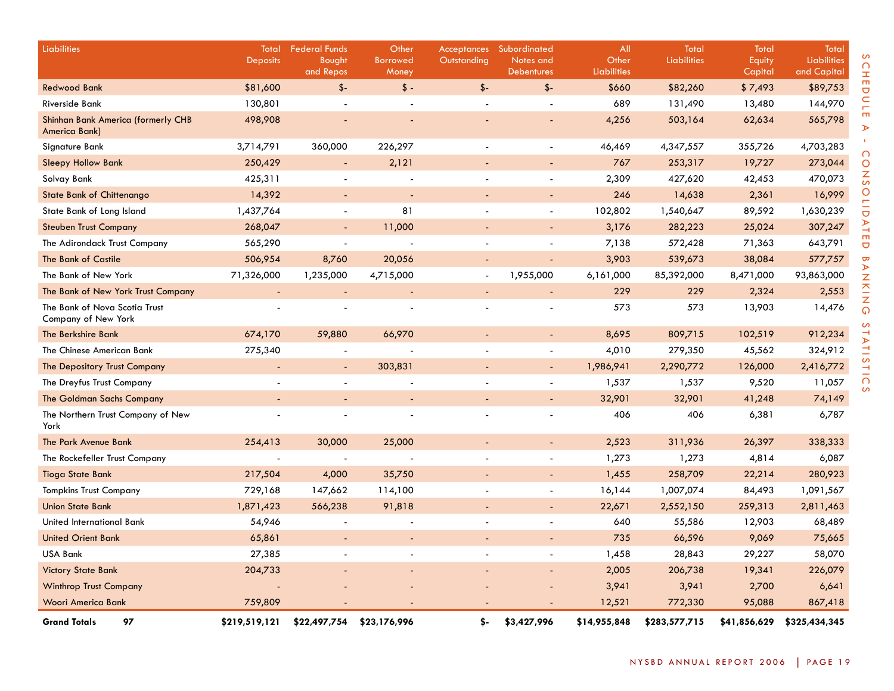| Liabilities | Total Deposits | Federal Funds Bought and Repos | Other Borrowed Money | Acceptances Outstanding | Subordinated Notes and Debentures | All Other Liabilities | Total Liabilities | Total Equity Capital | Total Liabilities and Capital |
|---|---|---|---|---|---|---|---|---|---|
| Redwood Bank | $81,600 | $- | $ - | $- | $- | $660 | $82,260 | $ 7,493 | $89,753 |
| Riverside Bank | 130,801 | - | - | - | - | 689 | 131,490 | 13,480 | 144,970 |
| Shinhan Bank America (formerly CHB America Bank) | 498,908 | - | - | - | - | 4,256 | 503,164 | 62,634 | 565,798 |
| Signature Bank | 3,714,791 | 360,000 | 226,297 | - | - | 46,469 | 4,347,557 | 355,726 | 4,703,283 |
| Sleepy Hollow Bank | 250,429 | - | 2,121 | - | - | 767 | 253,317 | 19,727 | 273,044 |
| Solvay Bank | 425,311 | - | - | - | - | 2,309 | 427,620 | 42,453 | 470,073 |
| State Bank of Chittenango | 14,392 | - | - | - | - | 246 | 14,638 | 2,361 | 16,999 |
| State Bank of Long Island | 1,437,764 | - | 81 | - | - | 102,802 | 1,540,647 | 89,592 | 1,630,239 |
| Steuben Trust Company | 268,047 | - | 11,000 | - | - | 3,176 | 282,223 | 25,024 | 307,247 |
| The Adirondack Trust Company | 565,290 | - | - | - | - | 7,138 | 572,428 | 71,363 | 643,791 |
| The Bank of Castile | 506,954 | 8,760 | 20,056 | - | - | 3,903 | 539,673 | 38,084 | 577,757 |
| The Bank of New York | 71,326,000 | 1,235,000 | 4,715,000 | - | 1,955,000 | 6,161,000 | 85,392,000 | 8,471,000 | 93,863,000 |
| The Bank of New York Trust Company | - | - | - | - | - | 229 | 229 | 2,324 | 2,553 |
| The Bank of Nova Scotia Trust Company of New York | - | - | - | - | - | 573 | 573 | 13,903 | 14,476 |
| The Berkshire Bank | 674,170 | 59,880 | 66,970 | - | - | 8,695 | 809,715 | 102,519 | 912,234 |
| The Chinese American Bank | 275,340 | - | - | - | - | 4,010 | 279,350 | 45,562 | 324,912 |
| The Depository Trust Company | - | - | 303,831 | - | - | 1,986,941 | 2,290,772 | 126,000 | 2,416,772 |
| The Dreyfus Trust Company | - | - | - | - | - | 1,537 | 1,537 | 9,520 | 11,057 |
| The Goldman Sachs Company | - | - | - | - | - | 32,901 | 32,901 | 41,248 | 74,149 |
| The Northern Trust Company of New York | - | - | - | - | - | 406 | 406 | 6,381 | 6,787 |
| The Park Avenue Bank | 254,413 | 30,000 | 25,000 | - | - | 2,523 | 311,936 | 26,397 | 338,333 |
| The Rockefeller Trust Company | - | - | - | - | - | 1,273 | 1,273 | 4,814 | 6,087 |
| Tioga State Bank | 217,504 | 4,000 | 35,750 | - | - | 1,455 | 258,709 | 22,214 | 280,923 |
| Tompkins Trust Company | 729,168 | 147,662 | 114,100 | - | - | 16,144 | 1,007,074 | 84,493 | 1,091,567 |
| Union State Bank | 1,871,423 | 566,238 | 91,818 | - | - | 22,671 | 2,552,150 | 259,313 | 2,811,463 |
| United International Bank | 54,946 | - | - | - | - | 640 | 55,586 | 12,903 | 68,489 |
| United Orient Bank | 65,861 | - | - | - | - | 735 | 66,596 | 9,069 | 75,665 |
| USA Bank | 27,385 | - | - | - | - | 1,458 | 28,843 | 29,227 | 58,070 |
| Victory State Bank | 204,733 | - | - | - | - | 2,005 | 206,738 | 19,341 | 226,079 |
| Winthrop Trust Company | - | - | - | - | - | 3,941 | 3,941 | 2,700 | 6,641 |
| Woori America Bank | 759,809 | - | - | - | - | 12,521 | 772,330 | 95,088 | 867,418 |
| **Grand Totals 97** | **$219,519,121** | **$22,497,754** | **$23,176,996** | **$-** | **$3,427,996** | **$14,955,848** | **$283,577,715** | **$41,856,629** | **$325,434,345** |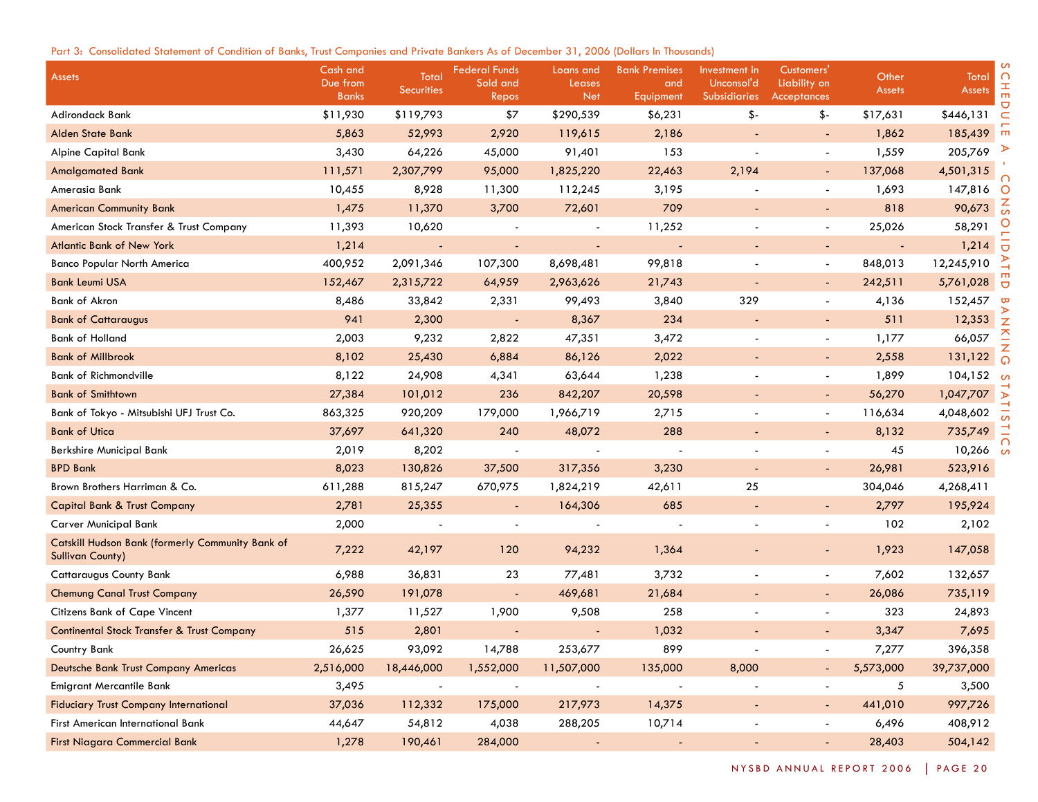Part 3: Consolidated Statement of Condition of Banks, Trust Companies and Private Bankers As of December 31, 2006 (Dollars In Thousands)

| Assets | Cash and Due from Banks | Total Securities | Federal Funds Sold and Repos | Loans and Leases Net | Bank Premises and Equipment | Investment in Unconsol'd Subsidiaries | Customers' Liability on Acceptances | Other Assets | Total Assets |
|---|---|---|---|---|---|---|---|---|---|
| Adirondack Bank | $11,930 | $119,793 | $7 | $290,539 | $6,231 | $- | $- | $17,631 | $446,131 |
| Alden State Bank | 5,863 | 52,993 | 2,920 | 119,615 | 2,186 | - | - | 1,862 | 185,439 |
| Alpine Capital Bank | 3,430 | 64,226 | 45,000 | 91,401 | 153 | - | - | 1,559 | 205,769 |
| Amalgamated Bank | 111,571 | 2,307,799 | 95,000 | 1,825,220 | 22,463 | 2,194 | - | 137,068 | 4,501,315 |
| Amerasia Bank | 10,455 | 8,928 | 11,300 | 112,245 | 3,195 | - | - | 1,693 | 147,816 |
| American Community Bank | 1,475 | 11,370 | 3,700 | 72,601 | 709 | - | - | 818 | 90,673 |
| American Stock Transfer & Trust Company | 11,393 | 10,620 | - | - | 11,252 | - | - | 25,026 | 58,291 |
| Atlantic Bank of New York | 1,214 | - | - | - | - | - | - | - | 1,214 |
| Banco Popular North America | 400,952 | 2,091,346 | 107,300 | 8,698,481 | 99,818 | - | - | 848,013 | 12,245,910 |
| Bank Leumi USA | 152,467 | 2,315,722 | 64,959 | 2,963,626 | 21,743 | - | - | 242,511 | 5,761,028 |
| Bank of Akron | 8,486 | 33,842 | 2,331 | 99,493 | 3,840 | 329 | - | 4,136 | 152,457 |
| Bank of Cattaraugus | 941 | 2,300 | - | 8,367 | 234 | - | - | 511 | 12,353 |
| Bank of Holland | 2,003 | 9,232 | 2,822 | 47,351 | 3,472 | - | - | 1,177 | 66,057 |
| Bank of Millbrook | 8,102 | 25,430 | 6,884 | 86,126 | 2,022 | - | - | 2,558 | 131,122 |
| Bank of Richmondville | 8,122 | 24,908 | 4,341 | 63,644 | 1,238 | - | - | 1,899 | 104,152 |
| Bank of Smithtown | 27,384 | 101,012 | 236 | 842,207 | 20,598 | - | - | 56,270 | 1,047,707 |
| Bank of Tokyo - Mitsubishi UFJ Trust Co. | 863,325 | 920,209 | 179,000 | 1,966,719 | 2,715 | - | - | 116,634 | 4,048,602 |
| Bank of Utica | 37,697 | 641,320 | 240 | 48,072 | 288 | - | - | 8,132 | 735,749 |
| Berkshire Municipal Bank | 2,019 | 8,202 | - | - | - | - | - | 45 | 10,266 |
| BPD Bank | 8,023 | 130,826 | 37,500 | 317,356 | 3,230 | - | - | 26,981 | 523,916 |
| Brown Brothers Harriman & Co. | 611,288 | 815,247 | 670,975 | 1,824,219 | 42,611 | 25 | | 304,046 | 4,268,411 |
| Capital Bank & Trust Company | 2,781 | 25,355 | - | 164,306 | 685 | - | - | 2,797 | 195,924 |
| Carver Municipal Bank | 2,000 | - | - | - | - | - | - | 102 | 2,102 |
| Catskill Hudson Bank (formerly Community Bank of Sullivan County) | 7,222 | 42,197 | 120 | 94,232 | 1,364 | - | - | 1,923 | 147,058 |
| Cattaraugus County Bank | 6,988 | 36,831 | 23 | 77,481 | 3,732 | - | - | 7,602 | 132,657 |
| Chemung Canal Trust Company | 26,590 | 191,078 | - | 469,681 | 21,684 | - | - | 26,086 | 735,119 |
| Citizens Bank of Cape Vincent | 1,377 | 11,527 | 1,900 | 9,508 | 258 | - | - | 323 | 24,893 |
| Continental Stock Transfer & Trust Company | 515 | 2,801 | - | - | 1,032 | - | - | 3,347 | 7,695 |
| Country Bank | 26,625 | 93,092 | 14,788 | 253,677 | 899 | - | - | 7,277 | 396,358 |
| Deutsche Bank Trust Company Americas | 2,516,000 | 18,446,000 | 1,552,000 | 11,507,000 | 135,000 | 8,000 | - | 5,573,000 | 39,737,000 |
| Emigrant Mercantile Bank | 3,495 | - | - | - | - | - | - | 5 | 3,500 |
| Fiduciary Trust Company International | 37,036 | 112,332 | 175,000 | 217,973 | 14,375 | - | - | 441,010 | 997,726 |
| First American International Bank | 44,647 | 54,812 | 4,038 | 288,205 | 10,714 | - | - | 6,496 | 408,912 |
| First Niagara Commercial Bank | 1,278 | 190,461 | 284,000 | - | - | - | - | 28,403 | 504,142 |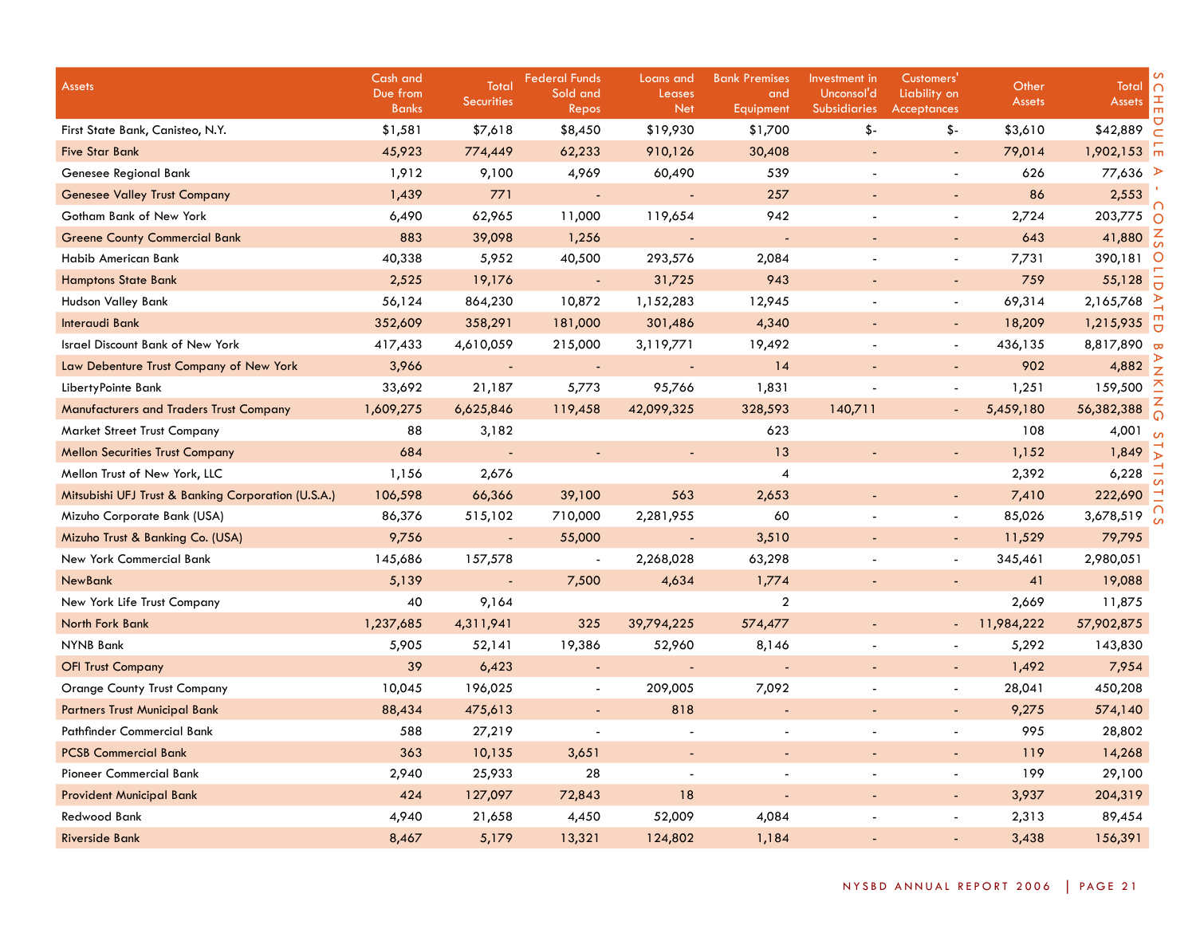## SCHEDULE A - CONSOLIDATED BANKING STATISTICS

| Assets | Cash and Due from Banks | Total Securities | Federal Funds Sold and Repos | Loans and Leases Net | Bank Premises and Equipment | Investment in Unconsol'd Subsidiaries | Customers' Liability on Acceptances | Other Assets | Total Assets |
|---|---|---|---|---|---|---|---|---|---|
| First State Bank, Canisteo, N.Y. | $1,581 | $7,618 | $8,450 | $19,930 | $1,700 | $- | $- | $3,610 | $42,889 |
| Five Star Bank | 45,923 | 774,449 | 62,233 | 910,126 | 30,408 | - | - | 79,014 | 1,902,153 |
| Genesee Regional Bank | 1,912 | 9,100 | 4,969 | 60,490 | 539 | - | - | 626 | 77,636 |
| Genesee Valley Trust Company | 1,439 | 771 | - | - | 257 | - | - | 86 | 2,553 |
| Gotham Bank of New York | 6,490 | 62,965 | 11,000 | 119,654 | 942 | - | - | 2,724 | 203,775 |
| Greene County Commercial Bank | 883 | 39,098 | 1,256 | - | - | - | - | 643 | 41,880 |
| Habib American Bank | 40,338 | 5,952 | 40,500 | 293,576 | 2,084 | - | - | 7,731 | 390,181 |
| Hamptons State Bank | 2,525 | 19,176 | - | 31,725 | 943 | - | - | 759 | 55,128 |
| Hudson Valley Bank | 56,124 | 864,230 | 10,872 | 1,152,283 | 12,945 | - | - | 69,314 | 2,165,768 |
| Interaudi Bank | 352,609 | 358,291 | 181,000 | 301,486 | 4,340 | - | - | 18,209 | 1,215,935 |
| Israel Discount Bank of New York | 417,433 | 4,610,059 | 215,000 | 3,119,771 | 19,492 | - | - | 436,135 | 8,817,890 |
| Law Debenture Trust Company of New York | 3,966 | - | - | - | 14 | - | - | 902 | 4,882 |
| LibertyPointe Bank | 33,692 | 21,187 | 5,773 | 95,766 | 1,831 | - | - | 1,251 | 159,500 |
| Manufacturers and Traders Trust Company | 1,609,275 | 6,625,846 | 119,458 | 42,099,325 | 328,593 | 140,711 | - | 5,459,180 | 56,382,388 |
| Market Street Trust Company | 88 | 3,182 | | | 623 | | | 108 | 4,001 |
| Mellon Securities Trust Company | 684 | - | - | - | 13 | - | - | 1,152 | 1,849 |
| Mellon Trust of New York, LLC | 1,156 | 2,676 | | | 4 | | | 2,392 | 6,228 |
| Mitsubishi UFJ Trust & Banking Corporation (U.S.A.) | 106,598 | 66,366 | 39,100 | 563 | 2,653 | - | - | 7,410 | 222,690 |
| Mizuho Corporate Bank (USA) | 86,376 | 515,102 | 710,000 | 2,281,955 | 60 | - | - | 85,026 | 3,678,519 |
| Mizuho Trust & Banking Co. (USA) | 9,756 | - | 55,000 | - | 3,510 | - | - | 11,529 | 79,795 |
| New York Commercial Bank | 145,686 | 157,578 | - | 2,268,028 | 63,298 | - | - | 345,461 | 2,980,051 |
| NewBank | 5,139 | - | 7,500 | 4,634 | 1,774 | - | - | 41 | 19,088 |
| New York Life Trust Company | 40 | 9,164 | | | 2 | | | 2,669 | 11,875 |
| North Fork Bank | 1,237,685 | 4,311,941 | 325 | 39,794,225 | 574,477 | - | - | 11,984,222 | 57,902,875 |
| NYNB Bank | 5,905 | 52,141 | 19,386 | 52,960 | 8,146 | - | - | 5,292 | 143,830 |
| OFI Trust Company | 39 | 6,423 | - | - | - | - | - | 1,492 | 7,954 |
| Orange County Trust Company | 10,045 | 196,025 | - | 209,005 | 7,092 | - | - | 28,041 | 450,208 |
| Partners Trust Municipal Bank | 88,434 | 475,613 | - | 818 | - | - | - | 9,275 | 574,140 |
| Pathfinder Commercial Bank | 588 | 27,219 | - | - | - | - | - | 995 | 28,802 |
| PCSB Commercial Bank | 363 | 10,135 | 3,651 | - | - | - | - | 119 | 14,268 |
| Pioneer Commercial Bank | 2,940 | 25,933 | 28 | - | - | - | - | 199 | 29,100 |
| Provident Municipal Bank | 424 | 127,097 | 72,843 | 18 | - | - | - | 3,937 | 204,319 |
| Redwood Bank | 4,940 | 21,658 | 4,450 | 52,009 | 4,084 | - | - | 2,313 | 89,454 |
| Riverside Bank | 8,467 | 5,179 | 13,321 | 124,802 | 1,184 | - | - | 3,438 | 156,391 |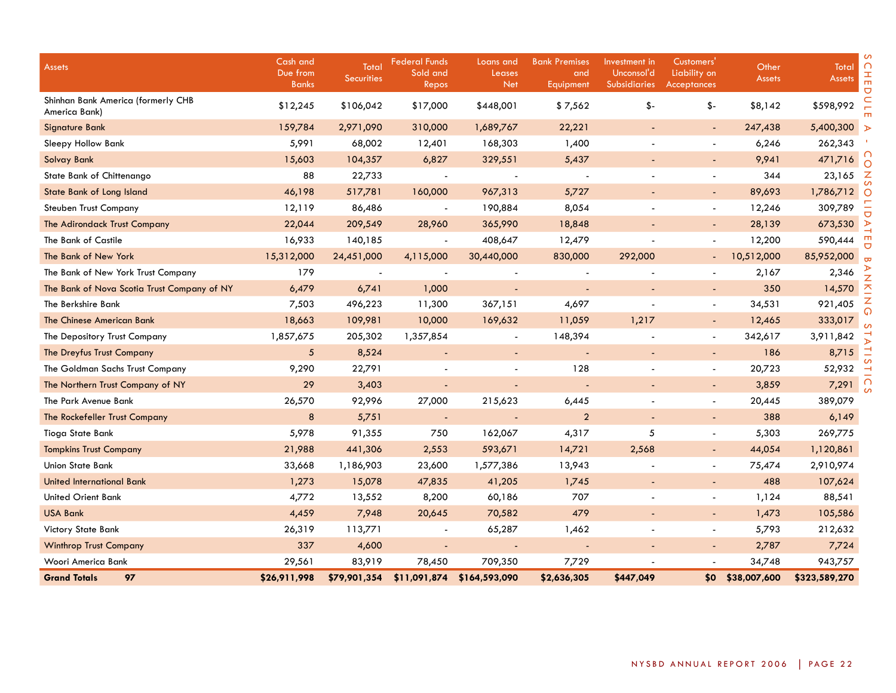# SCHEDULE A - CONSOLIDATED BANKING STATISTICS

| Assets | Cash and Due from Banks | Total Securities | Federal Funds Sold and Repos | Loans and Leases Net | Bank Premises and Equipment | Investment in Unconsol'd Subsidiaries | Customers' Liability on Acceptances | Other Assets | Total Assets |
|---|---|---|---|---|---|---|---|---|---|
| Shinhan Bank America (formerly CHB America Bank) | $12,245 | $106,042 | $17,000 | $448,001 | $ 7,562 | $- | $- | $8,142 | $598,992 |
| Signature Bank | 159,784 | 2,971,090 | 310,000 | 1,689,767 | 22,221 | - | - | 247,438 | 5,400,300 |
| Sleepy Hollow Bank | 5,991 | 68,002 | 12,401 | 168,303 | 1,400 | - | - | 6,246 | 262,343 |
| Solvay Bank | 15,603 | 104,357 | 6,827 | 329,551 | 5,437 | - | - | 9,941 | 471,716 |
| State Bank of Chittenango | 88 | 22,733 | - | - | - | - | - | 344 | 23,165 |
| State Bank of Long Island | 46,198 | 517,781 | 160,000 | 967,313 | 5,727 | - | - | 89,693 | 1,786,712 |
| Steuben Trust Company | 12,119 | 86,486 | - | 190,884 | 8,054 | - | - | 12,246 | 309,789 |
| The Adirondack Trust Company | 22,044 | 209,549 | 28,960 | 365,990 | 18,848 | - | - | 28,139 | 673,530 |
| The Bank of Castile | 16,933 | 140,185 | - | 408,647 | 12,479 | - | - | 12,200 | 590,444 |
| The Bank of New York | 15,312,000 | 24,451,000 | 4,115,000 | 30,440,000 | 830,000 | 292,000 | - | 10,512,000 | 85,952,000 |
| The Bank of New York Trust Company | 179 | - | - | - | - | - | - | 2,167 | 2,346 |
| The Bank of Nova Scotia Trust Company of NY | 6,479 | 6,741 | 1,000 | - | - | - | - | 350 | 14,570 |
| The Berkshire Bank | 7,503 | 496,223 | 11,300 | 367,151 | 4,697 | - | - | 34,531 | 921,405 |
| The Chinese American Bank | 18,663 | 109,981 | 10,000 | 169,632 | 11,059 | 1,217 | - | 12,465 | 333,017 |
| The Depository Trust Company | 1,857,675 | 205,302 | 1,357,854 | - | 148,394 | - | - | 342,617 | 3,911,842 |
| The Dreyfus Trust Company | 5 | 8,524 | - | - | - | - | - | 186 | 8,715 |
| The Goldman Sachs Trust Company | 9,290 | 22,791 | - | - | 128 | - | - | 20,723 | 52,932 |
| The Northern Trust Company of NY | 29 | 3,403 | - | - | - | - | - | 3,859 | 7,291 |
| The Park Avenue Bank | 26,570 | 92,996 | 27,000 | 215,623 | 6,445 | - | - | 20,445 | 389,079 |
| The Rockefeller Trust Company | 8 | 5,751 | - | - | 2 | - | - | 388 | 6,149 |
| Tioga State Bank | 5,978 | 91,355 | 750 | 162,067 | 4,317 | 5 | - | 5,303 | 269,775 |
| Tompkins Trust Company | 21,988 | 441,306 | 2,553 | 593,671 | 14,721 | 2,568 | - | 44,054 | 1,120,861 |
| Union State Bank | 33,668 | 1,186,903 | 23,600 | 1,577,386 | 13,943 | - | - | 75,474 | 2,910,974 |
| United International Bank | 1,273 | 15,078 | 47,835 | 41,205 | 1,745 | - | - | 488 | 107,624 |
| United Orient Bank | 4,772 | 13,552 | 8,200 | 60,186 | 707 | - | - | 1,124 | 88,541 |
| USA Bank | 4,459 | 7,948 | 20,645 | 70,582 | 479 | - | - | 1,473 | 105,586 |
| Victory State Bank | 26,319 | 113,771 | - | 65,287 | 1,462 | - | - | 5,793 | 212,632 |
| Winthrop Trust Company | 337 | 4,600 | - | - | - | - | - | 2,787 | 7,724 |
| Woori America Bank | 29,561 | 83,919 | 78,450 | 709,350 | 7,729 | - | - | 34,748 | 943,757 |
| **Grand Totals 97** | **$26,911,998** | **$79,901,354** | **$11,091,874** | **$164,593,090** | **$2,636,305** | **$447,049** | **$0** | **$38,007,600** | **$323,589,270** |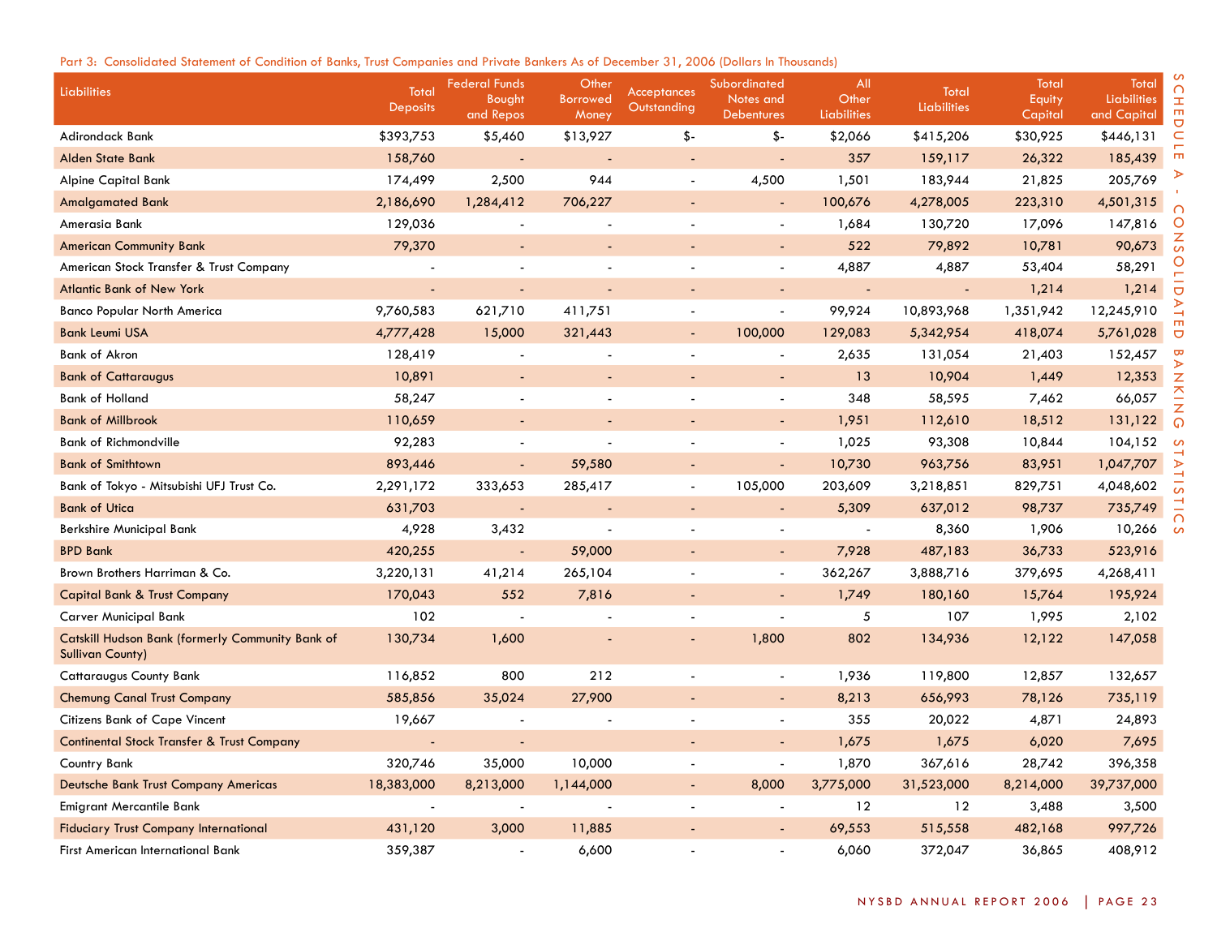Part 3: Consolidated Statement of Condition of Banks, Trust Companies and Private Bankers As of December 31, 2006 (Dollars In Thousands)

| Liabilities | Total Deposits | Federal Funds Bought and Repos | Other Borrowed Money | Acceptances Outstanding | Subordinated Notes and Debentures | All Other Liabilities | Total Liabilities | Total Equity Capital | Total Liabilities and Capital |
|---|---|---|---|---|---|---|---|---|---|
| Adirondack Bank | $393,753 | $5,460 | $13,927 | $- | $- | $2,066 | $415,206 | $30,925 | $446,131 |
| Alden State Bank | 158,760 | - | - | - | - | 357 | 159,117 | 26,322 | 185,439 |
| Alpine Capital Bank | 174,499 | 2,500 | 944 | - | 4,500 | 1,501 | 183,944 | 21,825 | 205,769 |
| Amalgamated Bank | 2,186,690 | 1,284,412 | 706,227 | - | - | 100,676 | 4,278,005 | 223,310 | 4,501,315 |
| Amerasia Bank | 129,036 | - | - | - | - | 1,684 | 130,720 | 17,096 | 147,816 |
| American Community Bank | 79,370 | - | - | - | - | 522 | 79,892 | 10,781 | 90,673 |
| American Stock Transfer & Trust Company | - | - | - | - | - | 4,887 | 4,887 | 53,404 | 58,291 |
| Atlantic Bank of New York | - | - | - | - | - | - | - | 1,214 | 1,214 |
| Banco Popular North America | 9,760,583 | 621,710 | 411,751 | - | - | 99,924 | 10,893,968 | 1,351,942 | 12,245,910 |
| Bank Leumi USA | 4,777,428 | 15,000 | 321,443 | - | 100,000 | 129,083 | 5,342,954 | 418,074 | 5,761,028 |
| Bank of Akron | 128,419 | - | - | - | - | 2,635 | 131,054 | 21,403 | 152,457 |
| Bank of Cattaraugus | 10,891 | - | - | - | - | 13 | 10,904 | 1,449 | 12,353 |
| Bank of Holland | 58,247 | - | - | - | - | 348 | 58,595 | 7,462 | 66,057 |
| Bank of Millbrook | 110,659 | - | - | - | - | 1,951 | 112,610 | 18,512 | 131,122 |
| Bank of Richmondville | 92,283 | - | - | - | - | 1,025 | 93,308 | 10,844 | 104,152 |
| Bank of Smithtown | 893,446 | - | 59,580 | - | - | 10,730 | 963,756 | 83,951 | 1,047,707 |
| Bank of Tokyo - Mitsubishi UFJ Trust Co. | 2,291,172 | 333,653 | 285,417 | - | 105,000 | 203,609 | 3,218,851 | 829,751 | 4,048,602 |
| Bank of Utica | 631,703 | - | - | - | - | 5,309 | 637,012 | 98,737 | 735,749 |
| Berkshire Municipal Bank | 4,928 | 3,432 | - | - | - | - | 8,360 | 1,906 | 10,266 |
| BPD Bank | 420,255 | - | 59,000 | - | - | 7,928 | 487,183 | 36,733 | 523,916 |
| Brown Brothers Harriman & Co. | 3,220,131 | 41,214 | 265,104 | - | - | 362,267 | 3,888,716 | 379,695 | 4,268,411 |
| Capital Bank & Trust Company | 170,043 | 552 | 7,816 | - | - | 1,749 | 180,160 | 15,764 | 195,924 |
| Carver Municipal Bank | 102 | - | - | - | - | 5 | 107 | 1,995 | 2,102 |
| Catskill Hudson Bank (formerly Community Bank of Sullivan County) | 130,734 | 1,600 | - | - | 1,800 | 802 | 134,936 | 12,122 | 147,058 |
| Cattaraugus County Bank | 116,852 | 800 | 212 | - | - | 1,936 | 119,800 | 12,857 | 132,657 |
| Chemung Canal Trust Company | 585,856 | 35,024 | 27,900 | - | - | 8,213 | 656,993 | 78,126 | 735,119 |
| Citizens Bank of Cape Vincent | 19,667 | - | - | - | - | 355 | 20,022 | 4,871 | 24,893 |
| Continental Stock Transfer & Trust Company | - | - | | - | - | 1,675 | 1,675 | 6,020 | 7,695 |
| Country Bank | 320,746 | 35,000 | 10,000 | - | - | 1,870 | 367,616 | 28,742 | 396,358 |
| Deutsche Bank Trust Company Americas | 18,383,000 | 8,213,000 | 1,144,000 | - | 8,000 | 3,775,000 | 31,523,000 | 8,214,000 | 39,737,000 |
| Emigrant Mercantile Bank | - | - | - | - | - | 12 | 12 | 3,488 | 3,500 |
| Fiduciary Trust Company International | 431,120 | 3,000 | 11,885 | - | - | 69,553 | 515,558 | 482,168 | 997,726 |
| First American International Bank | 359,387 | - | 6,600 | - | - | 6,060 | 372,047 | 36,865 | 408,912 |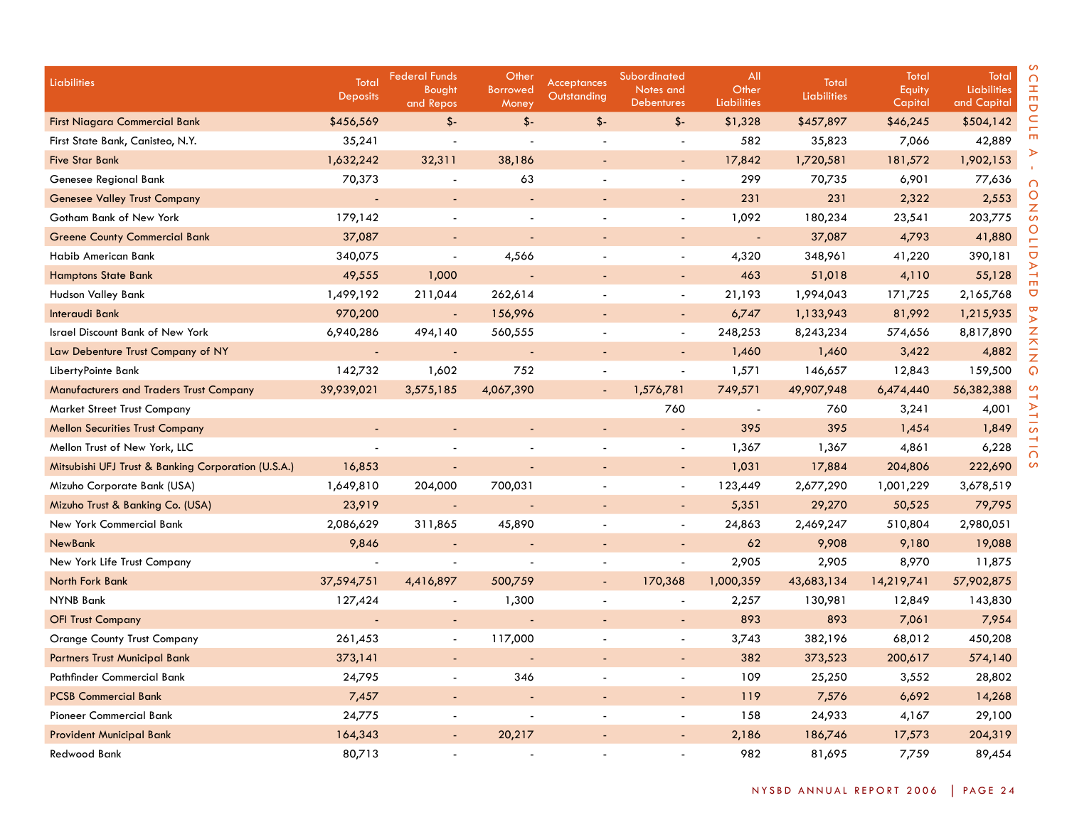| Liabilities | Total Deposits | Federal Funds Bought and Repos | Other Borrowed Money | Acceptances Outstanding | Subordinated Notes and Debentures | All Other Liabilities | Total Liabilities | Total Equity Capital | Total Liabilities and Capital |
|---|---|---|---|---|---|---|---|---|---|
| First Niagara Commercial Bank | $456,569 | $- | $- | $- | $- | $1,328 | $457,897 | $46,245 | $504,142 |
| First State Bank, Canisteo, N.Y. | 35,241 | - | - | - | - | 582 | 35,823 | 7,066 | 42,889 |
| Five Star Bank | 1,632,242 | 32,311 | 38,186 | - | - | 17,842 | 1,720,581 | 181,572 | 1,902,153 |
| Genesee Regional Bank | 70,373 | - | 63 | - | - | 299 | 70,735 | 6,901 | 77,636 |
| Genesee Valley Trust Company | - | - | - | - | - | 231 | 231 | 2,322 | 2,553 |
| Gotham Bank of New York | 179,142 | - | - | - | - | 1,092 | 180,234 | 23,541 | 203,775 |
| Greene County Commercial Bank | 37,087 | - | - | - | - | - | 37,087 | 4,793 | 41,880 |
| Habib American Bank | 340,075 | - | 4,566 | - | - | 4,320 | 348,961 | 41,220 | 390,181 |
| Hamptons State Bank | 49,555 | 1,000 | - | - | - | 463 | 51,018 | 4,110 | 55,128 |
| Hudson Valley Bank | 1,499,192 | 211,044 | 262,614 | - | - | 21,193 | 1,994,043 | 171,725 | 2,165,768 |
| Interaudi Bank | 970,200 | - | 156,996 | - | - | 6,747 | 1,133,943 | 81,992 | 1,215,935 |
| Israel Discount Bank of New York | 6,940,286 | 494,140 | 560,555 | - | - | 248,253 | 8,243,234 | 574,656 | 8,817,890 |
| Law Debenture Trust Company of NY | - | - | - | - | - | 1,460 | 1,460 | 3,422 | 4,882 |
| LibertyPointe Bank | 142,732 | 1,602 | 752 | - | - | 1,571 | 146,657 | 12,843 | 159,500 |
| Manufacturers and Traders Trust Company | 39,939,021 | 3,575,185 | 4,067,390 | - | 1,576,781 | 749,571 | 49,907,948 | 6,474,440 | 56,382,388 |
| Market Street Trust Company | | | | | 760 | - | 760 | 3,241 | 4,001 |
| Mellon Securities Trust Company | - | - | - | - | - | 395 | 395 | 1,454 | 1,849 |
| Mellon Trust of New York, LLC | - | - | - | - | - | 1,367 | 1,367 | 4,861 | 6,228 |
| Mitsubishi UFJ Trust & Banking Corporation (U.S.A.) | 16,853 | - | - | - | - | 1,031 | 17,884 | 204,806 | 222,690 |
| Mizuho Corporate Bank (USA) | 1,649,810 | 204,000 | 700,031 | - | - | 123,449 | 2,677,290 | 1,001,229 | 3,678,519 |
| Mizuho Trust & Banking Co. (USA) | 23,919 | - | - | - | - | 5,351 | 29,270 | 50,525 | 79,795 |
| New York Commercial Bank | 2,086,629 | 311,865 | 45,890 | - | - | 24,863 | 2,469,247 | 510,804 | 2,980,051 |
| NewBank | 9,846 | - | - | - | - | 62 | 9,908 | 9,180 | 19,088 |
| New York Life Trust Company | - | - | - | - | - | 2,905 | 2,905 | 8,970 | 11,875 |
| North Fork Bank | 37,594,751 | 4,416,897 | 500,759 | - | 170,368 | 1,000,359 | 43,683,134 | 14,219,741 | 57,902,875 |
| NYNB Bank | 127,424 | - | 1,300 | - | - | 2,257 | 130,981 | 12,849 | 143,830 |
| OFI Trust Company | - | - | - | - | - | 893 | 893 | 7,061 | 7,954 |
| Orange County Trust Company | 261,453 | - | 117,000 | - | - | 3,743 | 382,196 | 68,012 | 450,208 |
| Partners Trust Municipal Bank | 373,141 | - | - | - | - | 382 | 373,523 | 200,617 | 574,140 |
| Pathfinder Commercial Bank | 24,795 | - | 346 | - | - | 109 | 25,250 | 3,552 | 28,802 |
| PCSB Commercial Bank | 7,457 | - | - | - | - | 119 | 7,576 | 6,692 | 14,268 |
| Pioneer Commercial Bank | 24,775 | - | - | - | - | 158 | 24,933 | 4,167 | 29,100 |
| Provident Municipal Bank | 164,343 | - | 20,217 | - | - | 2,186 | 186,746 | 17,573 | 204,319 |
| Redwood Bank | 80,713 | - | - | - | - | 982 | 81,695 | 7,759 | 89,454 |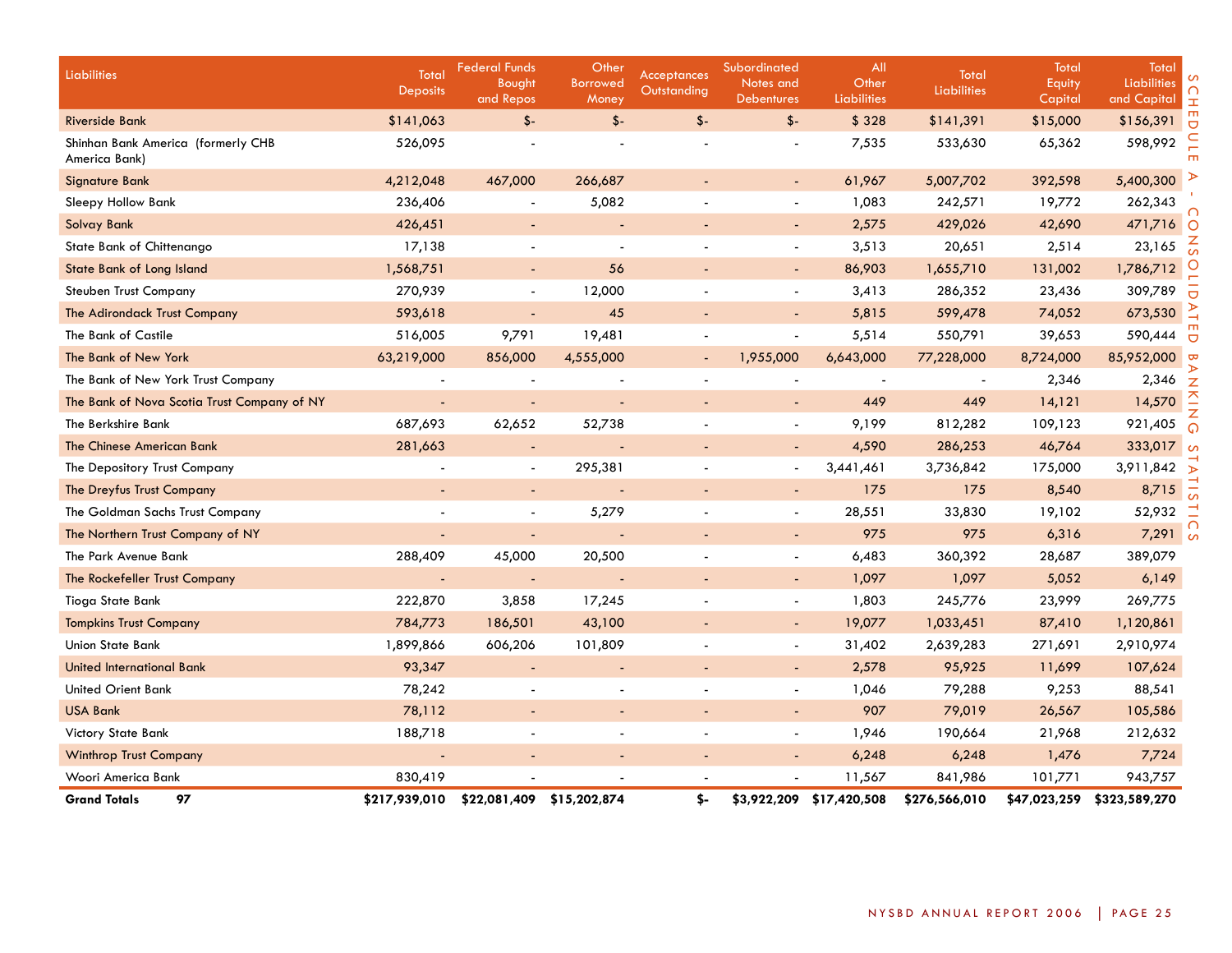## SCHEDULE A - CONSOLIDATED BANKING STATISTICS

| Liabilities | Total Deposits | Federal Funds Bought and Repos | Other Borrowed Money | Acceptances Outstanding | Subordinated Notes and Debentures | All Other Liabilities | Total Liabilities | Total Equity Capital | Total Liabilities and Capital |
|---|---|---|---|---|---|---|---|---|---|
| Riverside Bank | $141,063 | $- | $- | $- | $- | $ 328 | $141,391 | $15,000 | $156,391 |
| Shinhan Bank America (formerly CHB America Bank) | 526,095 | - | - | - | - | 7,535 | 533,630 | 65,362 | 598,992 |
| Signature Bank | 4,212,048 | 467,000 | 266,687 | - | - | 61,967 | 5,007,702 | 392,598 | 5,400,300 |
| Sleepy Hollow Bank | 236,406 | - | 5,082 | - | - | 1,083 | 242,571 | 19,772 | 262,343 |
| Solvay Bank | 426,451 | - | - | - | - | 2,575 | 429,026 | 42,690 | 471,716 |
| State Bank of Chittenango | 17,138 | - | - | - | - | 3,513 | 20,651 | 2,514 | 23,165 |
| State Bank of Long Island | 1,568,751 | - | 56 | - | - | 86,903 | 1,655,710 | 131,002 | 1,786,712 |
| Steuben Trust Company | 270,939 | - | 12,000 | - | - | 3,413 | 286,352 | 23,436 | 309,789 |
| The Adirondack Trust Company | 593,618 | - | 45 | - | - | 5,815 | 599,478 | 74,052 | 673,530 |
| The Bank of Castile | 516,005 | 9,791 | 19,481 | - | - | 5,514 | 550,791 | 39,653 | 590,444 |
| The Bank of New York | 63,219,000 | 856,000 | 4,555,000 | - | 1,955,000 | 6,643,000 | 77,228,000 | 8,724,000 | 85,952,000 |
| The Bank of New York Trust Company | - | - | - | - | - | - | - | 2,346 | 2,346 |
| The Bank of Nova Scotia Trust Company of NY | - | - | - | - | - | 449 | 449 | 14,121 | 14,570 |
| The Berkshire Bank | 687,693 | 62,652 | 52,738 | - | - | 9,199 | 812,282 | 109,123 | 921,405 |
| The Chinese American Bank | 281,663 | - | - | - | - | 4,590 | 286,253 | 46,764 | 333,017 |
| The Depository Trust Company | - | - | 295,381 | - | - | 3,441,461 | 3,736,842 | 175,000 | 3,911,842 |
| The Dreyfus Trust Company | - | - | - | - | - | 175 | 175 | 8,540 | 8,715 |
| The Goldman Sachs Trust Company | - | - | 5,279 | - | - | 28,551 | 33,830 | 19,102 | 52,932 |
| The Northern Trust Company of NY | - | - | - | - | - | 975 | 975 | 6,316 | 7,291 |
| The Park Avenue Bank | 288,409 | 45,000 | 20,500 | - | - | 6,483 | 360,392 | 28,687 | 389,079 |
| The Rockefeller Trust Company | - | - | - | - | - | 1,097 | 1,097 | 5,052 | 6,149 |
| Tioga State Bank | 222,870 | 3,858 | 17,245 | - | - | 1,803 | 245,776 | 23,999 | 269,775 |
| Tompkins Trust Company | 784,773 | 186,501 | 43,100 | - | - | 19,077 | 1,033,451 | 87,410 | 1,120,861 |
| Union State Bank | 1,899,866 | 606,206 | 101,809 | - | - | 31,402 | 2,639,283 | 271,691 | 2,910,974 |
| United International Bank | 93,347 | - | - | - | - | 2,578 | 95,925 | 11,699 | 107,624 |
| United Orient Bank | 78,242 | - | - | - | - | 1,046 | 79,288 | 9,253 | 88,541 |
| USA Bank | 78,112 | - | - | - | - | 907 | 79,019 | 26,567 | 105,586 |
| Victory State Bank | 188,718 | - | - | - | - | 1,946 | 190,664 | 21,968 | 212,632 |
| Winthrop Trust Company | - | - | - | - | - | 6,248 | 6,248 | 1,476 | 7,724 |
| Woori America Bank | 830,419 | - | - | - | - | 11,567 | 841,986 | 101,771 | 943,757 |
| **Grand Totals 97** | **$217,939,010** | **$22,081,409** | **$15,202,874** | **$-** | **$3,922,209** | **$17,420,508** | **$276,566,010** | **$47,023,259** | **$323,589,270** |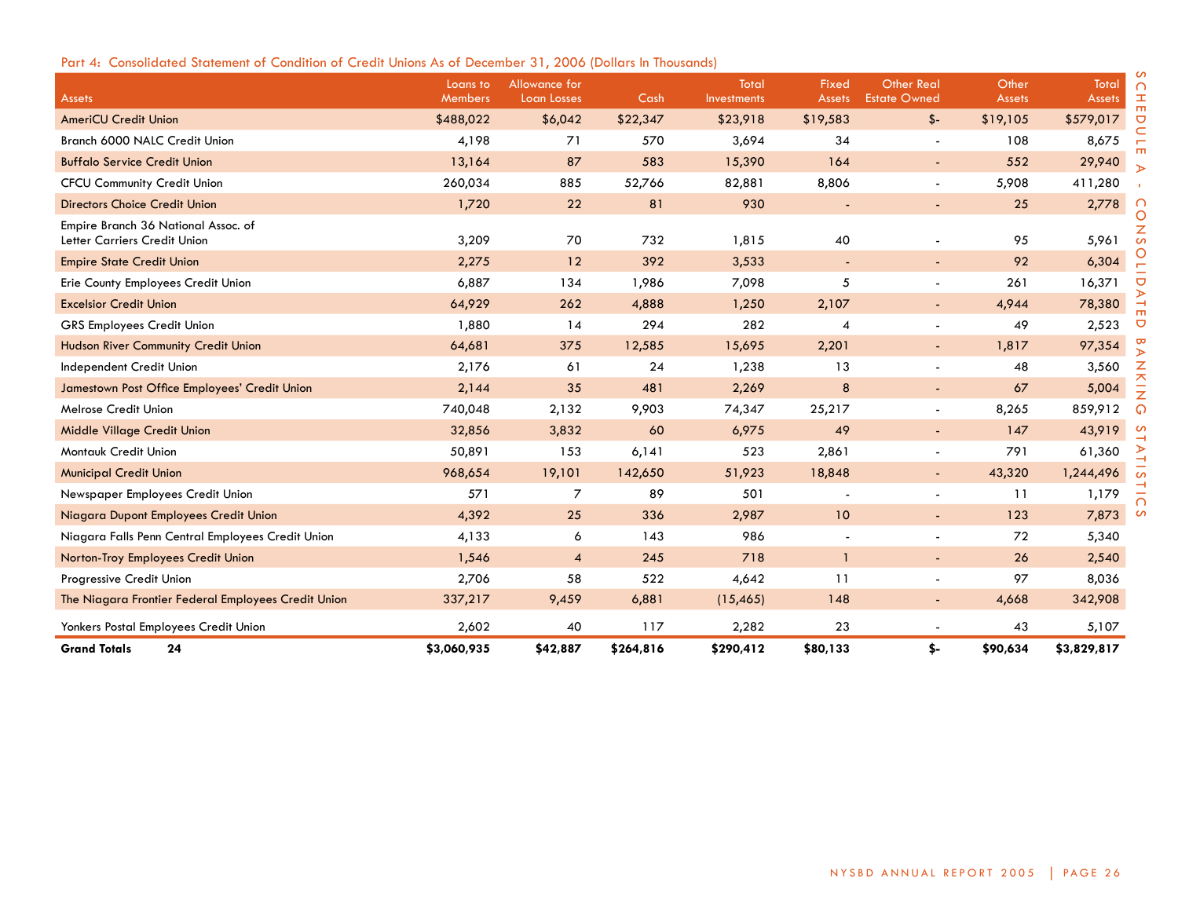Part 4: Consolidated Statement of Condition of Credit Unions As of December 31, 2006 (Dollars In Thousands)

| Assets | Loans to Members | Allowance for Loan Losses | Cash | Total Investments | Fixed Assets | Other Real Estate Owned | Other Assets | Total Assets |
|---|---|---|---|---|---|---|---|---|
| AmeriCU Credit Union | $488,022 | $6,042 | $22,347 | $23,918 | $19,583 | $- | $19,105 | $579,017 |
| Branch 6000 NALC Credit Union | 4,198 | 71 | 570 | 3,694 | 34 | - | 108 | 8,675 |
| Buffalo Service Credit Union | 13,164 | 87 | 583 | 15,390 | 164 | - | 552 | 29,940 |
| CFCU Community Credit Union | 260,034 | 885 | 52,766 | 82,881 | 8,806 | - | 5,908 | 411,280 |
| Directors Choice Credit Union | 1,720 | 22 | 81 | 930 | - | - | 25 | 2,778 |
| Empire Branch 36 National Assoc. of Letter Carriers Credit Union | 3,209 | 70 | 732 | 1,815 | 40 | - | 95 | 5,961 |
| Empire State Credit Union | 2,275 | 12 | 392 | 3,533 | - | - | 92 | 6,304 |
| Erie County Employees Credit Union | 6,887 | 134 | 1,986 | 7,098 | 5 | - | 261 | 16,371 |
| Excelsior Credit Union | 64,929 | 262 | 4,888 | 1,250 | 2,107 | - | 4,944 | 78,380 |
| GRS Employees Credit Union | 1,880 | 14 | 294 | 282 | 4 | - | 49 | 2,523 |
| Hudson River Community Credit Union | 64,681 | 375 | 12,585 | 15,695 | 2,201 | - | 1,817 | 97,354 |
| Independent Credit Union | 2,176 | 61 | 24 | 1,238 | 13 | - | 48 | 3,560 |
| Jamestown Post Office Employees' Credit Union | 2,144 | 35 | 481 | 2,269 | 8 | - | 67 | 5,004 |
| Melrose Credit Union | 740,048 | 2,132 | 9,903 | 74,347 | 25,217 | - | 8,265 | 859,912 |
| Middle Village Credit Union | 32,856 | 3,832 | 60 | 6,975 | 49 | - | 147 | 43,919 |
| Montauk Credit Union | 50,891 | 153 | 6,141 | 523 | 2,861 | - | 791 | 61,360 |
| Municipal Credit Union | 968,654 | 19,101 | 142,650 | 51,923 | 18,848 | - | 43,320 | 1,244,496 |
| Newspaper Employees Credit Union | 571 | 7 | 89 | 501 | - | - | 11 | 1,179 |
| Niagara Dupont Employees Credit Union | 4,392 | 25 | 336 | 2,987 | 10 | - | 123 | 7,873 |
| Niagara Falls Penn Central Employees Credit Union | 4,133 | 6 | 143 | 986 | - | - | 72 | 5,340 |
| Norton-Troy Employees Credit Union | 1,546 | 4 | 245 | 718 | 1 | - | 26 | 2,540 |
| Progressive Credit Union | 2,706 | 58 | 522 | 4,642 | 11 | - | 97 | 8,036 |
| The Niagara Frontier Federal Employees Credit Union | 337,217 | 9,459 | 6,881 | (15,465) | 148 | - | 4,668 | 342,908 |
| Yonkers Postal Employees Credit Union | 2,602 | 40 | 117 | 2,282 | 23 | - | 43 | 5,107 |
| **Grand Totals 24** | **$3,060,935** | **$42,887** | **$264,816** | **$290,412** | **$80,133** | **$-** | **$90,634** | **$3,829,817** |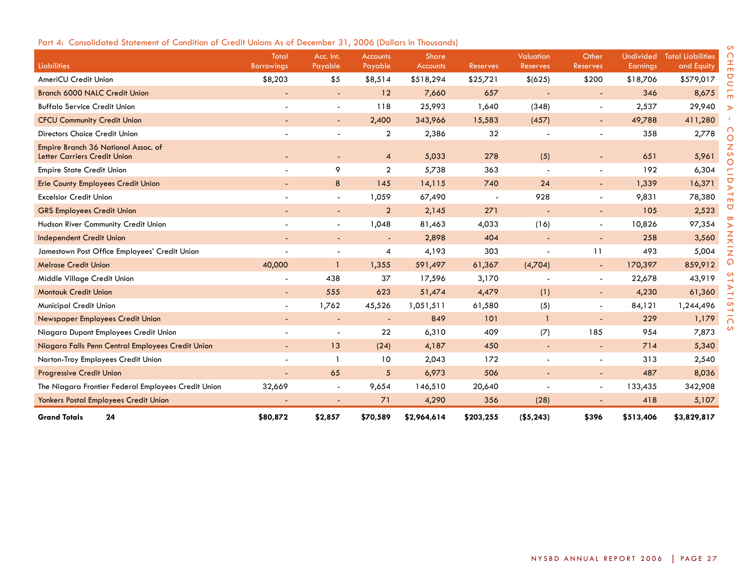Part 4: Consolidated Statement of Condition of Credit Unions As of December 31, 2006 (Dollars In Thousands)

| Liabilities | Total Borrowings | Acc. Int. Payable | Accounts Payable | Share Accounts | Reserves | Valuation Reserves | Other Reserves | Undivided Earnings | Total Liabilities and Equity |
|---|---|---|---|---|---|---|---|---|---|
| AmeriCU Credit Union | $8,203 | $5 | $8,514 | $518,294 | $25,721 | $(625) | $200 | $18,706 | $579,017 |
| Branch 6000 NALC Credit Union | - | - | 12 | 7,660 | 657 | - | - | 346 | 8,675 |
| Buffalo Service Credit Union | - | - | 118 | 25,993 | 1,640 | (348) | - | 2,537 | 29,940 |
| CFCU Community Credit Union | - | - | 2,400 | 343,966 | 15,583 | (457) | - | 49,788 | 411,280 |
| Directors Choice Credit Union | - | - | 2 | 2,386 | 32 | - | - | 358 | 2,778 |
| Empire Branch 36 National Assoc. of Letter Carriers Credit Union | - | - | 4 | 5,033 | 278 | (5) | - | 651 | 5,961 |
| Empire State Credit Union | - | 9 | 2 | 5,738 | 363 | - | - | 192 | 6,304 |
| Erie County Employees Credit Union | - | 8 | 145 | 14,115 | 740 | 24 | - | 1,339 | 16,371 |
| Excelsior Credit Union | - | - | 1,059 | 67,490 | - | 928 | - | 9,831 | 78,380 |
| GRS Employees Credit Union | - | - | 2 | 2,145 | 271 | - | - | 105 | 2,523 |
| Hudson River Community Credit Union | - | - | 1,048 | 81,463 | 4,033 | (16) | - | 10,826 | 97,354 |
| Independent Credit Union | - | - | - | 2,898 | 404 | - | - | 258 | 3,560 |
| Jamestown Post Office Employees' Credit Union | - | - | 4 | 4,193 | 303 | - | 11 | 493 | 5,004 |
| Melrose Credit Union | 40,000 | 1 | 1,355 | 591,497 | 61,367 | (4,704) | - | 170,397 | 859,912 |
| Middle Village Credit Union | - | 438 | 37 | 17,596 | 3,170 | - | - | 22,678 | 43,919 |
| Montauk Credit Union | - | 555 | 623 | 51,474 | 4,479 | (1) | - | 4,230 | 61,360 |
| Municipal Credit Union | - | 1,762 | 45,526 | 1,051,511 | 61,580 | (5) | - | 84,121 | 1,244,496 |
| Newspaper Employees Credit Union | - | - | - | 849 | 101 | 1 | - | 229 | 1,179 |
| Niagara Dupont Employees Credit Union | - | - | 22 | 6,310 | 409 | (7) | 185 | 954 | 7,873 |
| Niagara Falls Penn Central Employees Credit Union | - | 13 | (24) | 4,187 | 450 | - | - | 714 | 5,340 |
| Norton-Troy Employees Credit Union | - | 1 | 10 | 2,043 | 172 | - | - | 313 | 2,540 |
| Progressive Credit Union | - | 65 | 5 | 6,973 | 506 | - | - | 487 | 8,036 |
| The Niagara Frontier Federal Employees Credit Union | 32,669 | - | 9,654 | 146,510 | 20,640 | - | - | 133,435 | 342,908 |
| Yonkers Postal Employees Credit Union | - | - | 71 | 4,290 | 356 | (28) | - | 418 | 5,107 |
| **Grand Totals 24** | **$80,872** | **$2,857** | **$70,589** | **$2,964,614** | **$203,255** | **($5,243)** | **$396** | **$513,406** | **$3,829,817** |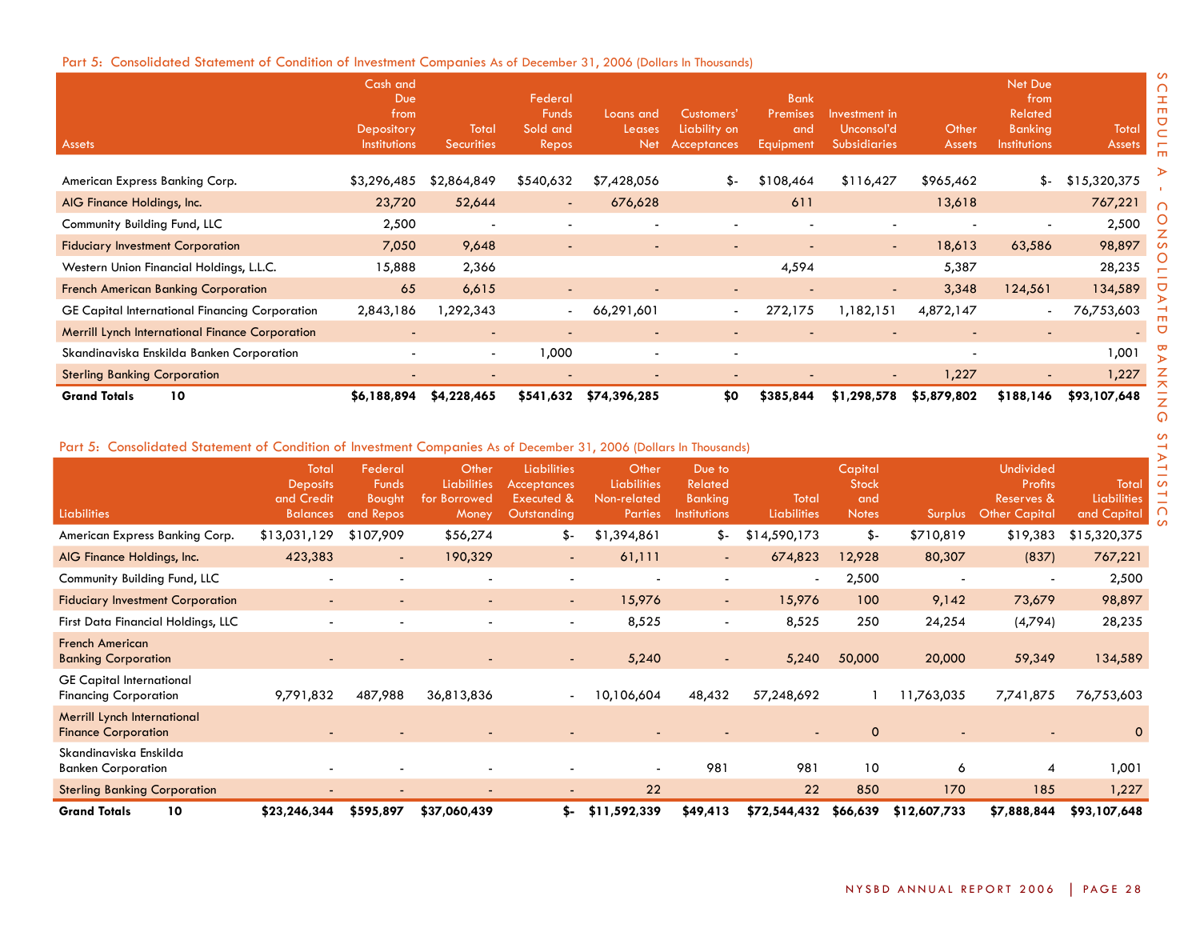## Part 5: Consolidated Statement of Condition of Investment Companies As of December 31, 2006 (Dollars In Thousands)

| Assets | Cash and Due from Depository Institutions | Total Securities | Federal Funds Sold and Repos | Loans and Leases Net | Customers' Liability on Acceptances | Bank Premises and Equipment | Investment in Unconsol'd Subsidiaries | Other Assets | Net Due from Related Banking Institutions | Total Assets |
|---|---|---|---|---|---|---|---|---|---|---|
| American Express Banking Corp. | $3,296,485 | $2,864,849 | $540,632 | $7,428,056 | $- | $108,464 | $116,427 | $965,462 | $- | $15,320,375 |
| AIG Finance Holdings, Inc. | 23,720 | 52,644 | - | 676,628 | | 611 | | 13,618 | | 767,221 |
| Community Building Fund, LLC | 2,500 | - | - | - | - | - | - | - | - | 2,500 |
| Fiduciary Investment Corporation | 7,050 | 9,648 | - | - | - | - | - | 18,613 | 63,586 | 98,897 |
| Western Union Financial Holdings, L.L.C. | 15,888 | 2,366 | | | | 4,594 | | 5,387 | | 28,235 |
| French American Banking Corporation | 65 | 6,615 | - | - | - | - | - | 3,348 | 124,561 | 134,589 |
| GE Capital International Financing Corporation | 2,843,186 | 1,292,343 | - | 66,291,601 | - | 272,175 | 1,182,151 | 4,872,147 | - | 76,753,603 |
| Merrill Lynch International Finance Corporation | - | - | - | - | - | - | - | - | - | - |
| Skandinaviska Enskilda Banken Corporation | - | - | 1,000 | - | - | | | - | | 1,001 |
| Sterling Banking Corporation | - | - | - | - | - | - | - | 1,227 | - | 1,227 |
| **Grand Totals 10** | **$6,188,894** | **$4,228,465** | **$541,632** | **$74,396,285** | **$0** | **$385,844** | **$1,298,578** | **$5,879,802** | **$188,146** | **$93,107,648** |

## Part 5: Consolidated Statement of Condition of Investment Companies As of December 31, 2006 (Dollars In Thousands)

| Liabilities | Total Deposits and Credit Balances | Federal Funds Bought and Repos | Other Liabilities for Borrowed Money | Liabilities Acceptances Executed & Outstanding | Other Liabilities Non-related Parties | Due to Related Banking Institutions | Total Liabilities | Capital Stock and Notes | Surplus | Undivided Profits Reserves & Other Capital | Total Liabilities and Capital |
|---|---|---|---|---|---|---|---|---|---|---|---|
| American Express Banking Corp. | $13,031,129 | $107,909 | $56,274 | $- | $1,394,861 | $- | $14,590,173 | $- | $710,819 | $19,383 | $15,320,375 |
| AIG Finance Holdings, Inc. | 423,383 | - | 190,329 | - | 61,111 | - | 674,823 | 12,928 | 80,307 | (837) | 767,221 |
| Community Building Fund, LLC | - | - | - | - | - | - | - | 2,500 | - | - | 2,500 |
| Fiduciary Investment Corporation | - | - | - | - | 15,976 | - | 15,976 | 100 | 9,142 | 73,679 | 98,897 |
| First Data Financial Holdings, LLC | - | - | - | - | 8,525 | - | 8,525 | 250 | 24,254 | (4,794) | 28,235 |
| French American Banking Corporation | - | - | - | - | 5,240 | - | 5,240 | 50,000 | 20,000 | 59,349 | 134,589 |
| GE Capital International Financing Corporation | 9,791,832 | 487,988 | 36,813,836 | - | 10,106,604 | 48,432 | 57,248,692 | 1 | 11,763,035 | 7,741,875 | 76,753,603 |
| Merrill Lynch International Finance Corporation | - | - | - | - | - | - | - | 0 | - | - | 0 |
| Skandinaviska Enskilda Banken Corporation | - | - | - | - | - | 981 | 981 | 10 | 6 | 4 | 1,001 |
| Sterling Banking Corporation | - | - | - | - | 22 | | 22 | 850 | 170 | 185 | 1,227 |
| **Grand Totals 10** | **$23,246,344** | **$595,897** | **$37,060,439** | **$-** | **$11,592,339** | **$49,413** | **$72,544,432** | **$66,639** | **$12,607,733** | **$7,888,844** | **$93,107,648** |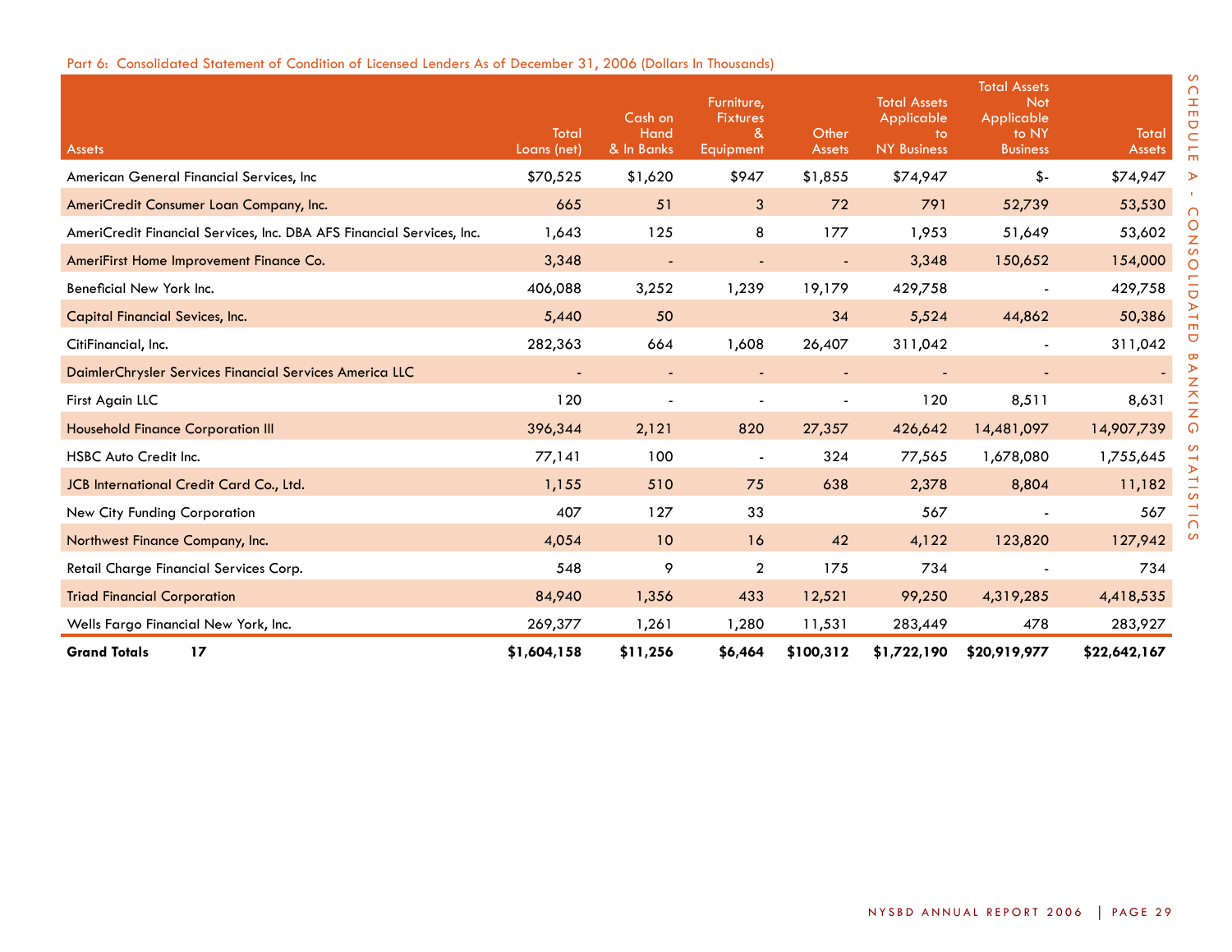Part 6: Consolidated Statement of Condition of Licensed Lenders As of December 31, 2006 (Dollars In Thousands)

| Assets | Total Loans (net) | Cash on Hand & In Banks | Furniture, Fixtures & Equipment | Other Assets | Total Assets Applicable to NY Business | Total Assets Not Applicable to NY Business | Total Assets |
|---|---|---|---|---|---|---|---|
| American General Financial Services, Inc | $70,525 | $1,620 | $947 | $1,855 | $74,947 | $- | $74,947 |
| AmeriCredit Consumer Loan Company, Inc. | 665 | 51 | 3 | 72 | 791 | 52,739 | 53,530 |
| AmeriCredit Financial Services, Inc. DBA AFS Financial Services, Inc. | 1,643 | 125 | 8 | 177 | 1,953 | 51,649 | 53,602 |
| AmeriFirst Home Improvement Finance Co. | 3,348 | - | - | - | 3,348 | 150,652 | 154,000 |
| Beneficial New York Inc. | 406,088 | 3,252 | 1,239 | 19,179 | 429,758 | - | 429,758 |
| Capital Financial Sevices, Inc. | 5,440 | 50 | | 34 | 5,524 | 44,862 | 50,386 |
| CitiFinancial, Inc. | 282,363 | 664 | 1,608 | 26,407 | 311,042 | - | 311,042 |
| DaimlerChrysler Services Financial Services America LLC | - | - | - | - | - | - | - |
| First Again LLC | 120 | - | - | - | 120 | 8,511 | 8,631 |
| Household Finance Corporation III | 396,344 | 2,121 | 820 | 27,357 | 426,642 | 14,481,097 | 14,907,739 |
| HSBC Auto Credit Inc. | 77,141 | 100 | - | 324 | 77,565 | 1,678,080 | 1,755,645 |
| JCB International Credit Card Co., Ltd. | 1,155 | 510 | 75 | 638 | 2,378 | 8,804 | 11,182 |
| New City Funding Corporation | 407 | 127 | 33 | | 567 | - | 567 |
| Northwest Finance Company, Inc. | 4,054 | 10 | 16 | 42 | 4,122 | 123,820 | 127,942 |
| Retail Charge Financial Services Corp. | 548 | 9 | 2 | 175 | 734 | - | 734 |
| Triad Financial Corporation | 84,940 | 1,356 | 433 | 12,521 | 99,250 | 4,319,285 | 4,418,535 |
| Wells Fargo Financial New York, Inc. | 269,377 | 1,261 | 1,280 | 11,531 | 283,449 | 478 | 283,927 |
| **Grand Totals 17** | **$1,604,158** | **$11,256** | **$6,464** | **$100,312** | **$1,722,190** | **$20,919,977** | **$22,642,167** |

SCHEDULE A - CONSOLIDATED BANKING STATISTICS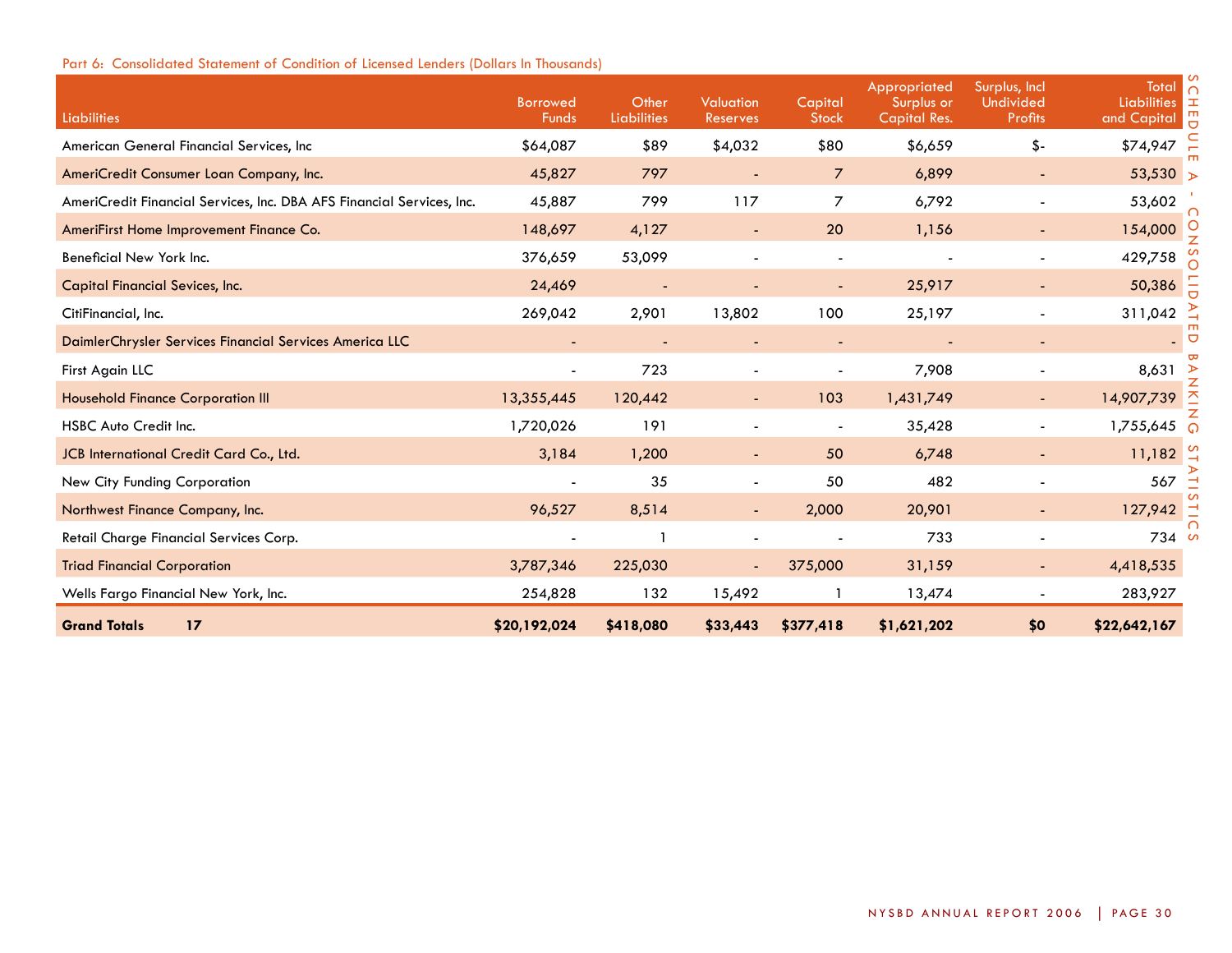Part 6: Consolidated Statement of Condition of Licensed Lenders (Dollars In Thousands)

| Liabilities | Borrowed Funds | Other Liabilities | Valuation Reserves | Capital Stock | Appropriated Surplus or Capital Res. | Surplus, Incl Undivided Profits | Total Liabilities and Capital |
|---|---|---|---|---|---|---|---|
| American General Financial Services, Inc | $64,087 | $89 | $4,032 | $80 | $6,659 | $- | $74,947 |
| AmeriCredit Consumer Loan Company, Inc. | 45,827 | 797 | - | 7 | 6,899 | - | 53,530 |
| AmeriCredit Financial Services, Inc. DBA AFS Financial Services, Inc. | 45,887 | 799 | 117 | 7 | 6,792 | - | 53,602 |
| AmeriFirst Home Improvement Finance Co. | 148,697 | 4,127 | - | 20 | 1,156 | - | 154,000 |
| Beneficial New York Inc. | 376,659 | 53,099 | - | - | - | - | 429,758 |
| Capital Financial Sevices, Inc. | 24,469 | - | - | - | 25,917 | - | 50,386 |
| CitiFinancial, Inc. | 269,042 | 2,901 | 13,802 | 100 | 25,197 | - | 311,042 |
| DaimlerChrysler Services Financial Services America LLC | - | - | - | - | - | - | - |
| First Again LLC | - | 723 | - | - | 7,908 | - | 8,631 |
| Household Finance Corporation III | 13,355,445 | 120,442 | - | 103 | 1,431,749 | - | 14,907,739 |
| HSBC Auto Credit Inc. | 1,720,026 | 191 | - | - | 35,428 | - | 1,755,645 |
| JCB International Credit Card Co., Ltd. | 3,184 | 1,200 | - | 50 | 6,748 | - | 11,182 |
| New City Funding Corporation | - | 35 | - | 50 | 482 | - | 567 |
| Northwest Finance Company, Inc. | 96,527 | 8,514 | - | 2,000 | 20,901 | - | 127,942 |
| Retail Charge Financial Services Corp. | - | 1 | - | - | 733 | - | 734 |
| Triad Financial Corporation | 3,787,346 | 225,030 | - | 375,000 | 31,159 | - | 4,418,535 |
| Wells Fargo Financial New York, Inc. | 254,828 | 132 | 15,492 | 1 | 13,474 | - | 283,927 |
| **Grand Totals 17** | **$20,192,024** | **$418,080** | **$33,443** | **$377,418** | **$1,621,202** | **$0** | **$22,642,167** |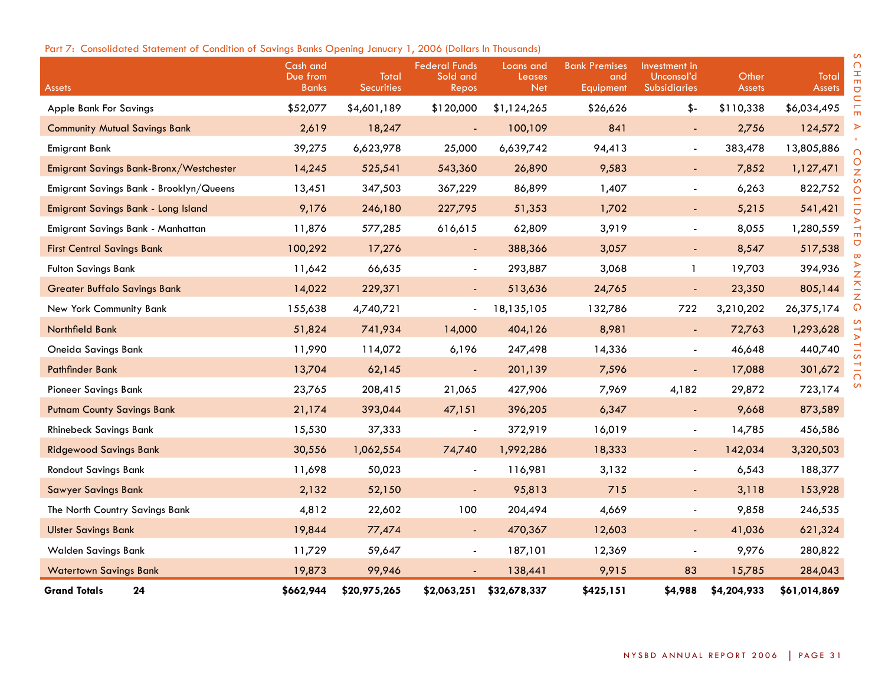Part 7: Consolidated Statement of Condition of Savings Banks Opening January 1, 2006 (Dollars In Thousands)

| Assets | Cash and Due from Banks | Total Securities | Federal Funds Sold and Repos | Loans and Leases Net | Bank Premises and Equipment | Investment in Unconsol'd Subsidiaries | Other Assets | Total Assets |
|---|---|---|---|---|---|---|---|---|
| Apple Bank For Savings | $52,077 | $4,601,189 | $120,000 | $1,124,265 | $26,626 | $- | $110,338 | $6,034,495 |
| Community Mutual Savings Bank | 2,619 | 18,247 | - | 100,109 | 841 | - | 2,756 | 124,572 |
| Emigrant Bank | 39,275 | 6,623,978 | 25,000 | 6,639,742 | 94,413 | - | 383,478 | 13,805,886 |
| Emigrant Savings Bank-Bronx/Westchester | 14,245 | 525,541 | 543,360 | 26,890 | 9,583 | - | 7,852 | 1,127,471 |
| Emigrant Savings Bank - Brooklyn/Queens | 13,451 | 347,503 | 367,229 | 86,899 | 1,407 | - | 6,263 | 822,752 |
| Emigrant Savings Bank - Long Island | 9,176 | 246,180 | 227,795 | 51,353 | 1,702 | - | 5,215 | 541,421 |
| Emigrant Savings Bank - Manhattan | 11,876 | 577,285 | 616,615 | 62,809 | 3,919 | - | 8,055 | 1,280,559 |
| First Central Savings Bank | 100,292 | 17,276 | - | 388,366 | 3,057 | - | 8,547 | 517,538 |
| Fulton Savings Bank | 11,642 | 66,635 | - | 293,887 | 3,068 | 1 | 19,703 | 394,936 |
| Greater Buffalo Savings Bank | 14,022 | 229,371 | - | 513,636 | 24,765 | - | 23,350 | 805,144 |
| New York Community Bank | 155,638 | 4,740,721 | - | 18,135,105 | 132,786 | 722 | 3,210,202 | 26,375,174 |
| Northfield Bank | 51,824 | 741,934 | 14,000 | 404,126 | 8,981 | - | 72,763 | 1,293,628 |
| Oneida Savings Bank | 11,990 | 114,072 | 6,196 | 247,498 | 14,336 | - | 46,648 | 440,740 |
| Pathfinder Bank | 13,704 | 62,145 | - | 201,139 | 7,596 | - | 17,088 | 301,672 |
| Pioneer Savings Bank | 23,765 | 208,415 | 21,065 | 427,906 | 7,969 | 4,182 | 29,872 | 723,174 |
| Putnam County Savings Bank | 21,174 | 393,044 | 47,151 | 396,205 | 6,347 | - | 9,668 | 873,589 |
| Rhinebeck Savings Bank | 15,530 | 37,333 | - | 372,919 | 16,019 | - | 14,785 | 456,586 |
| Ridgewood Savings Bank | 30,556 | 1,062,554 | 74,740 | 1,992,286 | 18,333 | - | 142,034 | 3,320,503 |
| Rondout Savings Bank | 11,698 | 50,023 | - | 116,981 | 3,132 | - | 6,543 | 188,377 |
| Sawyer Savings Bank | 2,132 | 52,150 | - | 95,813 | 715 | - | 3,118 | 153,928 |
| The North Country Savings Bank | 4,812 | 22,602 | 100 | 204,494 | 4,669 | - | 9,858 | 246,535 |
| Ulster Savings Bank | 19,844 | 77,474 | - | 470,367 | 12,603 | - | 41,036 | 621,324 |
| Walden Savings Bank | 11,729 | 59,647 | - | 187,101 | 12,369 | - | 9,976 | 280,822 |
| Watertown Savings Bank | 19,873 | 99,946 | - | 138,441 | 9,915 | 83 | 15,785 | 284,043 |
| **Grand Totals 24** | **$662,944** | **$20,975,265** | **$2,063,251** | **$32,678,337** | **$425,151** | **$4,988** | **$4,204,933** | **$61,014,869** |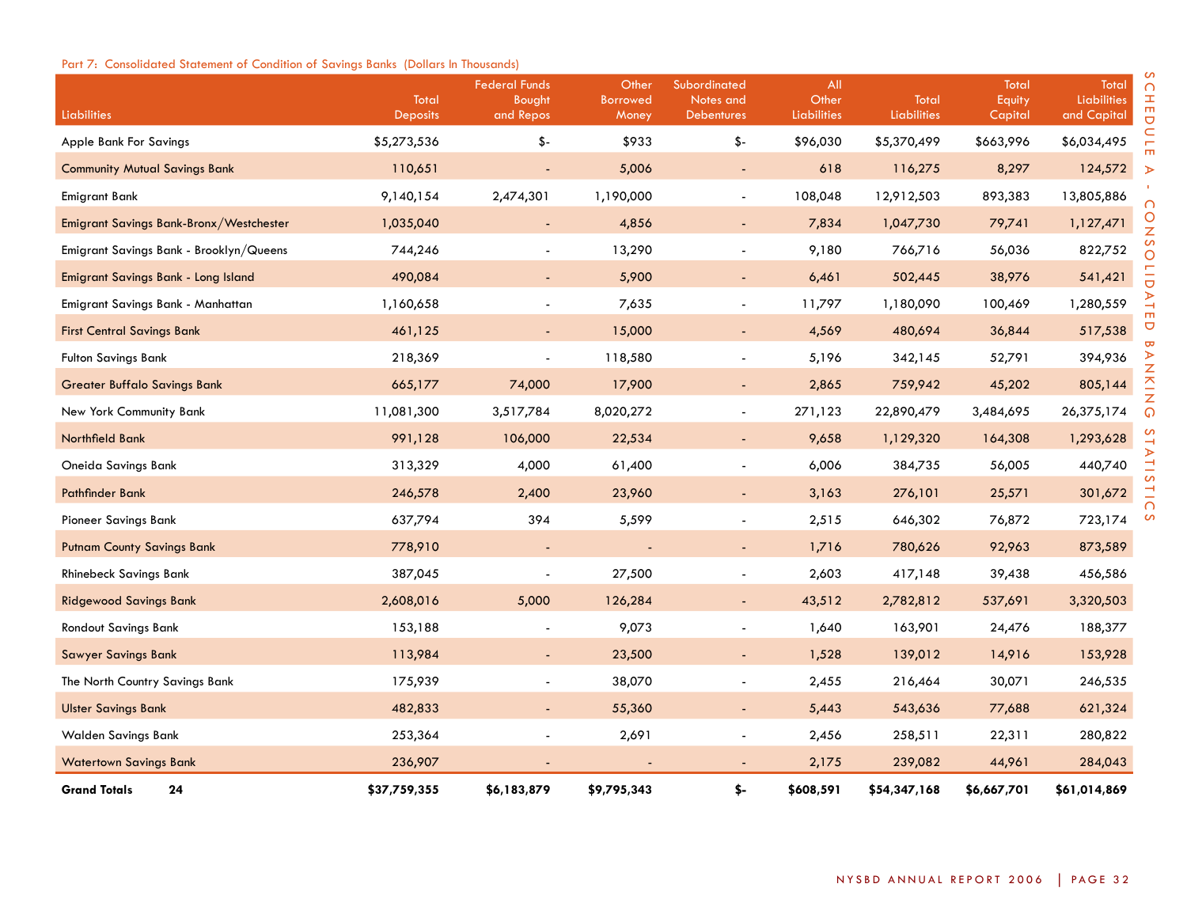Part 7: Consolidated Statement of Condition of Savings Banks (Dollars In Thousands)

| Liabilities | Total Deposits | Federal Funds Bought and Repos | Other Borrowed Money | Subordinated Notes and Debentures | All Other Liabilities | Total Liabilities | Total Equity Capital | Total Liabilities and Capital |
|---|---|---|---|---|---|---|---|---|
| Apple Bank For Savings | $5,273,536 | $- | $933 | $- | $96,030 | $5,370,499 | $663,996 | $6,034,495 |
| Community Mutual Savings Bank | 110,651 | - | 5,006 | - | 618 | 116,275 | 8,297 | 124,572 |
| Emigrant Bank | 9,140,154 | 2,474,301 | 1,190,000 | - | 108,048 | 12,912,503 | 893,383 | 13,805,886 |
| Emigrant Savings Bank-Bronx/Westchester | 1,035,040 | - | 4,856 | - | 7,834 | 1,047,730 | 79,741 | 1,127,471 |
| Emigrant Savings Bank - Brooklyn/Queens | 744,246 | - | 13,290 | - | 9,180 | 766,716 | 56,036 | 822,752 |
| Emigrant Savings Bank - Long Island | 490,084 | - | 5,900 | - | 6,461 | 502,445 | 38,976 | 541,421 |
| Emigrant Savings Bank - Manhattan | 1,160,658 | - | 7,635 | - | 11,797 | 1,180,090 | 100,469 | 1,280,559 |
| First Central Savings Bank | 461,125 | - | 15,000 | - | 4,569 | 480,694 | 36,844 | 517,538 |
| Fulton Savings Bank | 218,369 | - | 118,580 | - | 5,196 | 342,145 | 52,791 | 394,936 |
| Greater Buffalo Savings Bank | 665,177 | 74,000 | 17,900 | - | 2,865 | 759,942 | 45,202 | 805,144 |
| New York Community Bank | 11,081,300 | 3,517,784 | 8,020,272 | - | 271,123 | 22,890,479 | 3,484,695 | 26,375,174 |
| Northfield Bank | 991,128 | 106,000 | 22,534 | - | 9,658 | 1,129,320 | 164,308 | 1,293,628 |
| Oneida Savings Bank | 313,329 | 4,000 | 61,400 | - | 6,006 | 384,735 | 56,005 | 440,740 |
| Pathfinder Bank | 246,578 | 2,400 | 23,960 | - | 3,163 | 276,101 | 25,571 | 301,672 |
| Pioneer Savings Bank | 637,794 | 394 | 5,599 | - | 2,515 | 646,302 | 76,872 | 723,174 |
| Putnam County Savings Bank | 778,910 | - | - | - | 1,716 | 780,626 | 92,963 | 873,589 |
| Rhinebeck Savings Bank | 387,045 | - | 27,500 | - | 2,603 | 417,148 | 39,438 | 456,586 |
| Ridgewood Savings Bank | 2,608,016 | 5,000 | 126,284 | - | 43,512 | 2,782,812 | 537,691 | 3,320,503 |
| Rondout Savings Bank | 153,188 | - | 9,073 | - | 1,640 | 163,901 | 24,476 | 188,377 |
| Sawyer Savings Bank | 113,984 | - | 23,500 | - | 1,528 | 139,012 | 14,916 | 153,928 |
| The North Country Savings Bank | 175,939 | - | 38,070 | - | 2,455 | 216,464 | 30,071 | 246,535 |
| Ulster Savings Bank | 482,833 | - | 55,360 | - | 5,443 | 543,636 | 77,688 | 621,324 |
| Walden Savings Bank | 253,364 | - | 2,691 | - | 2,456 | 258,511 | 22,311 | 280,822 |
| Watertown Savings Bank | 236,907 | - | - | - | 2,175 | 239,082 | 44,961 | 284,043 |
| **Grand Totals 24** | **$37,759,355** | **$6,183,879** | **$9,795,343** | **$-** | **$608,591** | **$54,347,168** | **$6,667,701** | **$61,014,869** |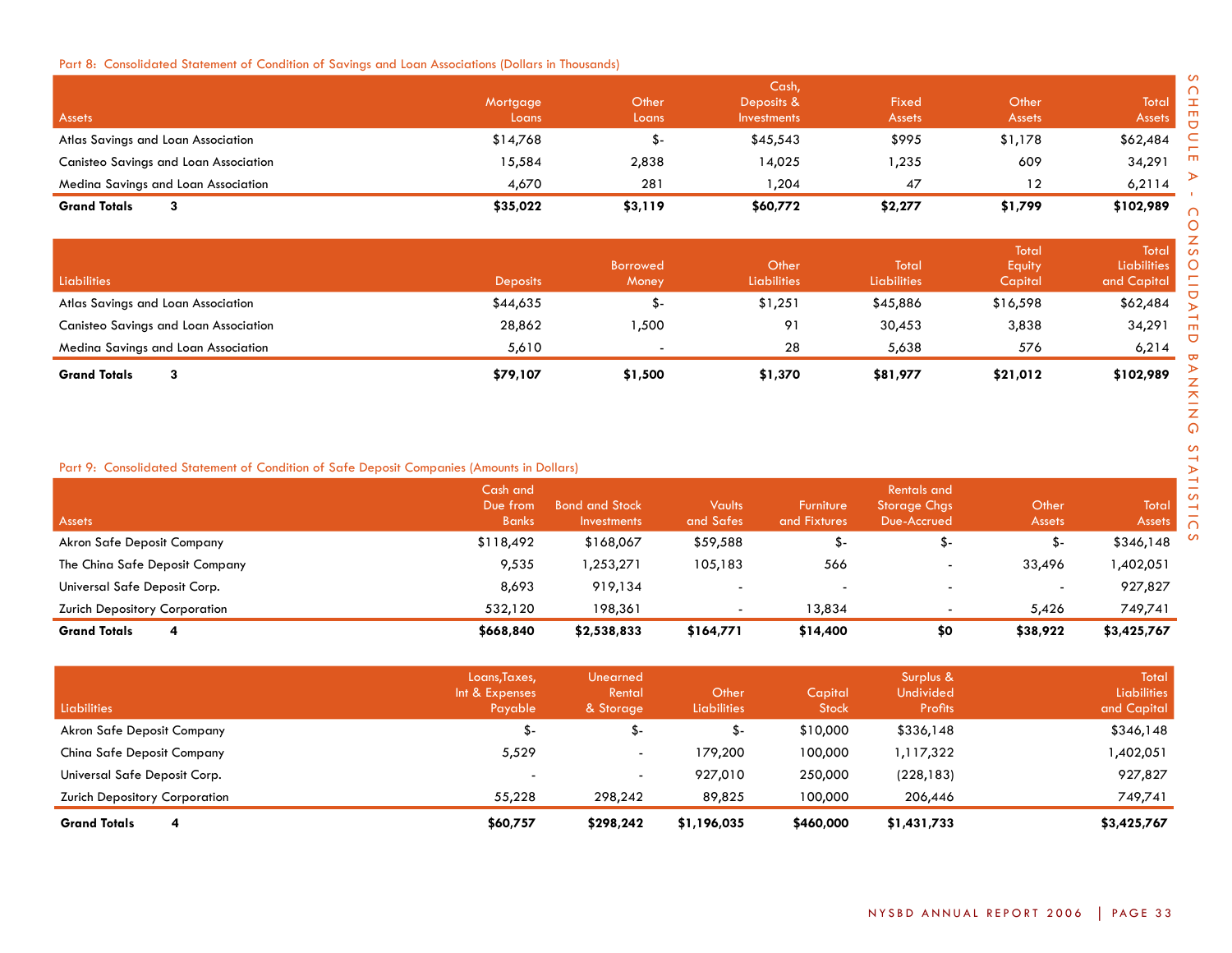## Part 8: Consolidated Statement of Condition of Savings and Loan Associations (Dollars in Thousands)

| Assets | | Mortgage Loans | Other Loans | Cash, Deposits & Investments | Fixed Assets | Other Assets | Total Assets |
|---|---|---|---|---|---|---|---|
| Atlas Savings and Loan Association | | $14,768 | $- | $45,543 | $995 | $1,178 | $62,484 |
| Canisteo Savings and Loan Association | | 15,584 | 2,838 | 14,025 | 1,235 | 609 | 34,291 |
| Medina Savings and Loan Association | | 4,670 | 281 | 1,204 | 47 | 12 | 6,2114 |
| **Grand Totals** | **3** | **$35,022** | **$3,119** | **$60,772** | **$2,277** | **$1,799** | **$102,989** |

| Liabilities | | Deposits | Borrowed Money | Other Liabilities | Total Liabilities | Total Equity Capital | Total Liabilities and Capital |
|---|---|---|---|---|---|---|---|
| Atlas Savings and Loan Association | | $44,635 | $- | $1,251 | $45,886 | $16,598 | $62,484 |
| Canisteo Savings and Loan Association | | 28,862 | 1,500 | 91 | 30,453 | 3,838 | 34,291 |
| Medina Savings and Loan Association | | 5,610 | - | 28 | 5,638 | 576 | 6,214 |
| **Grand Totals** | **3** | **$79,107** | **$1,500** | **$1,370** | **$81,977** | **$21,012** | **$102,989** |

## Part 9: Consolidated Statement of Condition of Safe Deposit Companies (Amounts in Dollars)

| Assets | | Cash and Due from Banks | Bond and Stock Investments | Vaults and Safes | Furniture and Fixtures | Rentals and Storage Chgs Due-Accrued | Other Assets | Total Assets |
|---|---|---|---|---|---|---|---|---|
| Akron Safe Deposit Company | | $118,492 | $168,067 | $59,588 | $- | $- | $- | $346,148 |
| The China Safe Deposit Company | | 9,535 | 1,253,271 | 105,183 | 566 | - | 33,496 | 1,402,051 |
| Universal Safe Deposit Corp. | | 8,693 | 919,134 | - | - | - | - | 927,827 |
| Zurich Depository Corporation | | 532,120 | 198,361 | - | 13,834 | - | 5,426 | 749,741 |
| **Grand Totals** | **4** | **$668,840** | **$2,538,833** | **$164,771** | **$14,400** | **$0** | **$38,922** | **$3,425,767** |

| Liabilities | | Loans,Taxes, Int & Expenses Payable | Unearned Rental & Storage | Other Liabilities | Capital Stock | Surplus & Undivided Profits | Total Liabilities and Capital |
|---|---|---|---|---|---|---|---|
| Akron Safe Deposit Company | | $- | $- | $- | $10,000 | $336,148 | $346,148 |
| China Safe Deposit Company | | 5,529 | - | 179,200 | 100,000 | 1,117,322 | 1,402,051 |
| Universal Safe Deposit Corp. | | - | - | 927,010 | 250,000 | (228,183) | 927,827 |
| Zurich Depository Corporation | | 55,228 | 298,242 | 89,825 | 100,000 | 206,446 | 749,741 |
| **Grand Totals** | **4** | **$60,757** | **$298,242** | **$1,196,035** | **$460,000** | **$1,431,733** | **$3,425,767** |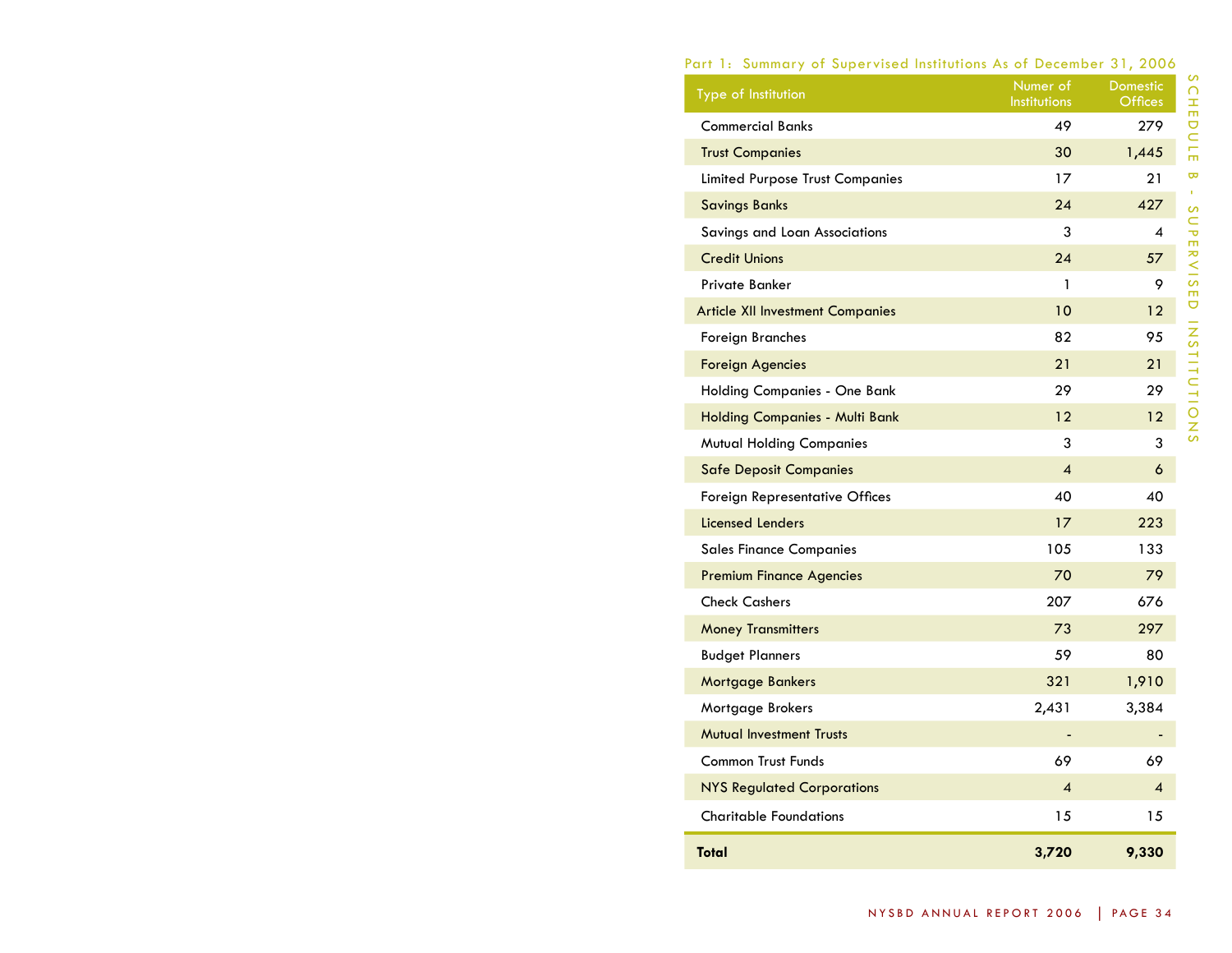## Part 1: Summary of Supervised Institutions As of December 31, 2006

| Type of Institution | Numer of Institutions | Domestic Offices |
|---|---|---|
| Commercial Banks | 49 | 279 |
| Trust Companies | 30 | 1,445 |
| Limited Purpose Trust Companies | 17 | 21 |
| Savings Banks | 24 | 427 |
| Savings and Loan Associations | 3 | 4 |
| Credit Unions | 24 | 57 |
| Private Banker | 1 | 9 |
| Article XII Investment Companies | 10 | 12 |
| Foreign Branches | 82 | 95 |
| Foreign Agencies | 21 | 21 |
| Holding Companies - One Bank | 29 | 29 |
| Holding Companies - Multi Bank | 12 | 12 |
| Mutual Holding Companies | 3 | 3 |
| Safe Deposit Companies | 4 | 6 |
| Foreign Representative Offices | 40 | 40 |
| Licensed Lenders | 17 | 223 |
| Sales Finance Companies | 105 | 133 |
| Premium Finance Agencies | 70 | 79 |
| Check Cashers | 207 | 676 |
| Money Transmitters | 73 | 297 |
| Budget Planners | 59 | 80 |
| Mortgage Bankers | 321 | 1,910 |
| Mortgage Brokers | 2,431 | 3,384 |
| Mutual Investment Trusts | - | - |
| Common Trust Funds | 69 | 69 |
| NYS Regulated Corporations | 4 | 4 |
| Charitable Foundations | 15 | 15 |
| **Total** | **3,720** | **9,330** |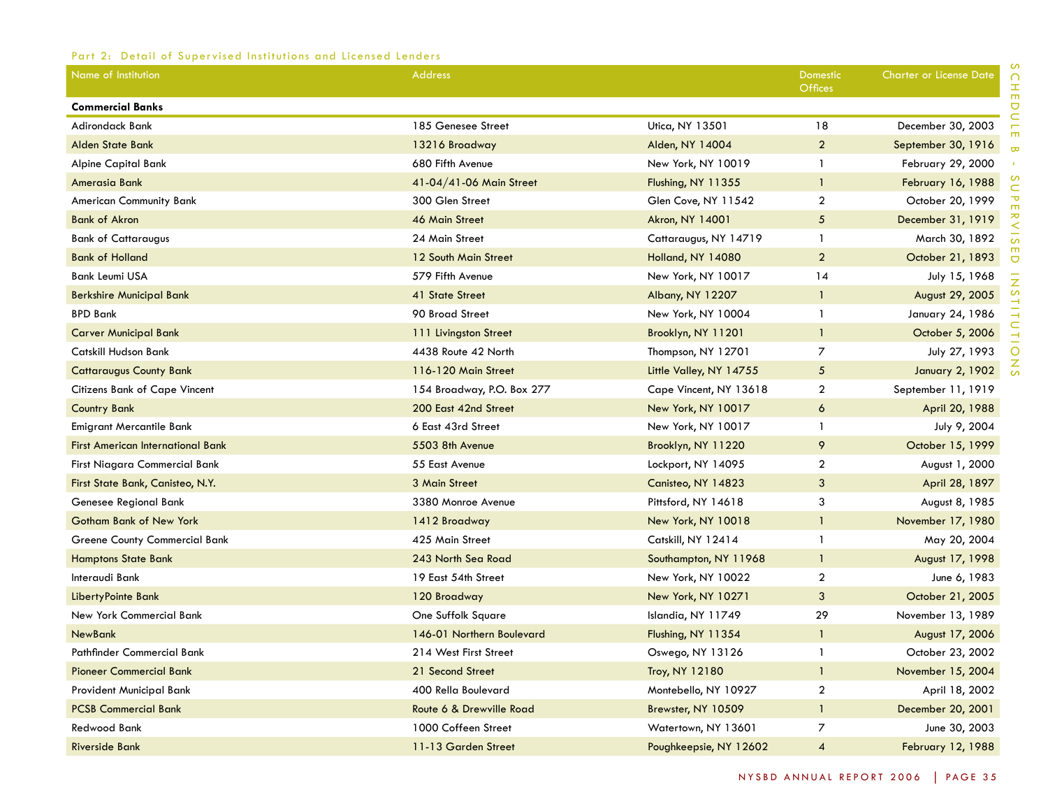Part 2: Detail of Supervised Institutions and Licensed Lenders

| Name of Institution | Address | | Domestic Offices | Charter or License Date |
|---|---|---|---|---|
| **Commercial Banks** | | | | |
| Adirondack Bank | 185 Genesee Street | Utica, NY 13501 | 18 | December 30, 2003 |
| Alden State Bank | 13216 Broadway | Alden, NY 14004 | 2 | September 30, 1916 |
| Alpine Capital Bank | 680 Fifth Avenue | New York, NY 10019 | 1 | February 29, 2000 |
| Amerasia Bank | 41-04/41-06 Main Street | Flushing, NY 11355 | 1 | February 16, 1988 |
| American Community Bank | 300 Glen Street | Glen Cove, NY 11542 | 2 | October 20, 1999 |
| Bank of Akron | 46 Main Street | Akron, NY 14001 | 5 | December 31, 1919 |
| Bank of Cattaraugus | 24 Main Street | Cattaraugus, NY 14719 | 1 | March 30, 1892 |
| Bank of Holland | 12 South Main Street | Holland, NY 14080 | 2 | October 21, 1893 |
| Bank Leumi USA | 579 Fifth Avenue | New York, NY 10017 | 14 | July 15, 1968 |
| Berkshire Municipal Bank | 41 State Street | Albany, NY 12207 | 1 | August 29, 2005 |
| BPD Bank | 90 Broad Street | New York, NY 10004 | 1 | January 24, 1986 |
| Carver Municipal Bank | 111 Livingston Street | Brooklyn, NY 11201 | 1 | October 5, 2006 |
| Catskill Hudson Bank | 4438 Route 42 North | Thompson, NY 12701 | 7 | July 27, 1993 |
| Cattaraugus County Bank | 116-120 Main Street | Little Valley, NY 14755 | 5 | January 2, 1902 |
| Citizens Bank of Cape Vincent | 154 Broadway, P.O. Box 277 | Cape Vincent, NY 13618 | 2 | September 11, 1919 |
| Country Bank | 200 East 42nd Street | New York, NY 10017 | 6 | April 20, 1988 |
| Emigrant Mercantile Bank | 6 East 43rd Street | New York, NY 10017 | 1 | July 9, 2004 |
| First American International Bank | 5503 8th Avenue | Brooklyn, NY 11220 | 9 | October 15, 1999 |
| First Niagara Commercial Bank | 55 East Avenue | Lockport, NY 14095 | 2 | August 1, 2000 |
| First State Bank, Canisteo, N.Y. | 3 Main Street | Canisteo, NY 14823 | 3 | April 28, 1897 |
| Genesee Regional Bank | 3380 Monroe Avenue | Pittsford, NY 14618 | 3 | August 8, 1985 |
| Gotham Bank of New York | 1412 Broadway | New York, NY 10018 | 1 | November 17, 1980 |
| Greene County Commercial Bank | 425 Main Street | Catskill, NY 12414 | 1 | May 20, 2004 |
| Hamptons State Bank | 243 North Sea Road | Southampton, NY 11968 | 1 | August 17, 1998 |
| Interaudi Bank | 19 East 54th Street | New York, NY 10022 | 2 | June 6, 1983 |
| LibertyPointe Bank | 120 Broadway | New York, NY 10271 | 3 | October 21, 2005 |
| New York Commercial Bank | One Suffolk Square | Islandia, NY 11749 | 29 | November 13, 1989 |
| NewBank | 146-01 Northern Boulevard | Flushing, NY 11354 | 1 | August 17, 2006 |
| Pathfinder Commercial Bank | 214 West First Street | Oswego, NY 13126 | 1 | October 23, 2002 |
| Pioneer Commercial Bank | 21 Second Street | Troy, NY 12180 | 1 | November 15, 2004 |
| Provident Municipal Bank | 400 Rella Boulevard | Montebello, NY 10927 | 2 | April 18, 2002 |
| PCSB Commercial Bank | Route 6 & Drewville Road | Brewster, NY 10509 | 1 | December 20, 2001 |
| Redwood Bank | 1000 Coffeen Street | Watertown, NY 13601 | 7 | June 30, 2003 |
| Riverside Bank | 11-13 Garden Street | Poughkeepsie, NY 12602 | 4 | February 12, 1988 |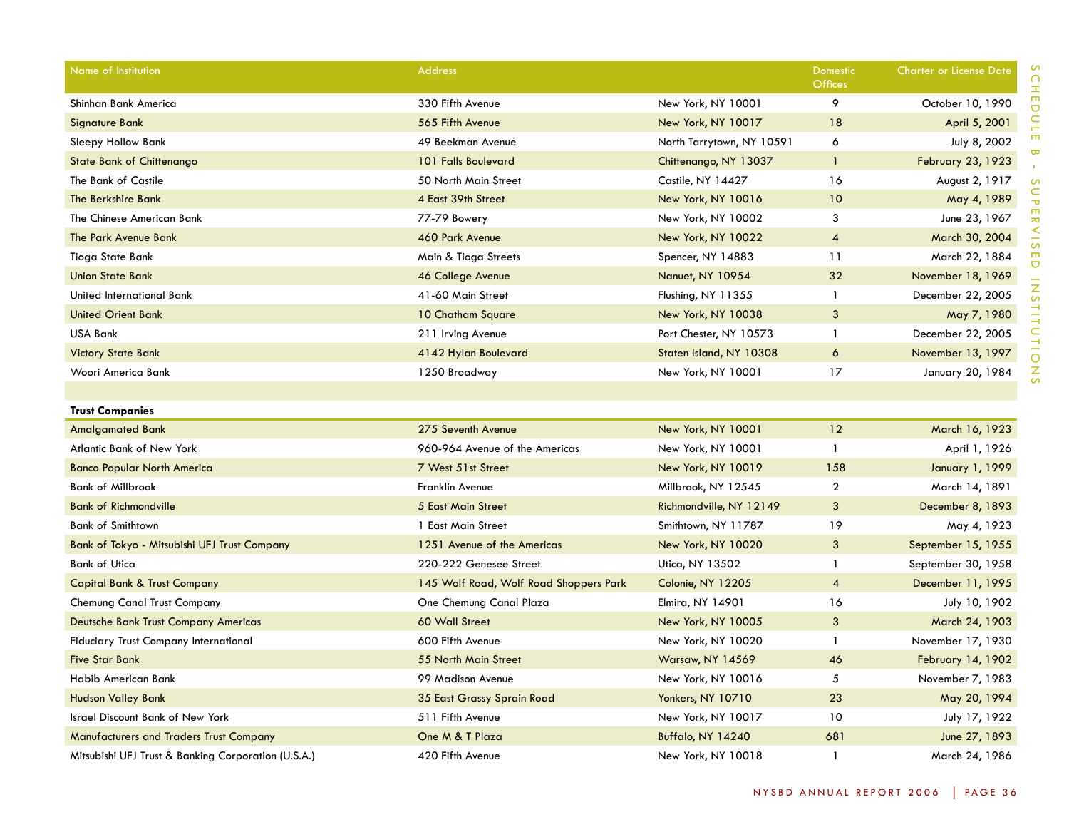| Name of Institution | Address | | Domestic Offices | Charter or License Date |
|---|---|---|---|---|
| Shinhan Bank America | 330 Fifth Avenue | New York, NY 10001 | 9 | October 10, 1990 |
| Signature Bank | 565 Fifth Avenue | New York, NY 10017 | 18 | April 5, 2001 |
| Sleepy Hollow Bank | 49 Beekman Avenue | North Tarrytown, NY 10591 | 6 | July 8, 2002 |
| State Bank of Chittenango | 101 Falls Boulevard | Chittenango, NY 13037 | 1 | February 23, 1923 |
| The Bank of Castile | 50 North Main Street | Castile, NY 14427 | 16 | August 2, 1917 |
| The Berkshire Bank | 4 East 39th Street | New York, NY 10016 | 10 | May 4, 1989 |
| The Chinese American Bank | 77-79 Bowery | New York, NY 10002 | 3 | June 23, 1967 |
| The Park Avenue Bank | 460 Park Avenue | New York, NY 10022 | 4 | March 30, 2004 |
| Tioga State Bank | Main & Tioga Streets | Spencer, NY 14883 | 11 | March 22, 1884 |
| Union State Bank | 46 College Avenue | Nanuet, NY 10954 | 32 | November 18, 1969 |
| United International Bank | 41-60 Main Street | Flushing, NY 11355 | 1 | December 22, 2005 |
| United Orient Bank | 10 Chatham Square | New York, NY 10038 | 3 | May 7, 1980 |
| USA Bank | 211 Irving Avenue | Port Chester, NY 10573 | 1 | December 22, 2005 |
| Victory State Bank | 4142 Hylan Boulevard | Staten Island, NY 10308 | 6 | November 13, 1997 |
| Woori America Bank | 1250 Broadway | New York, NY 10001 | 17 | January 20, 1984 |
| | | | | |
| **Trust Companies** | | | | |
| Amalgamated Bank | 275 Seventh Avenue | New York, NY 10001 | 12 | March 16, 1923 |
| Atlantic Bank of New York | 960-964 Avenue of the Americas | New York, NY 10001 | 1 | April 1, 1926 |
| Banco Popular North America | 7 West 51st Street | New York, NY 10019 | 158 | January 1, 1999 |
| Bank of Millbrook | Franklin Avenue | Millbrook, NY 12545 | 2 | March 14, 1891 |
| Bank of Richmondville | 5 East Main Street | Richmondville, NY 12149 | 3 | December 8, 1893 |
| Bank of Smithtown | 1 East Main Street | Smithtown, NY 11787 | 19 | May 4, 1923 |
| Bank of Tokyo - Mitsubishi UFJ Trust Company | 1251 Avenue of the Americas | New York, NY 10020 | 3 | September 15, 1955 |
| Bank of Utica | 220-222 Genesee Street | Utica, NY 13502 | 1 | September 30, 1958 |
| Capital Bank & Trust Company | 145 Wolf Road, Wolf Road Shoppers Park | Colonie, NY 12205 | 4 | December 11, 1995 |
| Chemung Canal Trust Company | One Chemung Canal Plaza | Elmira, NY 14901 | 16 | July 10, 1902 |
| Deutsche Bank Trust Company Americas | 60 Wall Street | New York, NY 10005 | 3 | March 24, 1903 |
| Fiduciary Trust Company International | 600 Fifth Avenue | New York, NY 10020 | 1 | November 17, 1930 |
| Five Star Bank | 55 North Main Street | Warsaw, NY 14569 | 46 | February 14, 1902 |
| Habib American Bank | 99 Madison Avenue | New York, NY 10016 | 5 | November 7, 1983 |
| Hudson Valley Bank | 35 East Grassy Sprain Road | Yonkers, NY 10710 | 23 | May 20, 1994 |
| Israel Discount Bank of New York | 511 Fifth Avenue | New York, NY 10017 | 10 | July 17, 1922 |
| Manufacturers and Traders Trust Company | One M & T Plaza | Buffalo, NY 14240 | 681 | June 27, 1893 |
| Mitsubishi UFJ Trust & Banking Corporation (U.S.A.) | 420 Fifth Avenue | New York, NY 10018 | 1 | March 24, 1986 |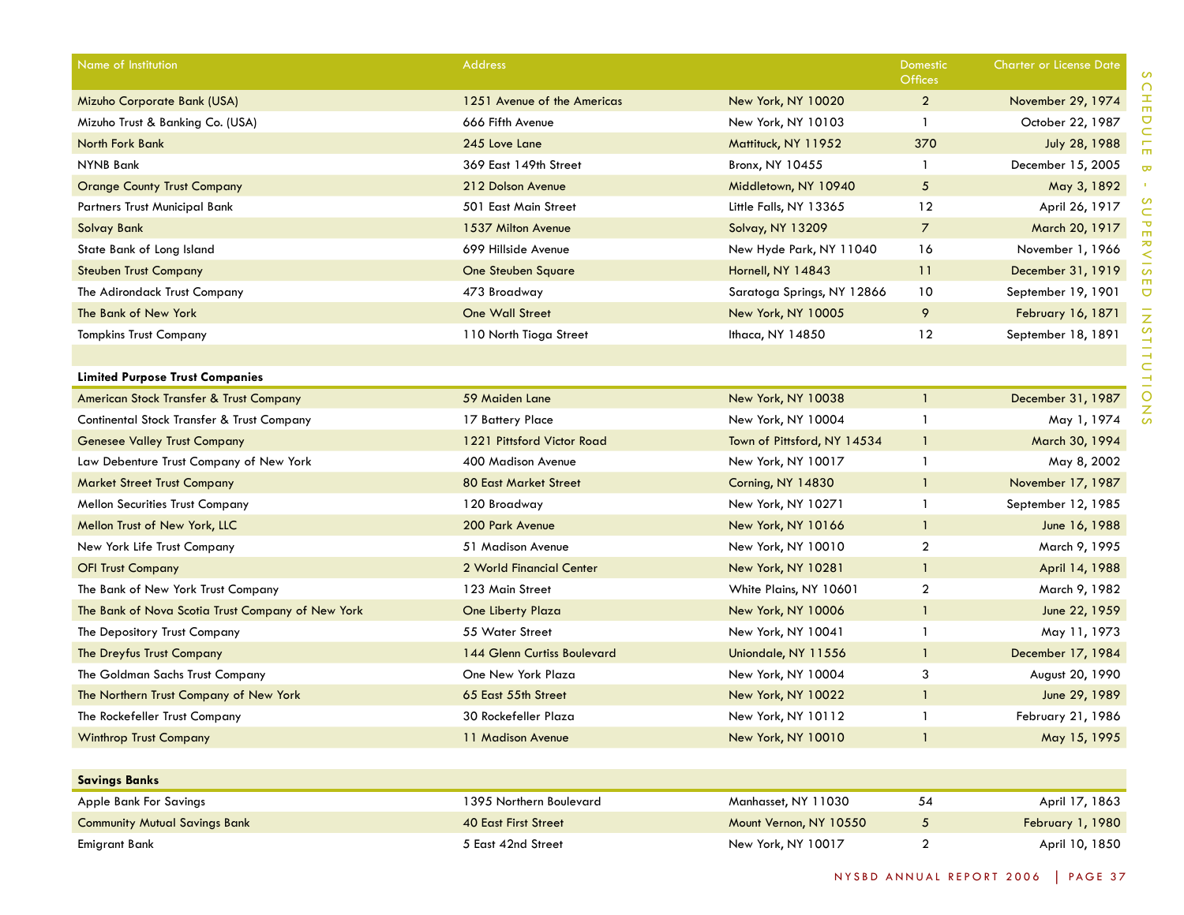| Name of Institution | Address | | Domestic Offices | Charter or License Date |
|---|---|---|---|---|
| Mizuho Corporate Bank (USA) | 1251 Avenue of the Americas | New York, NY 10020 | 2 | November 29, 1974 |
| Mizuho Trust & Banking Co. (USA) | 666 Fifth Avenue | New York, NY 10103 | 1 | October 22, 1987 |
| North Fork Bank | 245 Love Lane | Mattituck, NY 11952 | 370 | July 28, 1988 |
| NYNB Bank | 369 East 149th Street | Bronx, NY 10455 | 1 | December 15, 2005 |
| Orange County Trust Company | 212 Dolson Avenue | Middletown, NY 10940 | 5 | May 3, 1892 |
| Partners Trust Municipal Bank | 501 East Main Street | Little Falls, NY 13365 | 12 | April 26, 1917 |
| Solvay Bank | 1537 Milton Avenue | Solvay, NY 13209 | 7 | March 20, 1917 |
| State Bank of Long Island | 699 Hillside Avenue | New Hyde Park, NY 11040 | 16 | November 1, 1966 |
| Steuben Trust Company | One Steuben Square | Hornell, NY 14843 | 11 | December 31, 1919 |
| The Adirondack Trust Company | 473 Broadway | Saratoga Springs, NY 12866 | 10 | September 19, 1901 |
| The Bank of New York | One Wall Street | New York, NY 10005 | 9 | February 16, 1871 |
| Tompkins Trust Company | 110 North Tioga Street | Ithaca, NY 14850 | 12 | September 18, 1891 |
| | | | | |
| **Limited Purpose Trust Companies** | | | | |
| American Stock Transfer & Trust Company | 59 Maiden Lane | New York, NY 10038 | 1 | December 31, 1987 |
| Continental Stock Transfer & Trust Company | 17 Battery Place | New York, NY 10004 | 1 | May 1, 1974 |
| Genesee Valley Trust Company | 1221 Pittsford Victor Road | Town of Pittsford, NY 14534 | 1 | March 30, 1994 |
| Law Debenture Trust Company of New York | 400 Madison Avenue | New York, NY 10017 | 1 | May 8, 2002 |
| Market Street Trust Company | 80 East Market Street | Corning, NY 14830 | 1 | November 17, 1987 |
| Mellon Securities Trust Company | 120 Broadway | New York, NY 10271 | 1 | September 12, 1985 |
| Mellon Trust of New York, LLC | 200 Park Avenue | New York, NY 10166 | 1 | June 16, 1988 |
| New York Life Trust Company | 51 Madison Avenue | New York, NY 10010 | 2 | March 9, 1995 |
| OFI Trust Company | 2 World Financial Center | New York, NY 10281 | 1 | April 14, 1988 |
| The Bank of New York Trust Company | 123 Main Street | White Plains, NY 10601 | 2 | March 9, 1982 |
| The Bank of Nova Scotia Trust Company of New York | One Liberty Plaza | New York, NY 10006 | 1 | June 22, 1959 |
| The Depository Trust Company | 55 Water Street | New York, NY 10041 | 1 | May 11, 1973 |
| The Dreyfus Trust Company | 144 Glenn Curtiss Boulevard | Uniondale, NY 11556 | 1 | December 17, 1984 |
| The Goldman Sachs Trust Company | One New York Plaza | New York, NY 10004 | 3 | August 20, 1990 |
| The Northern Trust Company of New York | 65 East 55th Street | New York, NY 10022 | 1 | June 29, 1989 |
| The Rockefeller Trust Company | 30 Rockefeller Plaza | New York, NY 10112 | 1 | February 21, 1986 |
| Winthrop Trust Company | 11 Madison Avenue | New York, NY 10010 | 1 | May 15, 1995 |
| | | | | |
| **Savings Banks** | | | | |
| Apple Bank For Savings | 1395 Northern Boulevard | Manhasset, NY 11030 | 54 | April 17, 1863 |
| Community Mutual Savings Bank | 40 East First Street | Mount Vernon, NY 10550 | 5 | February 1, 1980 |
| Emigrant Bank | 5 East 42nd Street | New York, NY 10017 | 2 | April 10, 1850 |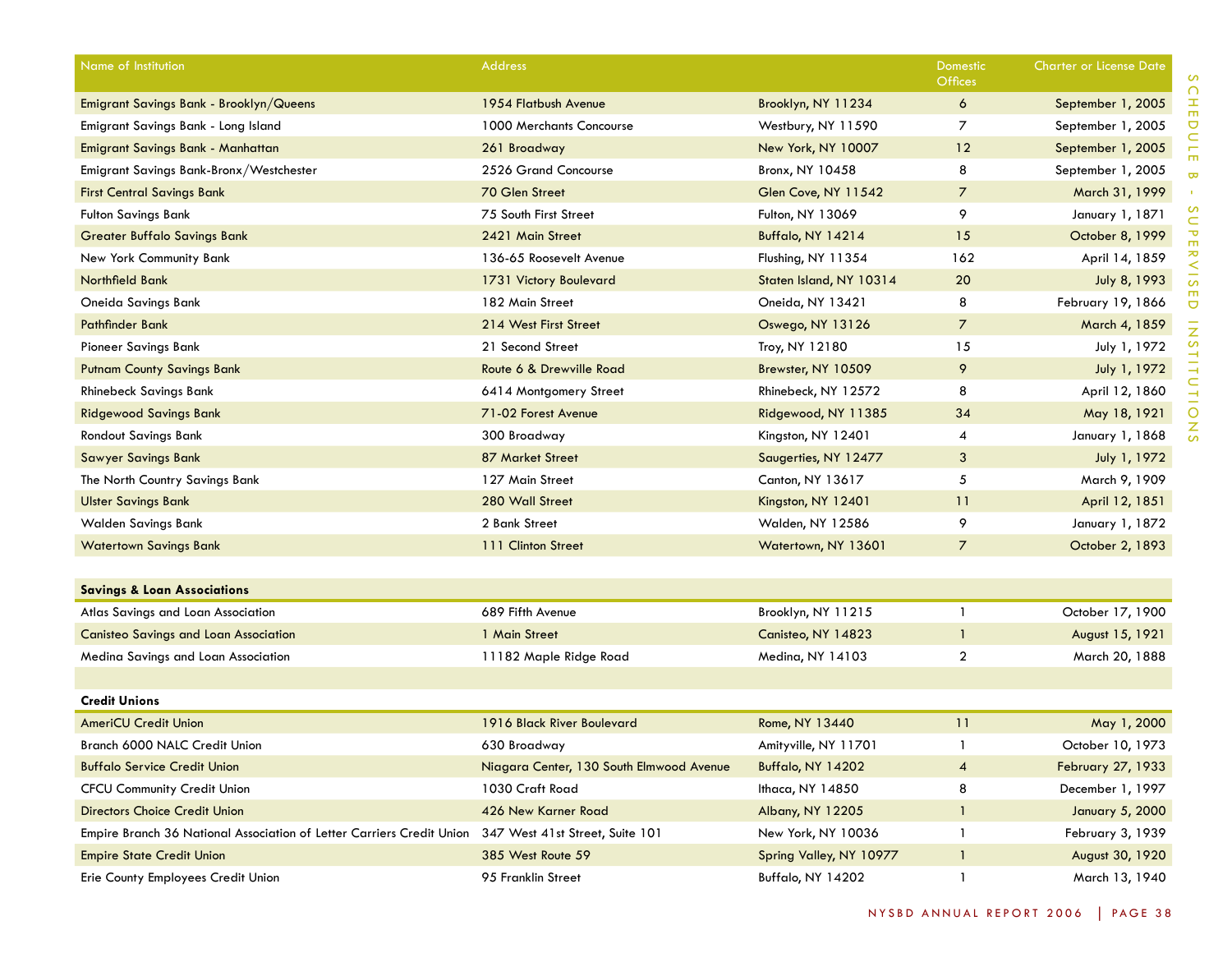| Name of Institution | Address | | Domestic Offices | Charter or License Date |
|---|---|---|---|---|
| Emigrant Savings Bank - Brooklyn/Queens | 1954 Flatbush Avenue | Brooklyn, NY 11234 | 6 | September 1, 2005 |
| Emigrant Savings Bank - Long Island | 1000 Merchants Concourse | Westbury, NY 11590 | 7 | September 1, 2005 |
| Emigrant Savings Bank - Manhattan | 261 Broadway | New York, NY 10007 | 12 | September 1, 2005 |
| Emigrant Savings Bank-Bronx/Westchester | 2526 Grand Concourse | Bronx, NY 10458 | 8 | September 1, 2005 |
| First Central Savings Bank | 70 Glen Street | Glen Cove, NY 11542 | 7 | March 31, 1999 |
| Fulton Savings Bank | 75 South First Street | Fulton, NY 13069 | 9 | January 1, 1871 |
| Greater Buffalo Savings Bank | 2421 Main Street | Buffalo, NY 14214 | 15 | October 8, 1999 |
| New York Community Bank | 136-65 Roosevelt Avenue | Flushing, NY 11354 | 162 | April 14, 1859 |
| Northfield Bank | 1731 Victory Boulevard | Staten Island, NY 10314 | 20 | July 8, 1993 |
| Oneida Savings Bank | 182 Main Street | Oneida, NY 13421 | 8 | February 19, 1866 |
| Pathfinder Bank | 214 West First Street | Oswego, NY 13126 | 7 | March 4, 1859 |
| Pioneer Savings Bank | 21 Second Street | Troy, NY 12180 | 15 | July 1, 1972 |
| Putnam County Savings Bank | Route 6 & Drewville Road | Brewster, NY 10509 | 9 | July 1, 1972 |
| Rhinebeck Savings Bank | 6414 Montgomery Street | Rhinebeck, NY 12572 | 8 | April 12, 1860 |
| Ridgewood Savings Bank | 71-02 Forest Avenue | Ridgewood, NY 11385 | 34 | May 18, 1921 |
| Rondout Savings Bank | 300 Broadway | Kingston, NY 12401 | 4 | January 1, 1868 |
| Sawyer Savings Bank | 87 Market Street | Saugerties, NY 12477 | 3 | July 1, 1972 |
| The North Country Savings Bank | 127 Main Street | Canton, NY 13617 | 5 | March 9, 1909 |
| Ulster Savings Bank | 280 Wall Street | Kingston, NY 12401 | 11 | April 12, 1851 |
| Walden Savings Bank | 2 Bank Street | Walden, NY 12586 | 9 | January 1, 1872 |
| Watertown Savings Bank | 111 Clinton Street | Watertown, NY 13601 | 7 | October 2, 1893 |
| | | | | |
| **Savings & Loan Associations** | | | | |
| Atlas Savings and Loan Association | 689 Fifth Avenue | Brooklyn, NY 11215 | 1 | October 17, 1900 |
| Canisteo Savings and Loan Association | 1 Main Street | Canisteo, NY 14823 | 1 | August 15, 1921 |
| Medina Savings and Loan Association | 11182 Maple Ridge Road | Medina, NY 14103 | 2 | March 20, 1888 |
| | | | | |
| **Credit Unions** | | | | |
| AmeriCU Credit Union | 1916 Black River Boulevard | Rome, NY 13440 | 11 | May 1, 2000 |
| Branch 6000 NALC Credit Union | 630 Broadway | Amityville, NY 11701 | 1 | October 10, 1973 |
| Buffalo Service Credit Union | Niagara Center, 130 South Elmwood Avenue | Buffalo, NY 14202 | 4 | February 27, 1933 |
| CFCU Community Credit Union | 1030 Craft Road | Ithaca, NY 14850 | 8 | December 1, 1997 |
| Directors Choice Credit Union | 426 New Karner Road | Albany, NY 12205 | 1 | January 5, 2000 |
| Empire Branch 36 National Association of Letter Carriers Credit Union | 347 West 41st Street, Suite 101 | New York, NY 10036 | 1 | February 3, 1939 |
| Empire State Credit Union | 385 West Route 59 | Spring Valley, NY 10977 | 1 | August 30, 1920 |
| Erie County Employees Credit Union | 95 Franklin Street | Buffalo, NY 14202 | 1 | March 13, 1940 |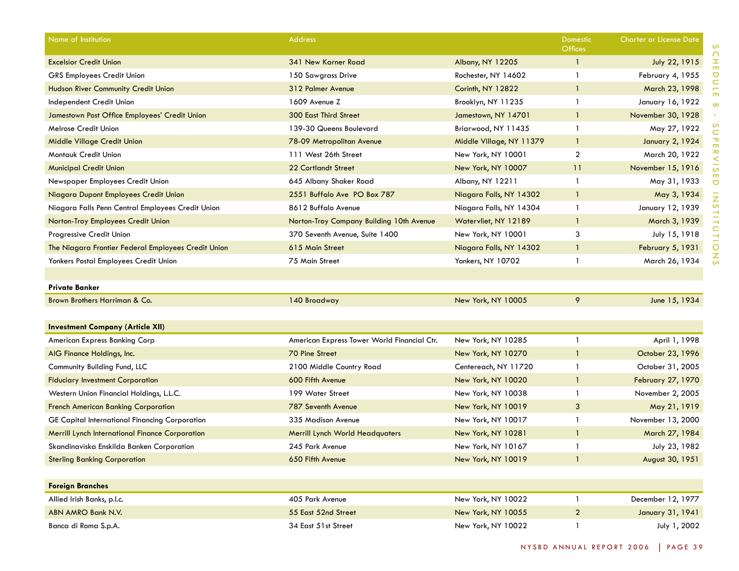| Name of Institution | Address | | Domestic Offices | Charter or License Date |
|---|---|---|---|---|
| Excelsior Credit Union | 341 New Karner Road | Albany, NY 12205 | 1 | July 22, 1915 |
| GRS Employees Credit Union | 150 Sawgrass Drive | Rochester, NY 14602 | 1 | February 4, 1955 |
| Hudson River Community Credit Union | 312 Palmer Avenue | Corinth, NY 12822 | 1 | March 23, 1998 |
| Independent Credit Union | 1609 Avenue Z | Brooklyn, NY 11235 | 1 | January 16, 1922 |
| Jamestown Post Office Employees' Credit Union | 300 East Third Street | Jamestown, NY 14701 | 1 | November 30, 1928 |
| Melrose Credit Union | 139-30 Queens Boulevard | Briarwood, NY 11435 | 1 | May 27, 1922 |
| Middle Village Credit Union | 78-09 Metropolitan Avenue | Middle Village, NY 11379 | 1 | January 2, 1924 |
| Montauk Credit Union | 111 West 26th Street | New York, NY 10001 | 2 | March 20, 1922 |
| Municipal Credit Union | 22 Cortlandt Street | New York, NY 10007 | 11 | November 15, 1916 |
| Newspaper Employees Credit Union | 645 Albany Shaker Road | Albany, NY 12211 | 1 | May 31, 1933 |
| Niagara Dupont Employees Credit Union | 2551 Buffalo Ave PO Box 787 | Niagara Falls, NY 14302 | 1 | May 3, 1934 |
| Niagara Falls Penn Central Employees Credit Union | 8612 Buffalo Avenue | Niagara Falls, NY 14304 | 1 | January 12, 1939 |
| Norton-Troy Employees Credit Union | Norton-Troy Company Building 10th Avenue | Watervliet, NY 12189 | 1 | March 3, 1939 |
| Progressive Credit Union | 370 Seventh Avenue, Suite 1400 | New York, NY 10001 | 3 | July 15, 1918 |
| The Niagara Frontier Federal Employees Credit Union | 615 Main Street | Niagara Falls, NY 14302 | 1 | February 5, 1931 |
| Yonkers Postal Employees Credit Union | 75 Main Street | Yonkers, NY 10702 | 1 | March 26, 1934 |
| | | | | |
| **Private Banker** | | | | |
| Brown Brothers Harriman & Co. | 140 Broadway | New York, NY 10005 | 9 | June 15, 1934 |
| | | | | |
| **Investment Company (Article XII)** | | | | |
| American Express Banking Corp | American Express Tower World Financial Ctr. | New York, NY 10285 | 1 | April 1, 1998 |
| AIG Finance Holdings, Inc. | 70 Pine Street | New York, NY 10270 | 1 | October 23, 1996 |
| Community Building Fund, LLC | 2100 Middle Country Road | Centereach, NY 11720 | 1 | October 31, 2005 |
| Fiduciary Investment Corporation | 600 Fifth Avenue | New York, NY 10020 | 1 | February 27, 1970 |
| Western Union Financial Holdings, L.L.C. | 199 Water Street | New York, NY 10038 | 1 | November 2, 2005 |
| French American Banking Corporation | 787 Seventh Avenue | New York, NY 10019 | 3 | May 21, 1919 |
| GE Capital International Financing Corporation | 335 Madison Avenue | New York, NY 10017 | 1 | November 13, 2000 |
| Merrill Lynch International Finance Corporation | Merrill Lynch World Headquaters | New York, NY 10281 | 1 | March 27, 1984 |
| Skandinaviska Enskilda Banken Corporation | 245 Park Avenue | New York, NY 10167 | 1 | July 23, 1982 |
| Sterling Banking Corporation | 650 Fifth Avenue | New York, NY 10019 | 1 | August 30, 1951 |
| | | | | |
| **Foreign Branches** | | | | |
| Allied Irish Banks, p.l.c. | 405 Park Avenue | New York, NY 10022 | 1 | December 12, 1977 |
| ABN AMRO Bank N.V. | 55 East 52nd Street | New York, NY 10055 | 2 | January 31, 1941 |
| Banca di Roma S.p.A. | 34 East 51st Street | New York, NY 10022 | 1 | July 1, 2002 |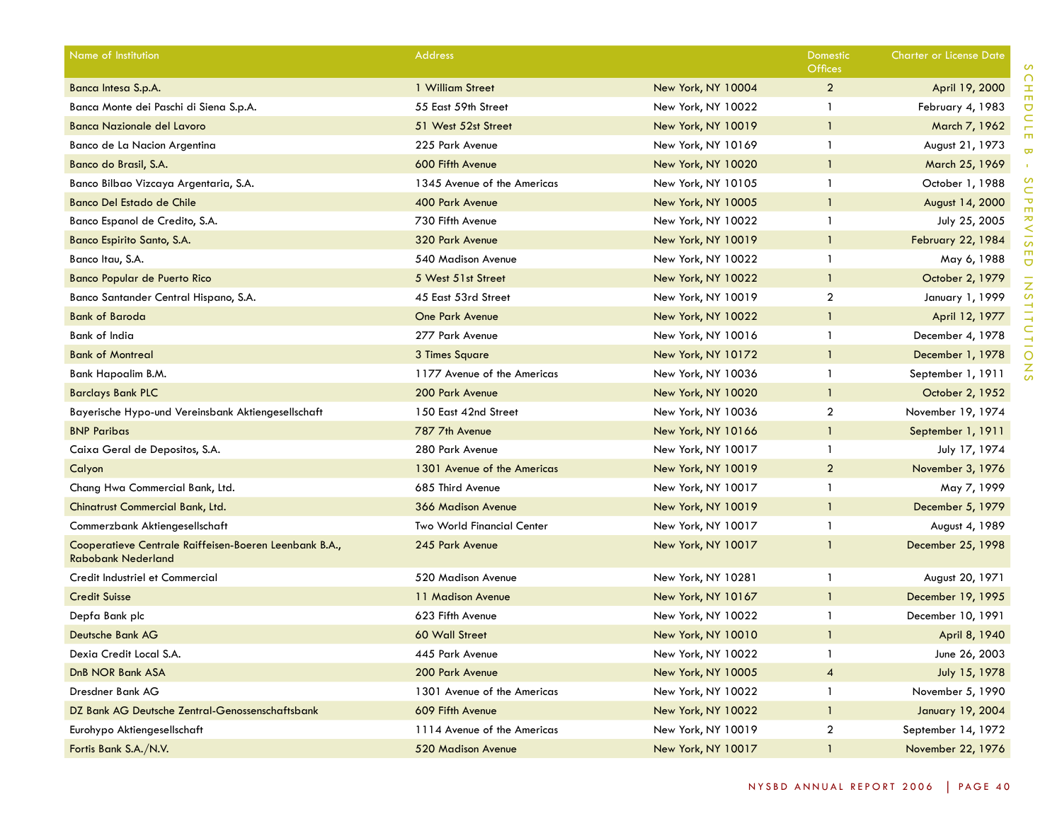| Name of Institution | Address | | Domestic Offices | Charter or License Date |
|---|---|---|---|---|
| Banca Intesa S.p.A. | 1 William Street | New York, NY 10004 | 2 | April 19, 2000 |
| Banca Monte dei Paschi di Siena S.p.A. | 55 East 59th Street | New York, NY 10022 | 1 | February 4, 1983 |
| Banca Nazionale del Lavoro | 51 West 52st Street | New York, NY 10019 | 1 | March 7, 1962 |
| Banco de La Nacion Argentina | 225 Park Avenue | New York, NY 10169 | 1 | August 21, 1973 |
| Banco do Brasil, S.A. | 600 Fifth Avenue | New York, NY 10020 | 1 | March 25, 1969 |
| Banco Bilbao Vizcaya Argentaria, S.A. | 1345 Avenue of the Americas | New York, NY 10105 | 1 | October 1, 1988 |
| Banco Del Estado de Chile | 400 Park Avenue | New York, NY 10005 | 1 | August 14, 2000 |
| Banco Espanol de Credito, S.A. | 730 Fifth Avenue | New York, NY 10022 | 1 | July 25, 2005 |
| Banco Espirito Santo, S.A. | 320 Park Avenue | New York, NY 10019 | 1 | February 22, 1984 |
| Banco Itau, S.A. | 540 Madison Avenue | New York, NY 10022 | 1 | May 6, 1988 |
| Banco Popular de Puerto Rico | 5 West 51st Street | New York, NY 10022 | 1 | October 2, 1979 |
| Banco Santander Central Hispano, S.A. | 45 East 53rd Street | New York, NY 10019 | 2 | January 1, 1999 |
| Bank of Baroda | One Park Avenue | New York, NY 10022 | 1 | April 12, 1977 |
| Bank of India | 277 Park Avenue | New York, NY 10016 | 1 | December 4, 1978 |
| Bank of Montreal | 3 Times Square | New York, NY 10172 | 1 | December 1, 1978 |
| Bank Hapoalim B.M. | 1177 Avenue of the Americas | New York, NY 10036 | 1 | September 1, 1911 |
| Barclays Bank PLC | 200 Park Avenue | New York, NY 10020 | 1 | October 2, 1952 |
| Bayerische Hypo-und Vereinsbank Aktiengesellschaft | 150 East 42nd Street | New York, NY 10036 | 2 | November 19, 1974 |
| BNP Paribas | 787 7th Avenue | New York, NY 10166 | 1 | September 1, 1911 |
| Caixa Geral de Depositos, S.A. | 280 Park Avenue | New York, NY 10017 | 1 | July 17, 1974 |
| Calyon | 1301 Avenue of the Americas | New York, NY 10019 | 2 | November 3, 1976 |
| Chang Hwa Commercial Bank, Ltd. | 685 Third Avenue | New York, NY 10017 | 1 | May 7, 1999 |
| Chinatrust Commercial Bank, Ltd. | 366 Madison Avenue | New York, NY 10019 | 1 | December 5, 1979 |
| Commerzbank Aktiengesellschaft | Two World Financial Center | New York, NY 10017 | 1 | August 4, 1989 |
| Cooperatieve Centrale Raiffeisen-Boeren Leenbank B.A., Rabobank Nederland | 245 Park Avenue | New York, NY 10017 | 1 | December 25, 1998 |
| Credit Industriel et Commercial | 520 Madison Avenue | New York, NY 10281 | 1 | August 20, 1971 |
| Credit Suisse | 11 Madison Avenue | New York, NY 10167 | 1 | December 19, 1995 |
| Depfa Bank plc | 623 Fifth Avenue | New York, NY 10022 | 1 | December 10, 1991 |
| Deutsche Bank AG | 60 Wall Street | New York, NY 10010 | 1 | April 8, 1940 |
| Dexia Credit Local S.A. | 445 Park Avenue | New York, NY 10022 | 1 | June 26, 2003 |
| DnB NOR Bank ASA | 200 Park Avenue | New York, NY 10005 | 4 | July 15, 1978 |
| Dresdner Bank AG | 1301 Avenue of the Americas | New York, NY 10022 | 1 | November 5, 1990 |
| DZ Bank AG Deutsche Zentral-Genossenschaftsbank | 609 Fifth Avenue | New York, NY 10022 | 1 | January 19, 2004 |
| Eurohypo Aktiengesellschaft | 1114 Avenue of the Americas | New York, NY 10019 | 2 | September 14, 1972 |
| Fortis Bank S.A./N.V. | 520 Madison Avenue | New York, NY 10017 | 1 | November 22, 1976 |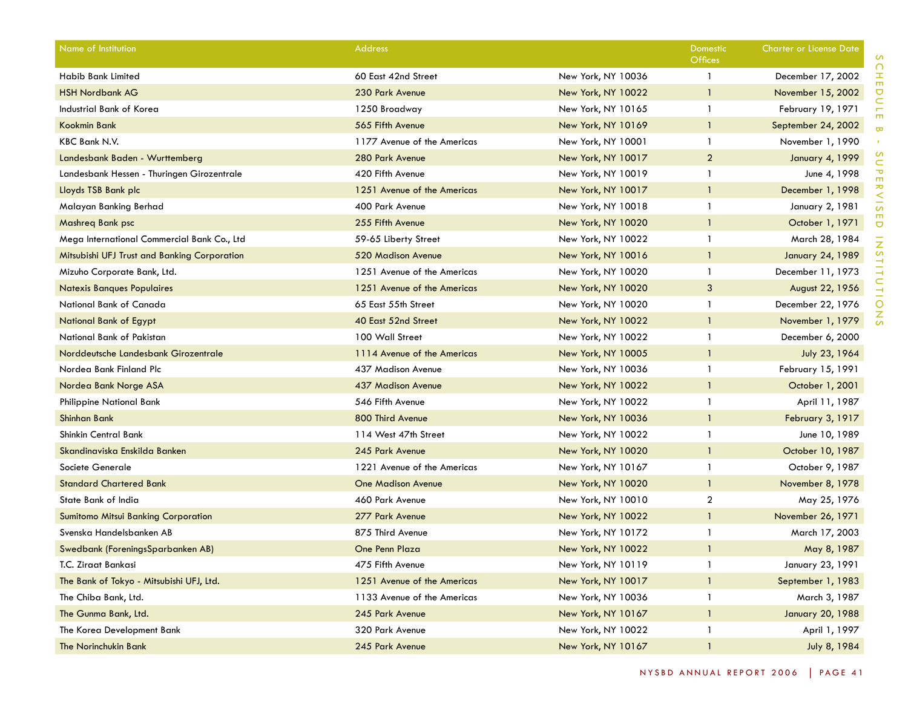| Name of Institution | Address | | Domestic Offices | Charter or License Date |
|---|---|---|---|---|
| Habib Bank Limited | 60 East 42nd Street | New York, NY 10036 | 1 | December 17, 2002 |
| HSH Nordbank AG | 230 Park Avenue | New York, NY 10022 | 1 | November 15, 2002 |
| Industrial Bank of Korea | 1250 Broadway | New York, NY 10165 | 1 | February 19, 1971 |
| Kookmin Bank | 565 Fifth Avenue | New York, NY 10169 | 1 | September 24, 2002 |
| KBC Bank N.V. | 1177 Avenue of the Americas | New York, NY 10001 | 1 | November 1, 1990 |
| Landesbank Baden - Wurttemberg | 280 Park Avenue | New York, NY 10017 | 2 | January 4, 1999 |
| Landesbank Hessen - Thuringen Girozentrale | 420 Fifth Avenue | New York, NY 10019 | 1 | June 4, 1998 |
| Lloyds TSB Bank plc | 1251 Avenue of the Americas | New York, NY 10017 | 1 | December 1, 1998 |
| Malayan Banking Berhad | 400 Park Avenue | New York, NY 10018 | 1 | January 2, 1981 |
| Mashreq Bank psc | 255 Fifth Avenue | New York, NY 10020 | 1 | October 1, 1971 |
| Mega International Commercial Bank Co., Ltd | 59-65 Liberty Street | New York, NY 10022 | 1 | March 28, 1984 |
| Mitsubishi UFJ Trust and Banking Corporation | 520 Madison Avenue | New York, NY 10016 | 1 | January 24, 1989 |
| Mizuho Corporate Bank, Ltd. | 1251 Avenue of the Americas | New York, NY 10020 | 1 | December 11, 1973 |
| Natexis Banques Populaires | 1251 Avenue of the Americas | New York, NY 10020 | 3 | August 22, 1956 |
| National Bank of Canada | 65 East 55th Street | New York, NY 10020 | 1 | December 22, 1976 |
| National Bank of Egypt | 40 East 52nd Street | New York, NY 10022 | 1 | November 1, 1979 |
| National Bank of Pakistan | 100 Wall Street | New York, NY 10022 | 1 | December 6, 2000 |
| Norddeutsche Landesbank Girozentrale | 1114 Avenue of the Americas | New York, NY 10005 | 1 | July 23, 1964 |
| Nordea Bank Finland Plc | 437 Madison Avenue | New York, NY 10036 | 1 | February 15, 1991 |
| Nordea Bank Norge ASA | 437 Madison Avenue | New York, NY 10022 | 1 | October 1, 2001 |
| Philippine National Bank | 546 Fifth Avenue | New York, NY 10022 | 1 | April 11, 1987 |
| Shinhan Bank | 800 Third Avenue | New York, NY 10036 | 1 | February 3, 1917 |
| Shinkin Central Bank | 114 West 47th Street | New York, NY 10022 | 1 | June 10, 1989 |
| Skandinaviska Enskilda Banken | 245 Park Avenue | New York, NY 10020 | 1 | October 10, 1987 |
| Societe Generale | 1221 Avenue of the Americas | New York, NY 10167 | 1 | October 9, 1987 |
| Standard Chartered Bank | One Madison Avenue | New York, NY 10020 | 1 | November 8, 1978 |
| State Bank of India | 460 Park Avenue | New York, NY 10010 | 2 | May 25, 1976 |
| Sumitomo Mitsui Banking Corporation | 277 Park Avenue | New York, NY 10022 | 1 | November 26, 1971 |
| Svenska Handelsbanken AB | 875 Third Avenue | New York, NY 10172 | 1 | March 17, 2003 |
| Swedbank (ForeningsSparbanken AB) | One Penn Plaza | New York, NY 10022 | 1 | May 8, 1987 |
| T.C. Ziraat Bankasi | 475 Fifth Avenue | New York, NY 10119 | 1 | January 23, 1991 |
| The Bank of Tokyo - Mitsubishi UFJ, Ltd. | 1251 Avenue of the Americas | New York, NY 10017 | 1 | September 1, 1983 |
| The Chiba Bank, Ltd. | 1133 Avenue of the Americas | New York, NY 10036 | 1 | March 3, 1987 |
| The Gunma Bank, Ltd. | 245 Park Avenue | New York, NY 10167 | 1 | January 20, 1988 |
| The Korea Development Bank | 320 Park Avenue | New York, NY 10022 | 1 | April 1, 1997 |
| The Norinchukin Bank | 245 Park Avenue | New York, NY 10167 | 1 | July 8, 1984 |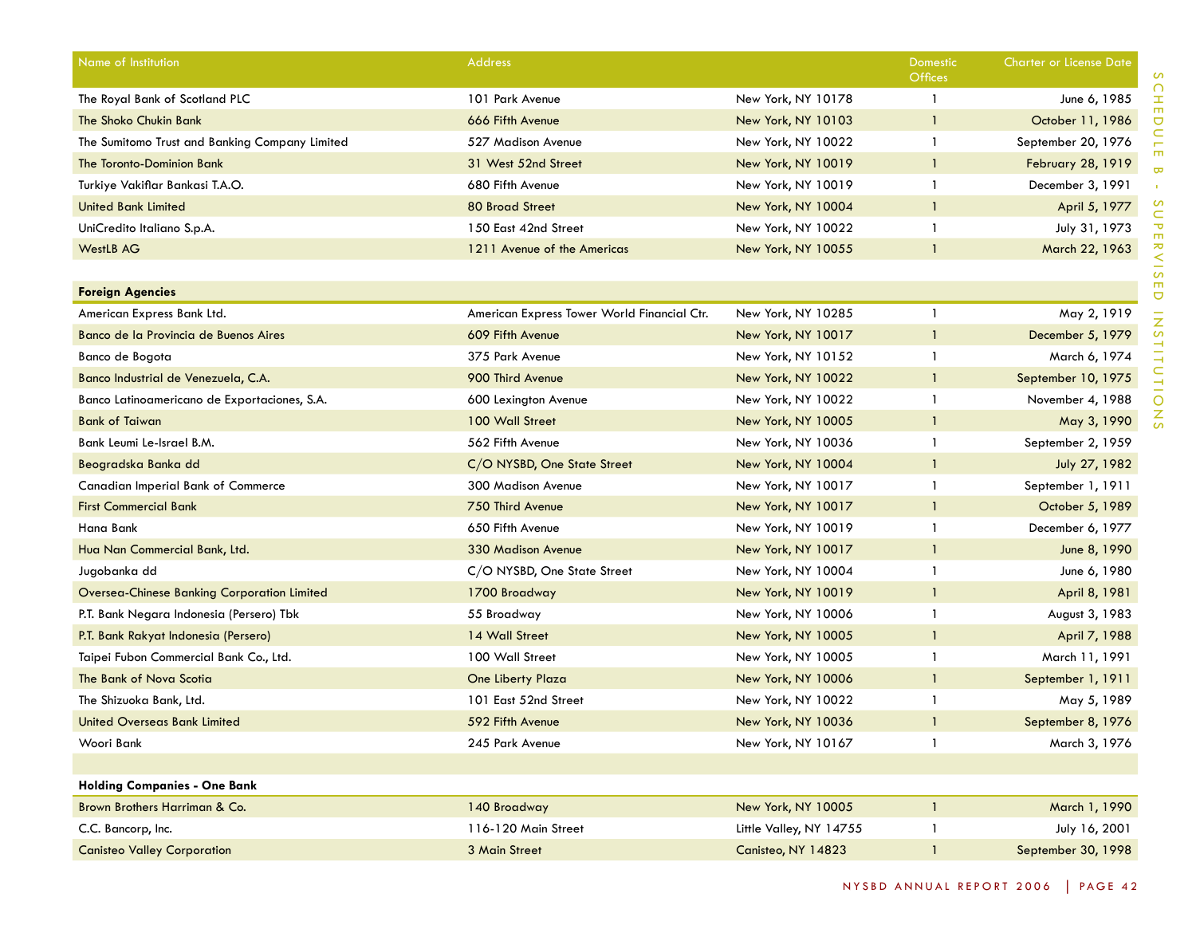| Name of Institution | Address | | Domestic Offices | Charter or License Date |
|---|---|---|---|---|
| The Royal Bank of Scotland PLC | 101 Park Avenue | New York, NY 10178 | 1 | June 6, 1985 |
| The Shoko Chukin Bank | 666 Fifth Avenue | New York, NY 10103 | 1 | October 11, 1986 |
| The Sumitomo Trust and Banking Company Limited | 527 Madison Avenue | New York, NY 10022 | 1 | September 20, 1976 |
| The Toronto-Dominion Bank | 31 West 52nd Street | New York, NY 10019 | 1 | February 28, 1919 |
| Turkiye Vakiflar Bankasi T.A.O. | 680 Fifth Avenue | New York, NY 10019 | 1 | December 3, 1991 |
| United Bank Limited | 80 Broad Street | New York, NY 10004 | 1 | April 5, 1977 |
| UniCredito Italiano S.p.A. | 150 East 42nd Street | New York, NY 10022 | 1 | July 31, 1973 |
| WestLB AG | 1211 Avenue of the Americas | New York, NY 10055 | 1 | March 22, 1963 |
| | | | | |
| **Foreign Agencies** | | | | |
| American Express Bank Ltd. | American Express Tower World Financial Ctr. | New York, NY 10285 | 1 | May 2, 1919 |
| Banco de la Provincia de Buenos Aires | 609 Fifth Avenue | New York, NY 10017 | 1 | December 5, 1979 |
| Banco de Bogota | 375 Park Avenue | New York, NY 10152 | 1 | March 6, 1974 |
| Banco Industrial de Venezuela, C.A. | 900 Third Avenue | New York, NY 10022 | 1 | September 10, 1975 |
| Banco Latinoamericano de Exportaciones, S.A. | 600 Lexington Avenue | New York, NY 10022 | 1 | November 4, 1988 |
| Bank of Taiwan | 100 Wall Street | New York, NY 10005 | 1 | May 3, 1990 |
| Bank Leumi Le-Israel B.M. | 562 Fifth Avenue | New York, NY 10036 | 1 | September 2, 1959 |
| Beogradska Banka dd | C/O NYSBD, One State Street | New York, NY 10004 | 1 | July 27, 1982 |
| Canadian Imperial Bank of Commerce | 300 Madison Avenue | New York, NY 10017 | 1 | September 1, 1911 |
| First Commercial Bank | 750 Third Avenue | New York, NY 10017 | 1 | October 5, 1989 |
| Hana Bank | 650 Fifth Avenue | New York, NY 10019 | 1 | December 6, 1977 |
| Hua Nan Commercial Bank, Ltd. | 330 Madison Avenue | New York, NY 10017 | 1 | June 8, 1990 |
| Jugobanka dd | C/O NYSBD, One State Street | New York, NY 10004 | 1 | June 6, 1980 |
| Oversea-Chinese Banking Corporation Limited | 1700 Broadway | New York, NY 10019 | 1 | April 8, 1981 |
| P.T. Bank Negara Indonesia (Persero) Tbk | 55 Broadway | New York, NY 10006 | 1 | August 3, 1983 |
| P.T. Bank Rakyat Indonesia (Persero) | 14 Wall Street | New York, NY 10005 | 1 | April 7, 1988 |
| Taipei Fubon Commercial Bank Co., Ltd. | 100 Wall Street | New York, NY 10005 | 1 | March 11, 1991 |
| The Bank of Nova Scotia | One Liberty Plaza | New York, NY 10006 | 1 | September 1, 1911 |
| The Shizuoka Bank, Ltd. | 101 East 52nd Street | New York, NY 10022 | 1 | May 5, 1989 |
| United Overseas Bank Limited | 592 Fifth Avenue | New York, NY 10036 | 1 | September 8, 1976 |
| Woori Bank | 245 Park Avenue | New York, NY 10167 | 1 | March 3, 1976 |
| | | | | |
| **Holding Companies - One Bank** | | | | |
| Brown Brothers Harriman & Co. | 140 Broadway | New York, NY 10005 | 1 | March 1, 1990 |
| C.C. Bancorp, Inc. | 116-120 Main Street | Little Valley, NY 14755 | 1 | July 16, 2001 |
| Canisteo Valley Corporation | 3 Main Street | Canisteo, NY 14823 | 1 | September 30, 1998 |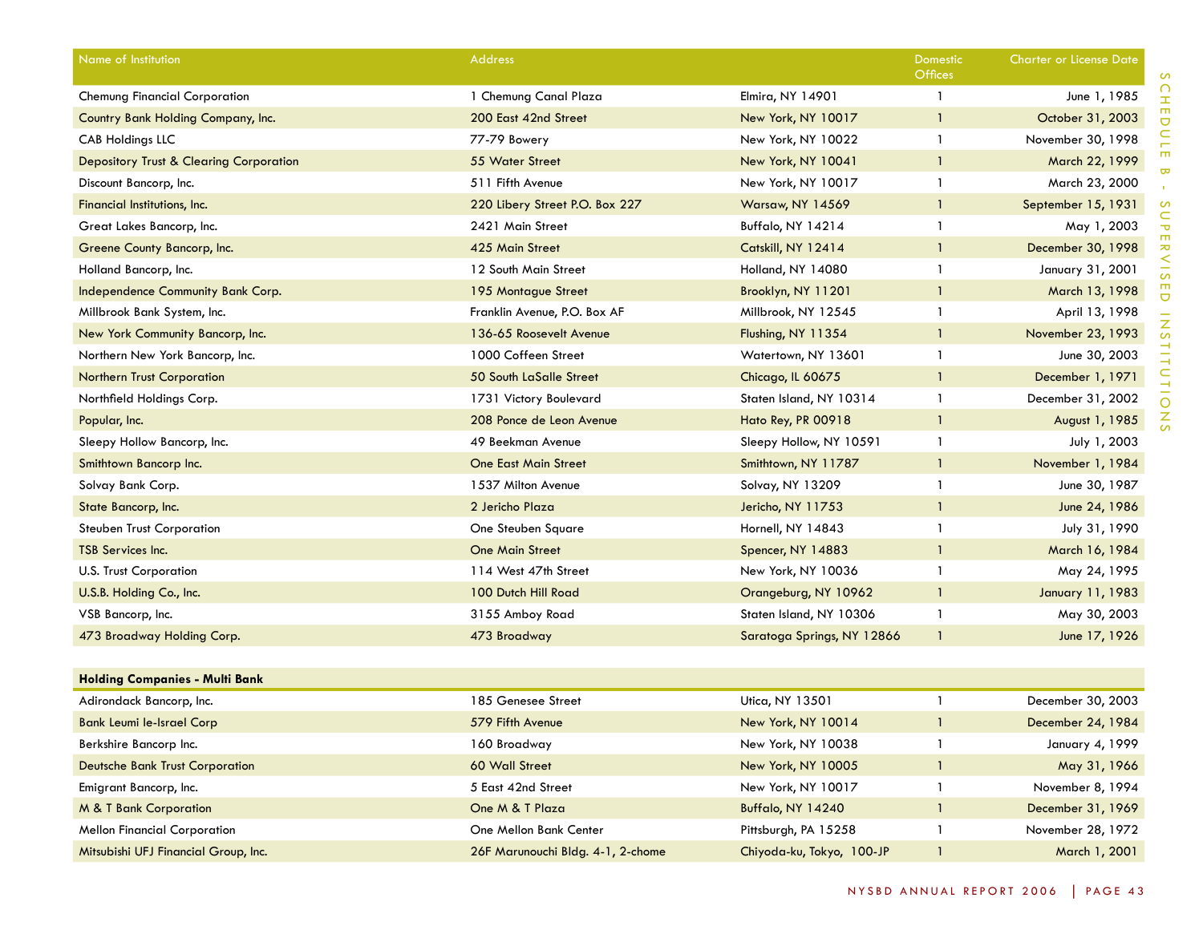| Name of Institution | Address | | Domestic Offices | Charter or License Date |
|---|---|---|---|---|
| Chemung Financial Corporation | 1 Chemung Canal Plaza | Elmira, NY 14901 | 1 | June 1, 1985 |
| Country Bank Holding Company, Inc. | 200 East 42nd Street | New York, NY 10017 | 1 | October 31, 2003 |
| CAB Holdings LLC | 77-79 Bowery | New York, NY 10022 | 1 | November 30, 1998 |
| Depository Trust & Clearing Corporation | 55 Water Street | New York, NY 10041 | 1 | March 22, 1999 |
| Discount Bancorp, Inc. | 511 Fifth Avenue | New York, NY 10017 | 1 | March 23, 2000 |
| Financial Institutions, Inc. | 220 Libery Street P.O. Box 227 | Warsaw, NY 14569 | 1 | September 15, 1931 |
| Great Lakes Bancorp, Inc. | 2421 Main Street | Buffalo, NY 14214 | 1 | May 1, 2003 |
| Greene County Bancorp, Inc. | 425 Main Street | Catskill, NY 12414 | 1 | December 30, 1998 |
| Holland Bancorp, Inc. | 12 South Main Street | Holland, NY 14080 | 1 | January 31, 2001 |
| Independence Community Bank Corp. | 195 Montague Street | Brooklyn, NY 11201 | 1 | March 13, 1998 |
| Millbrook Bank System, Inc. | Franklin Avenue, P.O. Box AF | Millbrook, NY 12545 | 1 | April 13, 1998 |
| New York Community Bancorp, Inc. | 136-65 Roosevelt Avenue | Flushing, NY 11354 | 1 | November 23, 1993 |
| Northern New York Bancorp, Inc. | 1000 Coffeen Street | Watertown, NY 13601 | 1 | June 30, 2003 |
| Northern Trust Corporation | 50 South LaSalle Street | Chicago, IL 60675 | 1 | December 1, 1971 |
| Northfield Holdings Corp. | 1731 Victory Boulevard | Staten Island, NY 10314 | 1 | December 31, 2002 |
| Popular, Inc. | 208 Ponce de Leon Avenue | Hato Rey, PR 00918 | 1 | August 1, 1985 |
| Sleepy Hollow Bancorp, Inc. | 49 Beekman Avenue | Sleepy Hollow, NY 10591 | 1 | July 1, 2003 |
| Smithtown Bancorp Inc. | One East Main Street | Smithtown, NY 11787 | 1 | November 1, 1984 |
| Solvay Bank Corp. | 1537 Milton Avenue | Solvay, NY 13209 | 1 | June 30, 1987 |
| State Bancorp, Inc. | 2 Jericho Plaza | Jericho, NY 11753 | 1 | June 24, 1986 |
| Steuben Trust Corporation | One Steuben Square | Hornell, NY 14843 | 1 | July 31, 1990 |
| TSB Services Inc. | One Main Street | Spencer, NY 14883 | 1 | March 16, 1984 |
| U.S. Trust Corporation | 114 West 47th Street | New York, NY 10036 | 1 | May 24, 1995 |
| U.S.B. Holding Co., Inc. | 100 Dutch Hill Road | Orangeburg, NY 10962 | 1 | January 11, 1983 |
| VSB Bancorp, Inc. | 3155 Amboy Road | Staten Island, NY 10306 | 1 | May 30, 2003 |
| 473 Broadway Holding Corp. | 473 Broadway | Saratoga Springs, NY 12866 | 1 | June 17, 1926 |
| | | | | |
| **Holding Companies - Multi Bank** | | | | |
| Adirondack Bancorp, Inc. | 185 Genesee Street | Utica, NY 13501 | 1 | December 30, 2003 |
| Bank Leumi le-Israel Corp | 579 Fifth Avenue | New York, NY 10014 | 1 | December 24, 1984 |
| Berkshire Bancorp Inc. | 160 Broadway | New York, NY 10038 | 1 | January 4, 1999 |
| Deutsche Bank Trust Corporation | 60 Wall Street | New York, NY 10005 | 1 | May 31, 1966 |
| Emigrant Bancorp, Inc. | 5 East 42nd Street | New York, NY 10017 | 1 | November 8, 1994 |
| M & T Bank Corporation | One M & T Plaza | Buffalo, NY 14240 | 1 | December 31, 1969 |
| Mellon Financial Corporation | One Mellon Bank Center | Pittsburgh, PA 15258 | 1 | November 28, 1972 |
| Mitsubishi UFJ Financial Group, Inc. | 26F Marunouchi Bldg. 4-1, 2-chome | Chiyoda-ku, Tokyo, 100-JP | 1 | March 1, 2001 |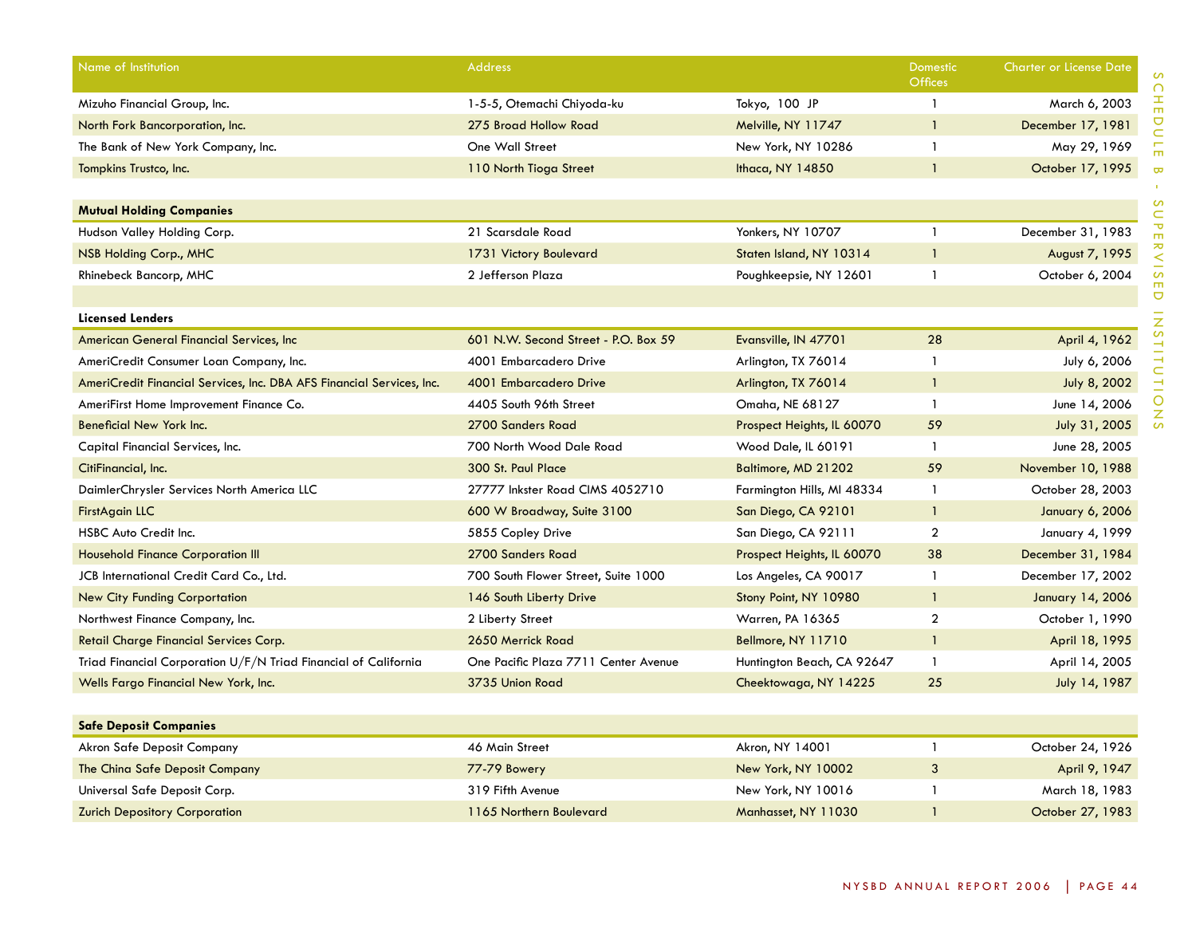| Name of Institution | Address | | Domestic Offices | Charter or License Date |
|---|---|---|---|---|
| Mizuho Financial Group, Inc. | 1-5-5, Otemachi Chiyoda-ku | Tokyo, 100 JP | 1 | March 6, 2003 |
| North Fork Bancorporation, Inc. | 275 Broad Hollow Road | Melville, NY 11747 | 1 | December 17, 1981 |
| The Bank of New York Company, Inc. | One Wall Street | New York, NY 10286 | 1 | May 29, 1969 |
| Tompkins Trustco, Inc. | 110 North Tioga Street | Ithaca, NY 14850 | 1 | October 17, 1995 |
| | | | | |
| **Mutual Holding Companies** | | | | |
| Hudson Valley Holding Corp. | 21 Scarsdale Road | Yonkers, NY 10707 | 1 | December 31, 1983 |
| NSB Holding Corp., MHC | 1731 Victory Boulevard | Staten Island, NY 10314 | 1 | August 7, 1995 |
| Rhinebeck Bancorp, MHC | 2 Jefferson Plaza | Poughkeepsie, NY 12601 | 1 | October 6, 2004 |
| | | | | |
| **Licensed Lenders** | | | | |
| American General Financial Services, Inc | 601 N.W. Second Street - P.O. Box 59 | Evansville, IN 47701 | 28 | April 4, 1962 |
| AmeriCredit Consumer Loan Company, Inc. | 4001 Embarcadero Drive | Arlington, TX 76014 | 1 | July 6, 2006 |
| AmeriCredit Financial Services, Inc. DBA AFS Financial Services, Inc. | 4001 Embarcadero Drive | Arlington, TX 76014 | 1 | July 8, 2002 |
| AmeriFirst Home Improvement Finance Co. | 4405 South 96th Street | Omaha, NE 68127 | 1 | June 14, 2006 |
| Beneficial New York Inc. | 2700 Sanders Road | Prospect Heights, IL 60070 | 59 | July 31, 2005 |
| Capital Financial Services, Inc. | 700 North Wood Dale Road | Wood Dale, IL 60191 | 1 | June 28, 2005 |
| CitiFinancial, Inc. | 300 St. Paul Place | Baltimore, MD 21202 | 59 | November 10, 1988 |
| DaimlerChrysler Services North America LLC | 27777 Inkster Road CIMS 4052710 | Farmington Hills, MI 48334 | 1 | October 28, 2003 |
| FirstAgain LLC | 600 W Broadway, Suite 3100 | San Diego, CA 92101 | 1 | January 6, 2006 |
| HSBC Auto Credit Inc. | 5855 Copley Drive | San Diego, CA 92111 | 2 | January 4, 1999 |
| Household Finance Corporation III | 2700 Sanders Road | Prospect Heights, IL 60070 | 38 | December 31, 1984 |
| JCB International Credit Card Co., Ltd. | 700 South Flower Street, Suite 1000 | Los Angeles, CA 90017 | 1 | December 17, 2002 |
| New City Funding Corportation | 146 South Liberty Drive | Stony Point, NY 10980 | 1 | January 14, 2006 |
| Northwest Finance Company, Inc. | 2 Liberty Street | Warren, PA 16365 | 2 | October 1, 1990 |
| Retail Charge Financial Services Corp. | 2650 Merrick Road | Bellmore, NY 11710 | 1 | April 18, 1995 |
| Triad Financial Corporation U/F/N Triad Financial of California | One Pacific Plaza 7711 Center Avenue | Huntington Beach, CA 92647 | 1 | April 14, 2005 |
| Wells Fargo Financial New York, Inc. | 3735 Union Road | Cheektowaga, NY 14225 | 25 | July 14, 1987 |
| | | | | |
| **Safe Deposit Companies** | | | | |
| Akron Safe Deposit Company | 46 Main Street | Akron, NY 14001 | 1 | October 24, 1926 |
| The China Safe Deposit Company | 77-79 Bowery | New York, NY 10002 | 3 | April 9, 1947 |
| Universal Safe Deposit Corp. | 319 Fifth Avenue | New York, NY 10016 | 1 | March 18, 1983 |
| Zurich Depository Corporation | 1165 Northern Boulevard | Manhasset, NY 11030 | 1 | October 27, 1983 |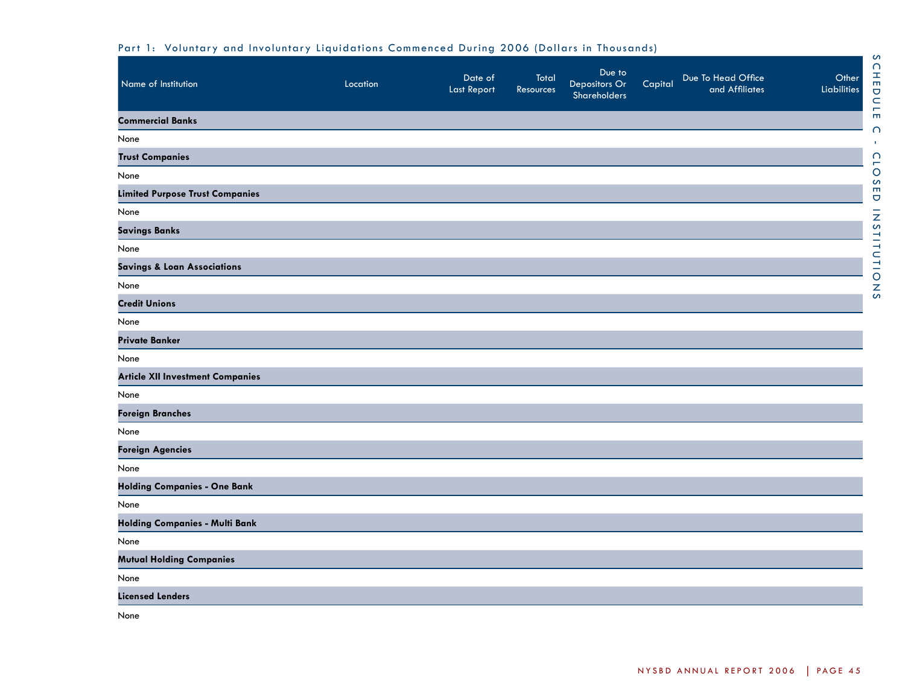## Part 1: Voluntary and Involuntary Liquidations Commenced During 2006 (Dollars in Thousands)

| Name of Institution | Location | Date of Last Report | Total Resources | Due to Depositors Or Shareholders | Capital | Due To Head Office and Affiliates | Other Liabilities |
|---|---|---|---|---|---|---|---|
| **Commercial Banks** | | | | | | | |
| None | | | | | | | |
| **Trust Companies** | | | | | | | |
| None | | | | | | | |
| **Limited Purpose Trust Companies** | | | | | | | |
| None | | | | | | | |
| **Savings Banks** | | | | | | | |
| None | | | | | | | |
| **Savings & Loan Associations** | | | | | | | |
| None | | | | | | | |
| **Credit Unions** | | | | | | | |
| None | | | | | | | |
| **Private Banker** | | | | | | | |
| None | | | | | | | |
| **Article XII Investment Companies** | | | | | | | |
| None | | | | | | | |
| **Foreign Branches** | | | | | | | |
| None | | | | | | | |
| **Foreign Agencies** | | | | | | | |
| None | | | | | | | |
| **Holding Companies - One Bank** | | | | | | | |
| None | | | | | | | |
| **Holding Companies - Multi Bank** | | | | | | | |
| None | | | | | | | |
| **Mutual Holding Companies** | | | | | | | |
| None | | | | | | | |
| **Licensed Lenders** | | | | | | | |
| None | | | | | | | |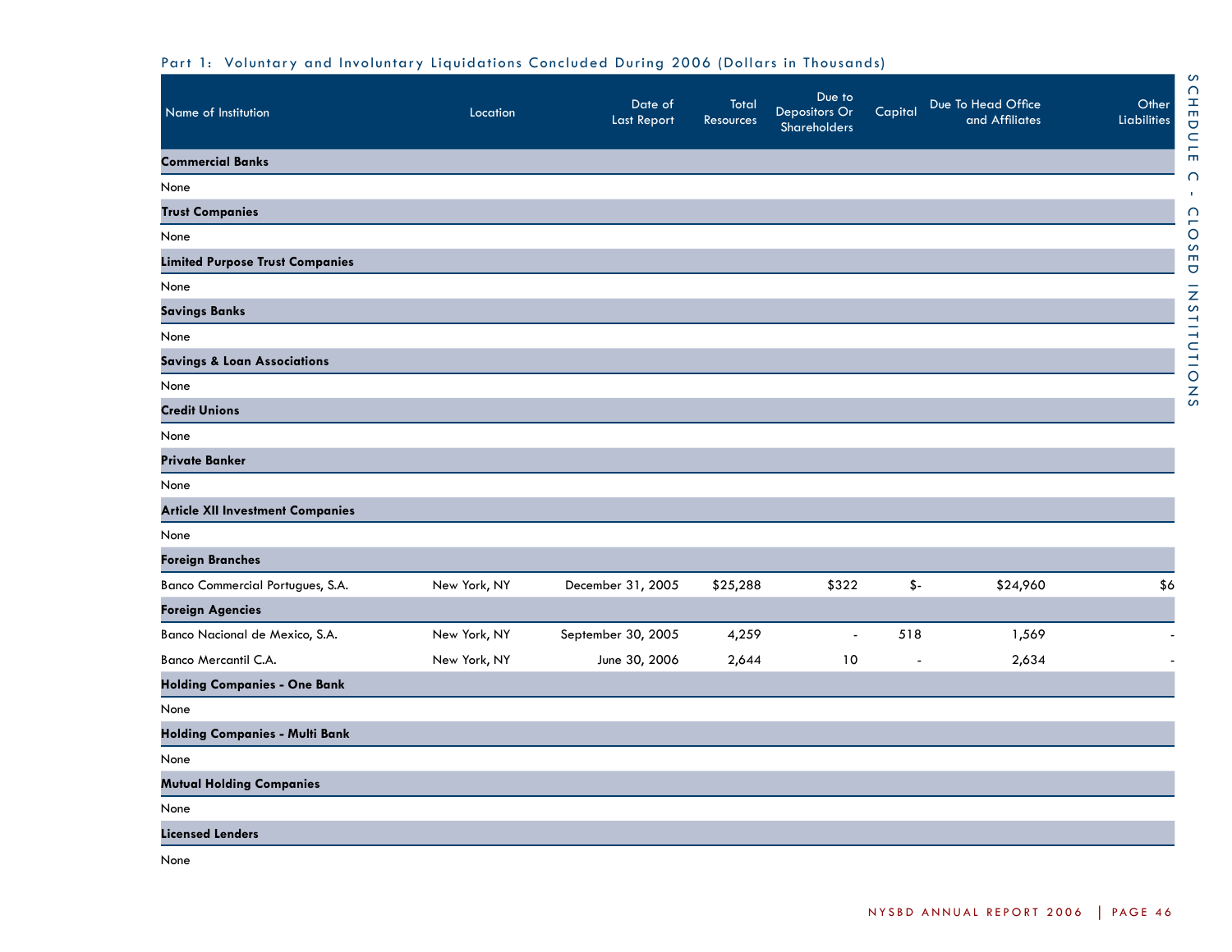## Part 1: Voluntary and Involuntary Liquidations Concluded During 2006 (Dollars in Thousands)

| Name of Institution | Location | Date of Last Report | Total Resources | Due to Depositors Or Shareholders | Capital | Due To Head Office and Affiliates | Other Liabilities |
|---|---|---|---|---|---|---|---|
| **Commercial Banks** | | | | | | | |
| None | | | | | | | |
| **Trust Companies** | | | | | | | |
| None | | | | | | | |
| **Limited Purpose Trust Companies** | | | | | | | |
| None | | | | | | | |
| **Savings Banks** | | | | | | | |
| None | | | | | | | |
| **Savings & Loan Associations** | | | | | | | |
| None | | | | | | | |
| **Credit Unions** | | | | | | | |
| None | | | | | | | |
| **Private Banker** | | | | | | | |
| None | | | | | | | |
| **Article XII Investment Companies** | | | | | | | |
| None | | | | | | | |
| **Foreign Branches** | | | | | | | |
| Banco Commercial Portugues, S.A. | New York, NY | December 31, 2005 | $25,288 | $322 | $- | $24,960 | $6 |
| **Foreign Agencies** | | | | | | | |
| Banco Nacional de Mexico, S.A. | New York, NY | September 30, 2005 | 4,259 | - | 518 | 1,569 | - |
| Banco Mercantil C.A. | New York, NY | June 30, 2006 | 2,644 | 10 | - | 2,634 | - |
| **Holding Companies - One Bank** | | | | | | | |
| None | | | | | | | |
| **Holding Companies - Multi Bank** | | | | | | | |
| None | | | | | | | |
| **Mutual Holding Companies** | | | | | | | |
| None | | | | | | | |
| **Licensed Lenders** | | | | | | | |
| None | | | | | | | |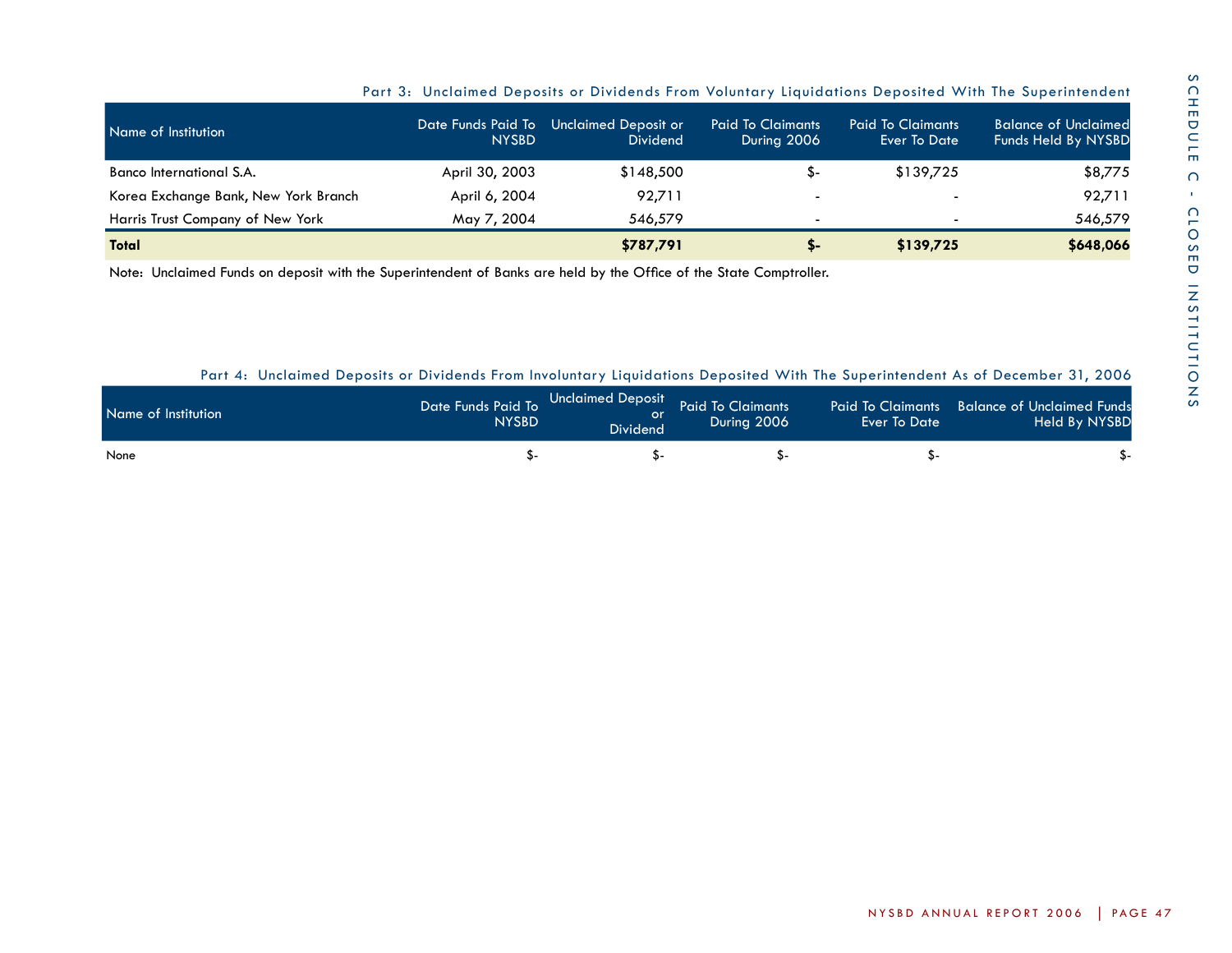### Part 3: Unclaimed Deposits or Dividends From Voluntary Liquidations Deposited With The Superintendent

| Name of Institution | Date Funds Paid To NYSBD | Unclaimed Deposit or Dividend | Paid To Claimants During 2006 | Paid To Claimants Ever To Date | Balance of Unclaimed Funds Held By NYSBD |
|---|---|---|---|---|---|
| Banco International S.A. | April 30, 2003 | $148,500 | $- | $139,725 | $8,775 |
| Korea Exchange Bank, New York Branch | April 6, 2004 | 92,711 | - | - | 92,711 |
| Harris Trust Company of New York | May 7, 2004 | 546,579 | - | - | 546,579 |
| **Total** | | **$787,791** | **$-** | **$139,725** | **$648,066** |

Note: Unclaimed Funds on deposit with the Superintendent of Banks are held by the Office of the State Comptroller.

### Part 4: Unclaimed Deposits or Dividends From Involuntary Liquidations Deposited With The Superintendent As of December 31, 2006

| Name of Institution | Date Funds Paid To NYSBD | Unclaimed Deposit or Dividend | Paid To Claimants During 2006 | Paid To Claimants Ever To Date | Balance of Unclaimed Funds Held By NYSBD |
|---|---|---|---|---|---|
| None | $- | $- | $- | $- | $- |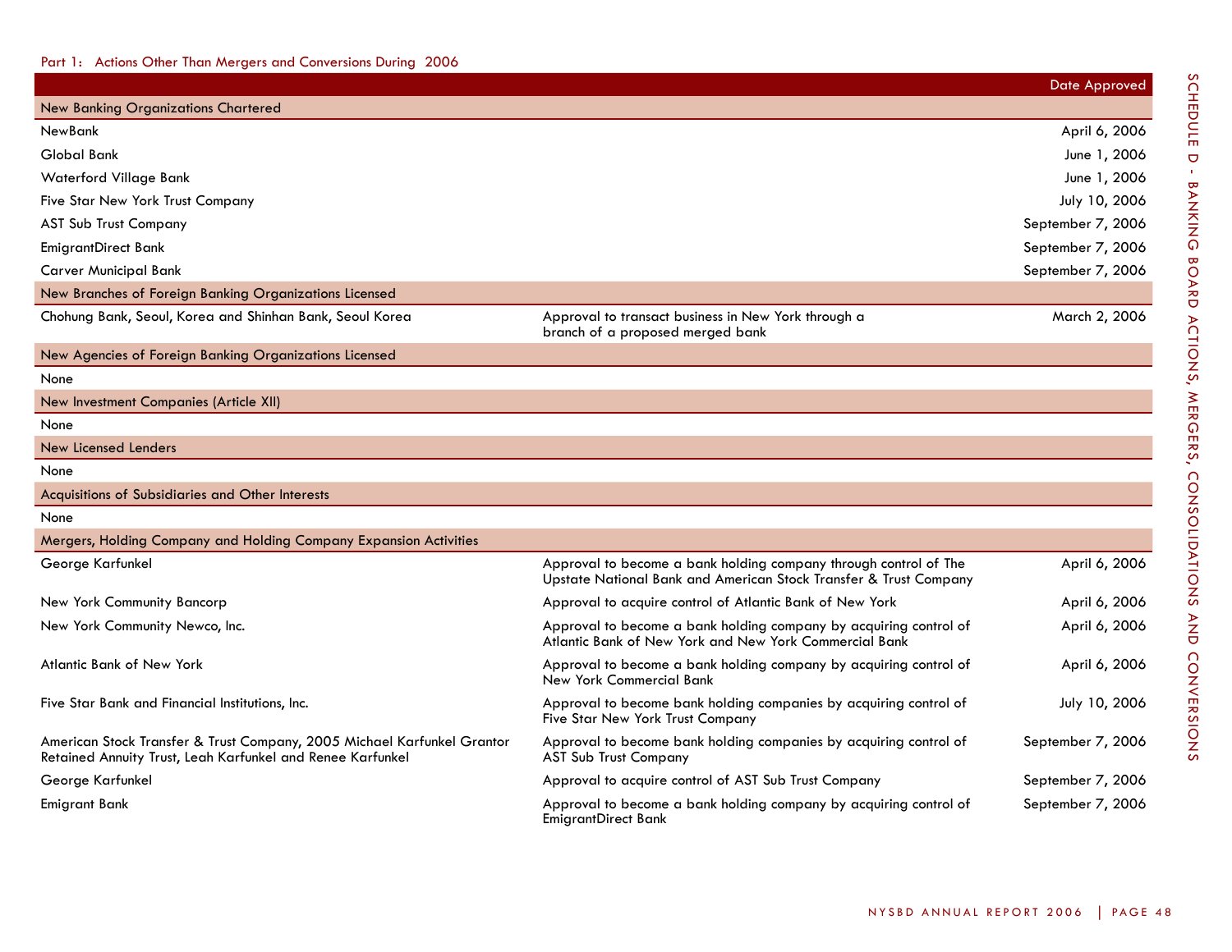## Part 1: Actions Other Than Mergers and Conversions During 2006

| | | Date Approved |
|---|---|---|
| **New Banking Organizations Chartered** | | |
| NewBank | | April 6, 2006 |
| Global Bank | | June 1, 2006 |
| Waterford Village Bank | | June 1, 2006 |
| Five Star New York Trust Company | | July 10, 2006 |
| AST Sub Trust Company | | September 7, 2006 |
| EmigrantDirect Bank | | September 7, 2006 |
| Carver Municipal Bank | | September 7, 2006 |
| **New Branches of Foreign Banking Organizations Licensed** | | |
| Chohung Bank, Seoul, Korea and Shinhan Bank, Seoul Korea | Approval to transact business in New York through a branch of a proposed merged bank | March 2, 2006 |
| **New Agencies of Foreign Banking Organizations Licensed** | | |
| None | | |
| **New Investment Companies (Article XII)** | | |
| None | | |
| **New Licensed Lenders** | | |
| None | | |
| **Acquisitions of Subsidiaries and Other Interests** | | |
| None | | |
| **Mergers, Holding Company and Holding Company Expansion Activities** | | |
| George Karfunkel | Approval to become a bank holding company through control of The Upstate National Bank and American Stock Transfer & Trust Company | April 6, 2006 |
| New York Community Bancorp | Approval to acquire control of Atlantic Bank of New York | April 6, 2006 |
| New York Community Newco, Inc. | Approval to become a bank holding company by acquiring control of Atlantic Bank of New York and New York Commercial Bank | April 6, 2006 |
| Atlantic Bank of New York | Approval to become a bank holding company by acquiring control of New York Commercial Bank | April 6, 2006 |
| Five Star Bank and Financial Institutions, Inc. | Approval to become bank holding companies by acquiring control of Five Star New York Trust Company | July 10, 2006 |
| American Stock Transfer & Trust Company, 2005 Michael Karfunkel Grantor Retained Annuity Trust, Leah Karfunkel and Renee Karfunkel | Approval to become bank holding companies by acquiring control of AST Sub Trust Company | September 7, 2006 |
| George Karfunkel | Approval to acquire control of AST Sub Trust Company | September 7, 2006 |
| Emigrant Bank | Approval to become a bank holding company by acquiring control of EmigrantDirect Bank | September 7, 2006 |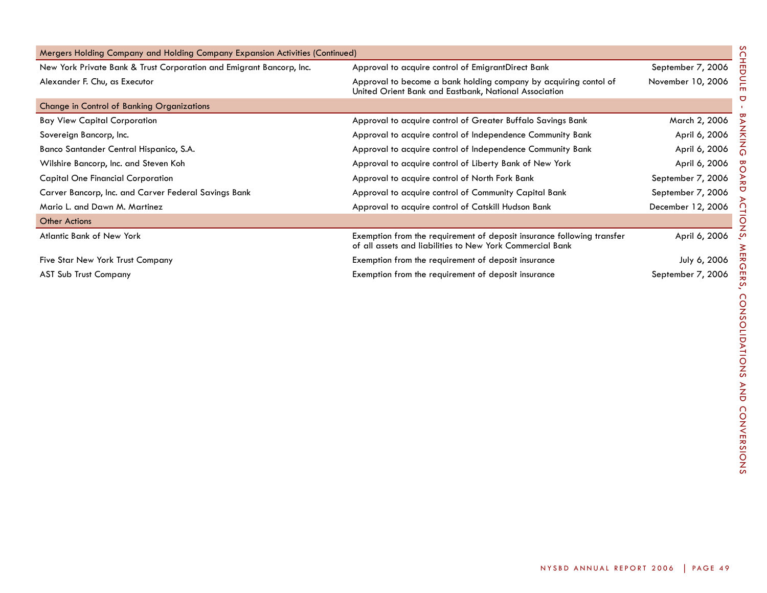| Mergers Holding Company and Holding Company Expansion Activities (Continued) | | |
|---|---|---|
| New York Private Bank & Trust Corporation and Emigrant Bancorp, Inc. | Approval to acquire control of EmigrantDirect Bank | September 7, 2006 |
| Alexander F. Chu, as Executor | Approval to become a bank holding company by acquiring contol of United Orient Bank and Eastbank, National Association | November 10, 2006 |
| **Change in Control of Banking Organizations** | | |
| Bay View Capital Corporation | Approval to acquire control of Greater Buffalo Savings Bank | March 2, 2006 |
| Sovereign Bancorp, Inc. | Approval to acquire control of Independence Community Bank | April 6, 2006 |
| Banco Santander Central Hispanico, S.A. | Approval to acquire control of Independence Community Bank | April 6, 2006 |
| Wilshire Bancorp, Inc. and Steven Koh | Approval to acquire control of Liberty Bank of New York | April 6, 2006 |
| Capital One Financial Corporation | Approval to acquire control of North Fork Bank | September 7, 2006 |
| Carver Bancorp, Inc. and Carver Federal Savings Bank | Approval to acquire control of Community Capital Bank | September 7, 2006 |
| Mario L. and Dawn M. Martinez | Approval to acquire control of Catskill Hudson Bank | December 12, 2006 |
| **Other Actions** | | |
| Atlantic Bank of New York | Exemption from the requirement of deposit insurance following transfer of all assets and liabilities to New York Commercial Bank | April 6, 2006 |
| Five Star New York Trust Company | Exemption from the requirement of deposit insurance | July 6, 2006 |
| AST Sub Trust Company | Exemption from the requirement of deposit insurance | September 7, 2006 |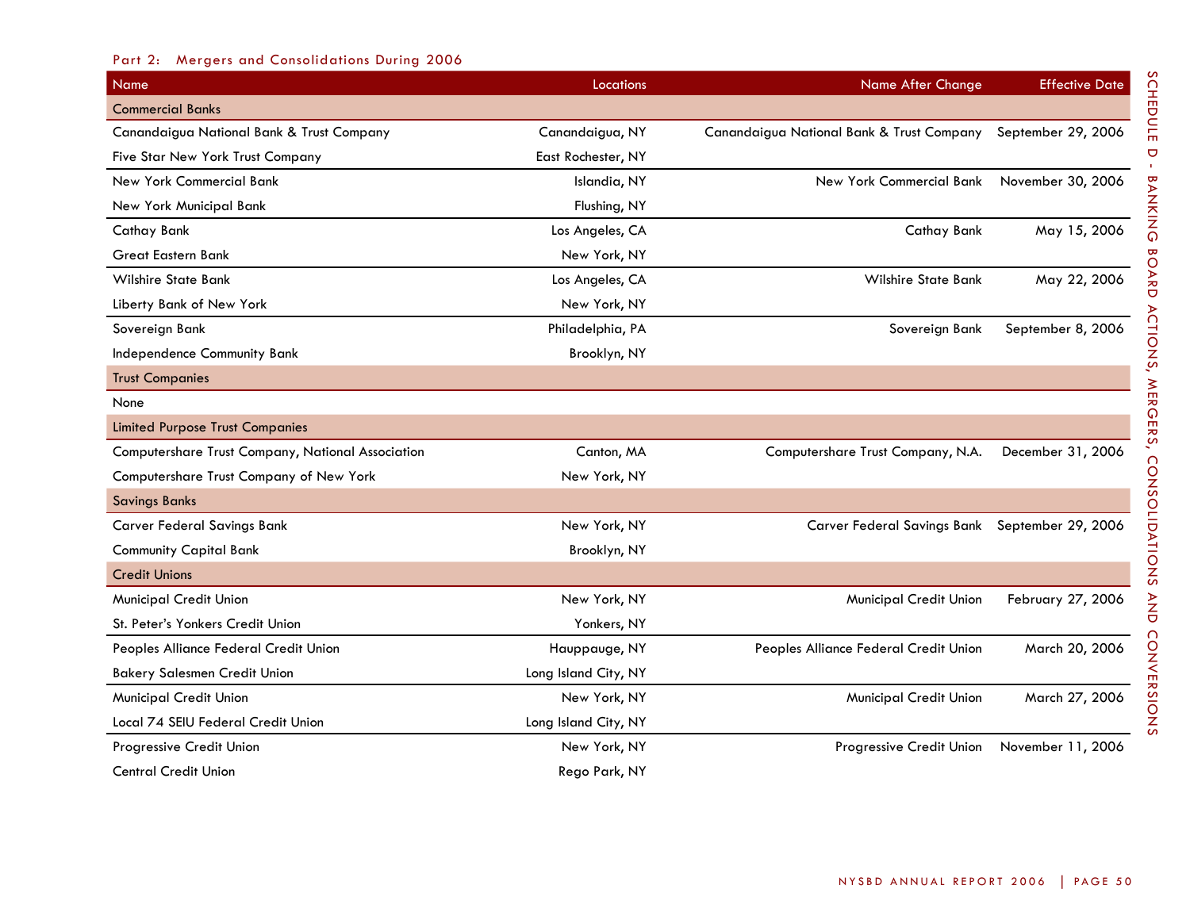## Part 2: Mergers and Consolidations During 2006

| Name | Locations | Name After Change | Effective Date |
|---|---|---|---|
| **Commercial Banks** | | | |
| Canandaigua National Bank & Trust Company | Canandaigua, NY | Canandaigua National Bank & Trust Company | September 29, 2006 |
| Five Star New York Trust Company | East Rochester, NY | | |
| New York Commercial Bank | Islandia, NY | New York Commercial Bank | November 30, 2006 |
| New York Municipal Bank | Flushing, NY | | |
| Cathay Bank | Los Angeles, CA | Cathay Bank | May 15, 2006 |
| Great Eastern Bank | New York, NY | | |
| Wilshire State Bank | Los Angeles, CA | Wilshire State Bank | May 22, 2006 |
| Liberty Bank of New York | New York, NY | | |
| Sovereign Bank | Philadelphia, PA | Sovereign Bank | September 8, 2006 |
| Independence Community Bank | Brooklyn, NY | | |
| **Trust Companies** | | | |
| None | | | |
| **Limited Purpose Trust Companies** | | | |
| Computershare Trust Company, National Association | Canton, MA | Computershare Trust Company, N.A. | December 31, 2006 |
| Computershare Trust Company of New York | New York, NY | | |
| **Savings Banks** | | | |
| Carver Federal Savings Bank | New York, NY | Carver Federal Savings Bank | September 29, 2006 |
| Community Capital Bank | Brooklyn, NY | | |
| **Credit Unions** | | | |
| Municipal Credit Union | New York, NY | Municipal Credit Union | February 27, 2006 |
| St. Peter's Yonkers Credit Union | Yonkers, NY | | |
| Peoples Alliance Federal Credit Union | Hauppauge, NY | Peoples Alliance Federal Credit Union | March 20, 2006 |
| Bakery Salesmen Credit Union | Long Island City, NY | | |
| Municipal Credit Union | New York, NY | Municipal Credit Union | March 27, 2006 |
| Local 74 SEIU Federal Credit Union | Long Island City, NY | | |
| Progressive Credit Union | New York, NY | Progressive Credit Union | November 11, 2006 |
| Central Credit Union | Rego Park, NY | | |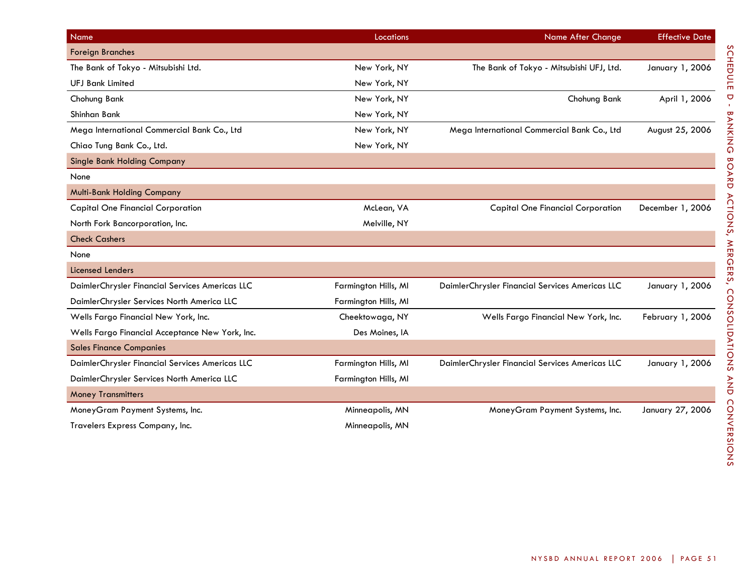## SCHEDULE D - BANKING BOARD ACTIONS, MERGERS, CONSOLIDATIONS AND CONVERSIONS

| Name | Locations | Name After Change | Effective Date |
|---|---|---|---|
| **Foreign Branches** | | | |
| The Bank of Tokyo - Mitsubishi Ltd. | New York, NY | The Bank of Tokyo - Mitsubishi UFJ, Ltd. | January 1, 2006 |
| UFJ Bank Limited | New York, NY | | |
| Chohung Bank | New York, NY | Chohung Bank | April 1, 2006 |
| Shinhan Bank | New York, NY | | |
| Mega International Commercial Bank Co., Ltd | New York, NY | Mega International Commercial Bank Co., Ltd | August 25, 2006 |
| Chiao Tung Bank Co., Ltd. | New York, NY | | |
| **Single Bank Holding Company** | | | |
| None | | | |
| **Multi-Bank Holding Company** | | | |
| Capital One Financial Corporation | McLean, VA | Capital One Financial Corporation | December 1, 2006 |
| North Fork Bancorporation, Inc. | Melville, NY | | |
| **Check Cashers** | | | |
| None | | | |
| **Licensed Lenders** | | | |
| DaimlerChrysler Financial Services Americas LLC | Farmington Hills, MI | DaimlerChrysler Financial Services Americas LLC | January 1, 2006 |
| DaimlerChrysler Services North America LLC | Farmington Hills, MI | | |
| Wells Fargo Financial New York, Inc. | Cheektowaga, NY | Wells Fargo Financial New York, Inc. | February 1, 2006 |
| Wells Fargo Financial Acceptance New York, Inc. | Des Moines, IA | | |
| **Sales Finance Companies** | | | |
| DaimlerChrysler Financial Services Americas LLC | Farmington Hills, MI | DaimlerChrysler Financial Services Americas LLC | January 1, 2006 |
| DaimlerChrysler Services North America LLC | Farmington Hills, MI | | |
| **Money Transmitters** | | | |
| MoneyGram Payment Systems, Inc. | Minneapolis, MN | MoneyGram Payment Systems, Inc. | January 27, 2006 |
| Travelers Express Company, Inc. | Minneapolis, MN | | |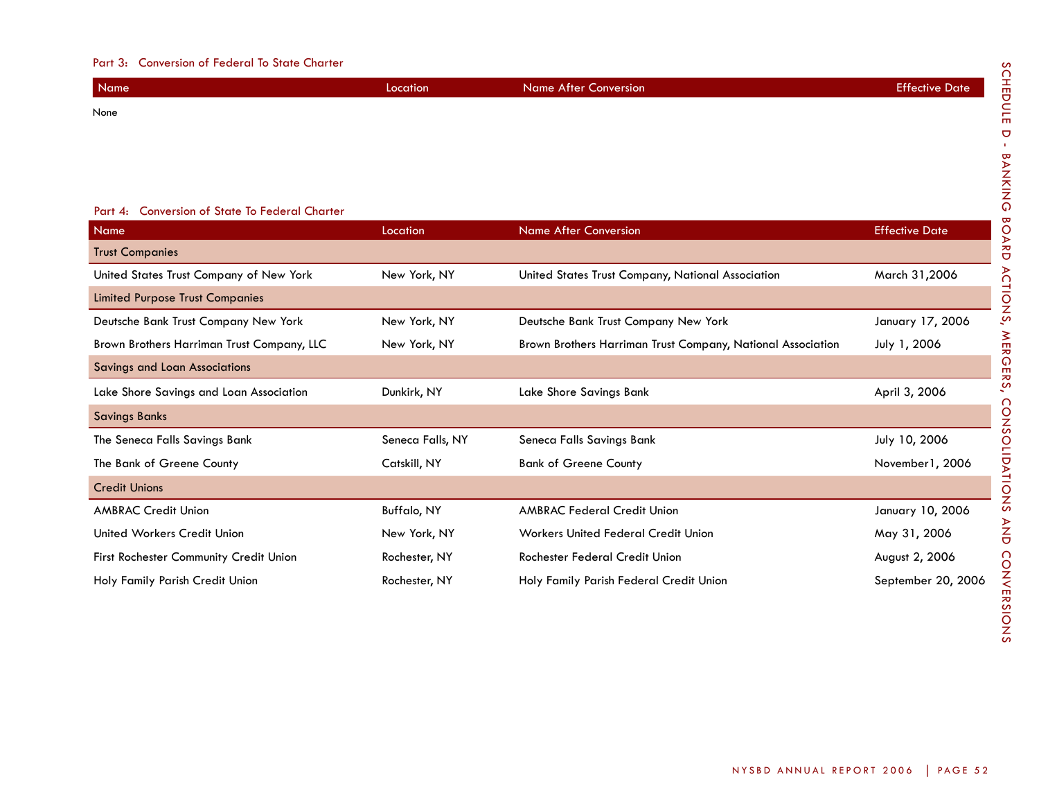### Part 3: Conversion of Federal To State Charter

| Name | Location | Name After Conversion | Effective Date |
|---|---|---|---|

None

### Part 4: Conversion of State To Federal Charter

| Name | Location | Name After Conversion | Effective Date |
|---|---|---|---|
| **Trust Companies** | | | |
| United States Trust Company of New York | New York, NY | United States Trust Company, National Association | March 31,2006 |
| **Limited Purpose Trust Companies** | | | |
| Deutsche Bank Trust Company New York | New York, NY | Deutsche Bank Trust Company New York | January 17, 2006 |
| Brown Brothers Harriman Trust Company, LLC | New York, NY | Brown Brothers Harriman Trust Company, National Association | July 1, 2006 |
| **Savings and Loan Associations** | | | |
| Lake Shore Savings and Loan Association | Dunkirk, NY | Lake Shore Savings Bank | April 3, 2006 |
| **Savings Banks** | | | |
| The Seneca Falls Savings Bank | Seneca Falls, NY | Seneca Falls Savings Bank | July 10, 2006 |
| The Bank of Greene County | Catskill, NY | Bank of Greene County | November1, 2006 |
| **Credit Unions** | | | |
| AMBRAC Credit Union | Buffalo, NY | AMBRAC Federal Credit Union | January 10, 2006 |
| United Workers Credit Union | New York, NY | Workers United Federal Credit Union | May 31, 2006 |
| First Rochester Community Credit Union | Rochester, NY | Rochester Federal Credit Union | August 2, 2006 |
| Holy Family Parish Credit Union | Rochester, NY | Holy Family Parish Federal Credit Union | September 20, 2006 |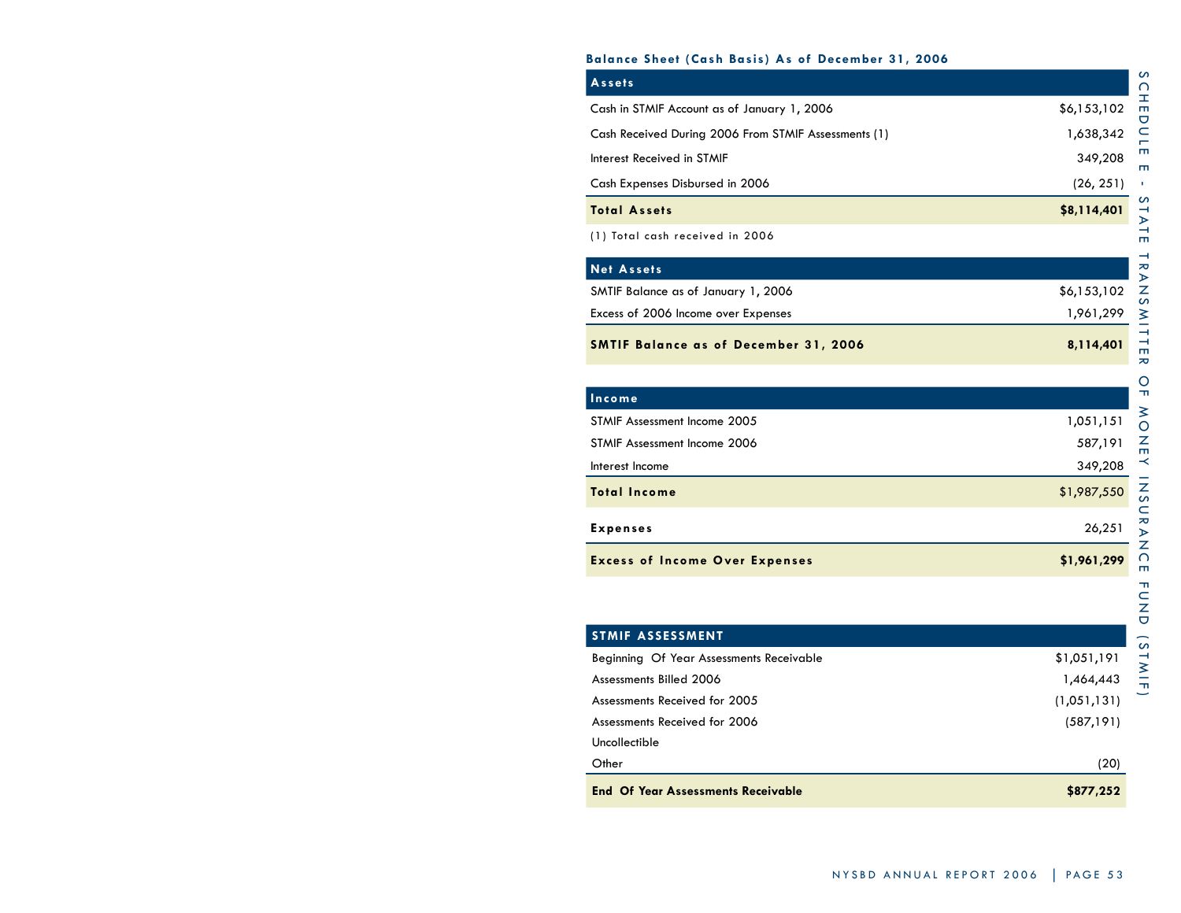## SCHEDULE E - STATE TRANSMITTER OF MONEY INSURANCE FUND (STMIF)

### Balance Sheet (Cash Basis) As of December 31, 2006

| Assets | |
|---|---|
| Cash in STMIF Account as of January 1, 2006 | $6,153,102 |
| Cash Received During 2006 From STMIF Assessments (1) | 1,638,342 |
| Interest Received in STMIF | 349,208 |
| Cash Expenses Disbursed in 2006 | (26, 251) |
| **Total Assets** | **$8,114,401** |

(1) Total cash received in 2006

| Net Assets | |
|---|---|
| SMTIF Balance as of January 1, 2006 | $6,153,102 |
| Excess of 2006 Income over Expenses | 1,961,299 |
| **SMTIF Balance as of December 31, 2006** | **8,114,401** |

| Income | |
|---|---|
| STMIF Assessment Income 2005 | 1,051,151 |
| STMIF Assessment Income 2006 | 587,191 |
| Interest Income | 349,208 |
| **Total Income** | $1,987,550 |
| **Expenses** | 26,251 |
| **Excess of Income Over Expenses** | **$1,961,299** |

| STMIF ASSESSMENT | |
|---|---|
| Beginning Of Year Assessments Receivable | $1,051,191 |
| Assessments Billed 2006 | 1,464,443 |
| Assessments Received for 2005 | (1,051,131) |
| Assessments Received for 2006 | (587,191) |
| Uncollectible | |
| Other | (20) |
| **End Of Year Assessments Receivable** | **$877,252** |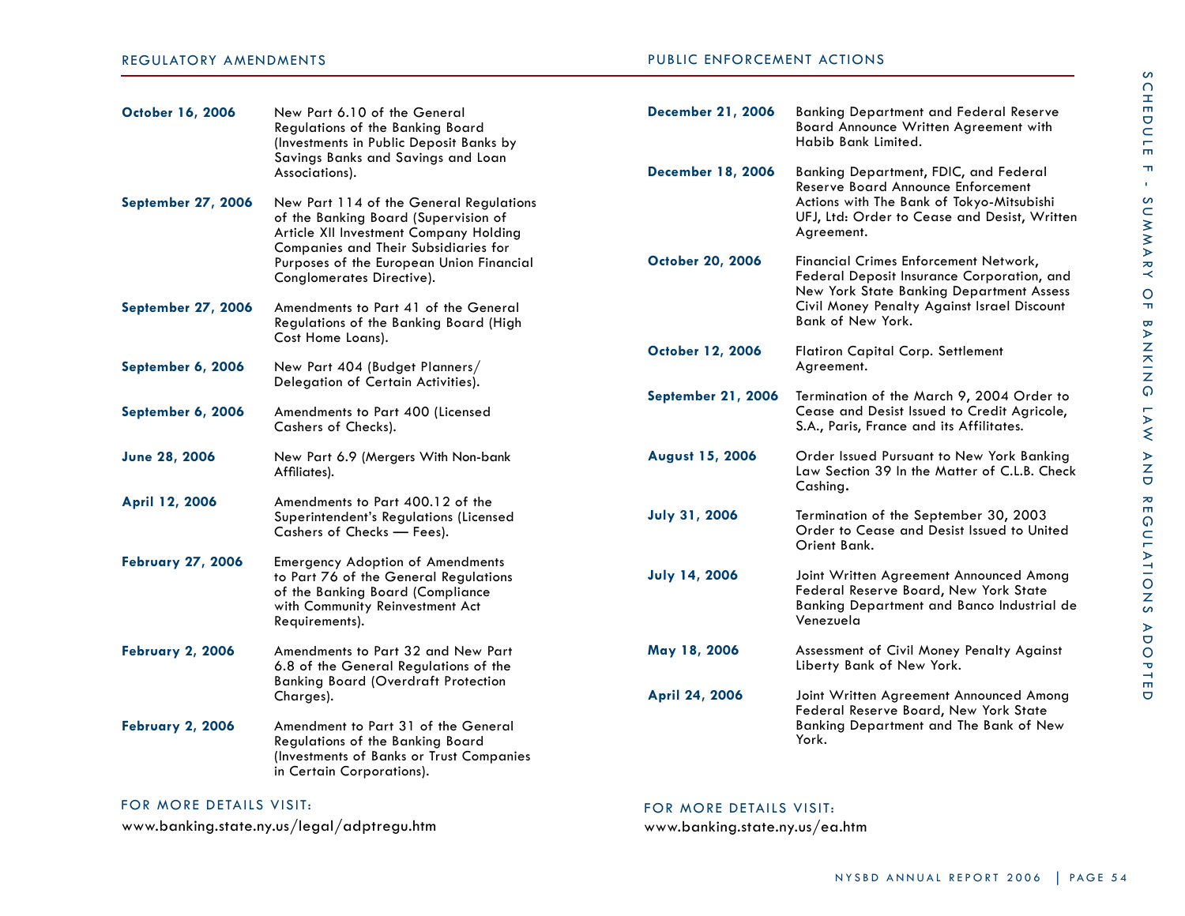## Schedule F - Summary of Banking Law and Regulations Adopted

### Regulatory Amendments

| Date | Description |
|---|---|
| **October 16, 2006** | New Part 6.10 of the General Regulations of the Banking Board (Investments in Public Deposit Banks by Savings Banks and Savings and Loan Associations). |
| **September 27, 2006** | New Part 114 of the General Regulations of the Banking Board (Supervision of Article XII Investment Company Holding Companies and Their Subsidiaries for Purposes of the European Union Financial Conglomerates Directive). |
| **September 27, 2006** | Amendments to Part 41 of the General Regulations of the Banking Board (High Cost Home Loans). |
| **September 6, 2006** | New Part 404 (Budget Planners/ Delegation of Certain Activities). |
| **September 6, 2006** | Amendments to Part 400 (Licensed Cashers of Checks). |
| **June 28, 2006** | New Part 6.9 (Mergers With Non-bank Affiliates). |
| **April 12, 2006** | Amendments to Part 400.12 of the Superintendent's Regulations (Licensed Cashers of Checks — Fees). |
| **February 27, 2006** | Emergency Adoption of Amendments to Part 76 of the General Regulations of the Banking Board (Compliance with Community Reinvestment Act Requirements). |
| **February 2, 2006** | Amendments to Part 32 and New Part 6.8 of the General Regulations of the Banking Board (Overdraft Protection Charges). |
| **February 2, 2006** | Amendment to Part 31 of the General Regulations of the Banking Board (Investments of Banks or Trust Companies in Certain Corporations). |

FOR MORE DETAILS VISIT:
www.banking.state.ny.us/legal/adptregu.htm

### Public Enforcement Actions

| Date | Description |
|---|---|
| **December 21, 2006** | Banking Department and Federal Reserve Board Announce Written Agreement with Habib Bank Limited. |
| **December 18, 2006** | Banking Department, FDIC, and Federal Reserve Board Announce Enforcement Actions with The Bank of Tokyo-Mitsubishi UFJ, Ltd: Order to Cease and Desist, Written Agreement. |
| **October 20, 2006** | Financial Crimes Enforcement Network, Federal Deposit Insurance Corporation, and New York State Banking Department Assess Civil Money Penalty Against Israel Discount Bank of New York. |
| **October 12, 2006** | Flatiron Capital Corp. Settlement Agreement. |
| **September 21, 2006** | Termination of the March 9, 2004 Order to Cease and Desist Issued to Credit Agricole, S.A., Paris, France and its Affiliates. |
| **August 15, 2006** | Order Issued Pursuant to New York Banking Law Section 39 In the Matter of C.L.B. Check Cashing. |
| **July 31, 2006** | Termination of the September 30, 2003 Order to Cease and Desist Issued to United Orient Bank. |
| **July 14, 2006** | Joint Written Agreement Announced Among Federal Reserve Board, New York State Banking Department and Banco Industrial de Venezuela |
| **May 18, 2006** | Assessment of Civil Money Penalty Against Liberty Bank of New York. |
| **April 24, 2006** | Joint Written Agreement Announced Among Federal Reserve Board, New York State Banking Department and The Bank of New York. |

FOR MORE DETAILS VISIT:
www.banking.state.ny.us/ea.htm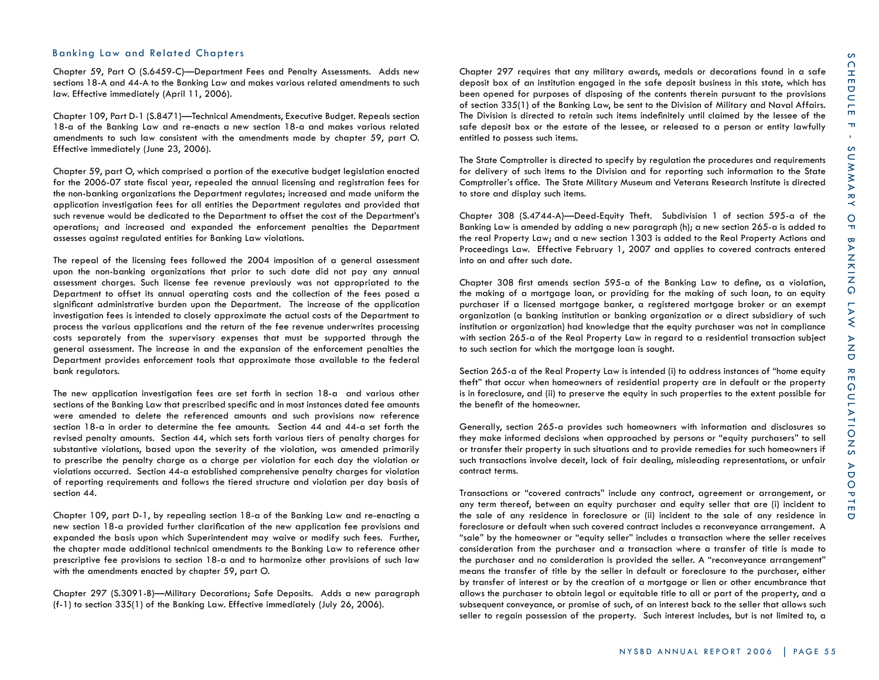## Banking Law and Related Chapters

Chapter 59, Part O (S.6459-C)—Department Fees and Penalty Assessments. Adds new sections 18-A and 44-A to the Banking Law and makes various related amendments to such law. Effective immediately (April 11, 2006).

Chapter 109, Part D-1 (S.8471)—Technical Amendments, Executive Budget. Repeals section 18-a of the Banking Law and re-enacts a new section 18-a and makes various related amendments to such law consistent with the amendments made by chapter 59, part O. Effective immediately (June 23, 2006).

Chapter 59, part O, which comprised a portion of the executive budget legislation enacted for the 2006-07 state fiscal year, repealed the annual licensing and registration fees for the non-banking organizations the Department regulates; increased and made uniform the application investigation fees for all entities the Department regulates and provided that such revenue would be dedicated to the Department to offset the cost of the Department's operations; and increased and expanded the enforcement penalties the Department assesses against regulated entities for Banking Law violations.

The repeal of the licensing fees followed the 2004 imposition of a general assessment upon the non-banking organizations that prior to such date did not pay any annual assessment charges. Such license fee revenue previously was not appropriated to the Department to offset its annual operating costs and the collection of the fees posed a significant administrative burden upon the Department. The increase of the application investigation fees is intended to closely approximate the actual costs of the Department to process the various applications and the return of the fee revenue underwrites processing costs separately from the supervisory expenses that must be supported through the general assessment. The increase in and the expansion of the enforcement penalties the Department provides enforcement tools that approximate those available to the federal bank regulators.

The new application investigation fees are set forth in section 18-a and various other sections of the Banking Law that prescribed specific and in most instances dated fee amounts were amended to delete the referenced amounts and such provisions now reference section 18-a in order to determine the fee amounts. Section 44 and 44-a set forth the revised penalty amounts. Section 44, which sets forth various tiers of penalty charges for substantive violations, based upon the severity of the violation, was amended primarily to prescribe the penalty charge as a charge per violation for each day the violation or violations occurred. Section 44-a established comprehensive penalty charges for violation of reporting requirements and follows the tiered structure and violation per day basis of section 44.

Chapter 109, part D-1, by repealing section 18-a of the Banking Law and re-enacting a new section 18-a provided further clarification of the new application fee provisions and expanded the basis upon which Superintendent may waive or modify such fees. Further, the chapter made additional technical amendments to the Banking Law to reference other prescriptive fee provisions to section 18-a and to harmonize other provisions of such law with the amendments enacted by chapter 59, part O.

Chapter 297 (S.3091-B)—Military Decorations; Safe Deposits. Adds a new paragraph (f-1) to section 335(1) of the Banking Law. Effective immediately (July 26, 2006).

Chapter 297 requires that any military awards, medals or decorations found in a safe deposit box of an institution engaged in the safe deposit business in this state, which has been opened for purposes of disposing of the contents therein pursuant to the provisions of section 335(1) of the Banking Law, be sent to the Division of Military and Naval Affairs. The Division is directed to retain such items indefinitely until claimed by the lessee of the safe deposit box or the estate of the lessee, or released to a person or entity lawfully entitled to possess such items.

The State Comptroller is directed to specify by regulation the procedures and requirements for delivery of such items to the Division and for reporting such information to the State Comptroller's office. The State Military Museum and Veterans Research Institute is directed to store and display such items.

Chapter 308 (S.4744-A)—Deed-Equity Theft. Subdivision 1 of section 595-a of the Banking Law is amended by adding a new paragraph (h); a new section 265-a is added to the real Property Law; and a new section 1303 is added to the Real Property Actions and Proceedings Law. Effective February 1, 2007 and applies to covered contracts entered into on and after such date.

Chapter 308 first amends section 595-a of the Banking Law to define, as a violation, the making of a mortgage loan, or providing for the making of such loan, to an equity purchaser if a licensed mortgage banker, a registered mortgage broker or an exempt organization (a banking institution or banking organization or a direct subsidiary of such institution or organization) had knowledge that the equity purchaser was not in compliance with section 265-a of the Real Property Law in regard to a residential transaction subject to such section for which the mortgage loan is sought.

Section 265-a of the Real Property Law is intended (i) to address instances of "home equity theft" that occur when homeowners of residential property are in default or the property is in foreclosure, and (ii) to preserve the equity in such properties to the extent possible for the benefit of the homeowner.

Generally, section 265-a provides such homeowners with information and disclosures so they make informed decisions when approached by persons or "equity purchasers" to sell or transfer their property in such situations and to provide remedies for such homeowners if such transactions involve deceit, lack of fair dealing, misleading representations, or unfair contract terms.

Transactions or "covered contracts" include any contract, agreement or arrangement, or any term thereof, between an equity purchaser and equity seller that are (i) incident to the sale of any residence in foreclosure or (ii) incident to the sale of any residence in foreclosure or default when such covered contract includes a reconveyance arrangement. A "sale" by the homeowner or "equity seller" includes a transaction where the seller receives consideration from the purchaser and a transaction where a transfer of title is made to the purchaser and no consideration is provided the seller. A "reconveyance arrangement" means the transfer of title by the seller in default or foreclosure to the purchaser, either by transfer of interest or by the creation of a mortgage or lien or other encumbrance that allows the purchaser to obtain legal or equitable title to all or part of the property, and a subsequent conveyance, or promise of such, of an interest back to the seller that allows such seller to regain possession of the property. Such interest includes, but is not limited to, a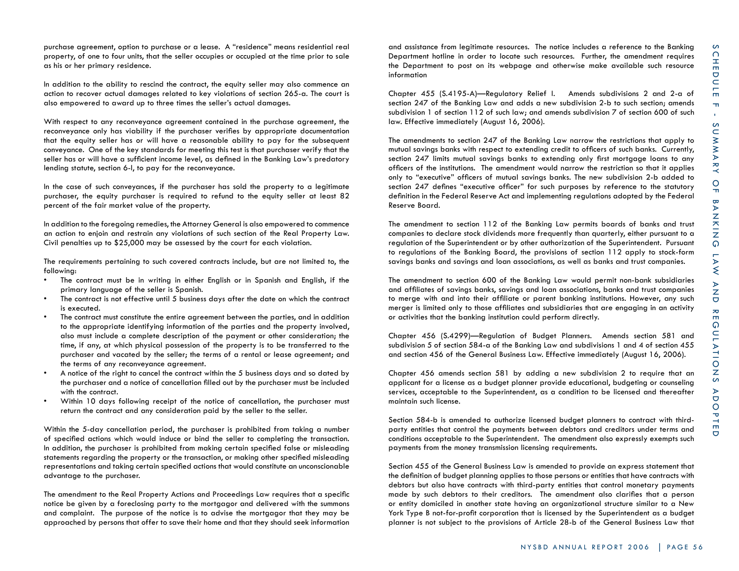purchase agreement, option to purchase or a lease. A "residence" means residential real property, of one to four units, that the seller occupies or occupied at the time prior to sale as his or her primary residence.

In addition to the ability to rescind the contract, the equity seller may also commence an action to recover actual damages related to key violations of section 265-a. The court is also empowered to award up to three times the seller's actual damages.

With respect to any reconveyance agreement contained in the purchase agreement, the reconveyance only has viability if the purchaser verifies by appropriate documentation that the equity seller has or will have a reasonable ability to pay for the subsequent conveyance. One of the key standards for meeting this test is that purchaser verify that the seller has or will have a sufficient income level, as defined in the Banking Law's predatory lending statute, section 6-l, to pay for the reconveyance.

In the case of such conveyances, if the purchaser has sold the property to a legitimate purchaser, the equity purchaser is required to refund to the equity seller at least 82 percent of the fair market value of the property.

In addition to the foregoing remedies, the Attorney General is also empowered to commence an action to enjoin and restrain any violations of such section of the Real Property Law. Civil penalties up to $25,000 may be assessed by the court for each violation.

The requirements pertaining to such covered contracts include, but are not limited to, the following:

- The contract must be in writing in either English or in Spanish and English, if the primary language of the seller is Spanish.
- The contract is not effective until 5 business days after the date on which the contract is executed.
- The contract must constitute the entire agreement between the parties, and in addition to the appropriate identifying information of the parties and the property involved, also must include a complete description of the payment or other consideration; the time, if any, at which physical possession of the property is to be transferred to the purchaser and vacated by the seller; the terms of a rental or lease agreement; and the terms of any reconveyance agreement.
- A notice of the right to cancel the contract within the 5 business days and so dated by the purchaser and a notice of cancellation filled out by the purchaser must be included with the contract.
- Within 10 days following receipt of the notice of cancellation, the purchaser must return the contract and any consideration paid by the seller to the seller.

Within the 5-day cancellation period, the purchaser is prohibited from taking a number of specified actions which would induce or bind the seller to completing the transaction. In addition, the purchaser is prohibited from making certain specified false or misleading statements regarding the property or the transaction, or making other specified misleading representations and taking certain specified actions that would constitute an unconscionable advantage to the purchaser.

The amendment to the Real Property Actions and Proceedings Law requires that a specific notice be given by a foreclosing party to the mortgagor and delivered with the summons and complaint. The purpose of the notice is to advise the mortgagor that they may be approached by persons that offer to save their home and that they should seek information and assistance from legitimate resources. The notice includes a reference to the Banking Department hotline in order to locate such resources. Further, the amendment requires the Department to post on its webpage and otherwise make available such resource information

Chapter 455 (S.4195-A)—Regulatory Relief I. Amends subdivisions 2 and 2-a of section 247 of the Banking Law and adds a new subdivision 2-b to such section; amends subdivision 1 of section 112 of such law; and amends subdivision 7 of section 600 of such law. Effective immediately (August 16, 2006).

The amendments to section 247 of the Banking Law narrow the restrictions that apply to mutual savings banks with respect to extending credit to officers of such banks. Currently, section 247 limits mutual savings banks to extending only first mortgage loans to any officers of the institutions. The amendment would narrow the restriction so that it applies only to "executive" officers of mutual savings banks. The new subdivision 2-b added to section 247 defines "executive officer" for such purposes by reference to the statutory definition in the Federal Reserve Act and implementing regulations adopted by the Federal Reserve Board.

The amendment to section 112 of the Banking Law permits boards of banks and trust companies to declare stock dividends more frequently than quarterly, either pursuant to a regulation of the Superintendent or by other authorization of the Superintendent. Pursuant to regulations of the Banking Board, the provisions of section 112 apply to stock-form savings banks and savings and loan associations, as well as banks and trust companies.

The amendment to section 600 of the Banking Law would permit non-bank subsidiaries and affiliates of savings banks, savings and loan associations, banks and trust companies to merge with and into their affiliate or parent banking institutions. However, any such merger is limited only to those affiliates and subsidiaries that are engaging in an activity or activities that the banking institution could perform directly.

Chapter 456 (S.4299)—Regulation of Budget Planners. Amends section 581 and subdivision 5 of section 584-a of the Banking Law and subdivisions 1 and 4 of section 455 and section 456 of the General Business Law. Effective immediately (August 16, 2006).

Chapter 456 amends section 581 by adding a new subdivision 2 to require that an applicant for a license as a budget planner provide educational, budgeting or counseling services, acceptable to the Superintendent, as a condition to be licensed and thereafter maintain such license.

Section 584-b is amended to authorize licensed budget planners to contract with third-party entities that control the payments between debtors and creditors under terms and conditions acceptable to the Superintendent. The amendment also expressly exempts such payments from the money transmission licensing requirements.

Section 455 of the General Business Law is amended to provide an express statement that the definition of budget planning applies to those persons or entities that have contracts with debtors but also have contracts with third-party entities that control monetary payments made by such debtors to their creditors. The amendment also clarifies that a person or entity domiciled in another state having an organizational structure similar to a New York Type B not-for-profit corporation that is licensed by the Superintendent as a budget planner is not subject to the provisions of Article 28-b of the General Business Law that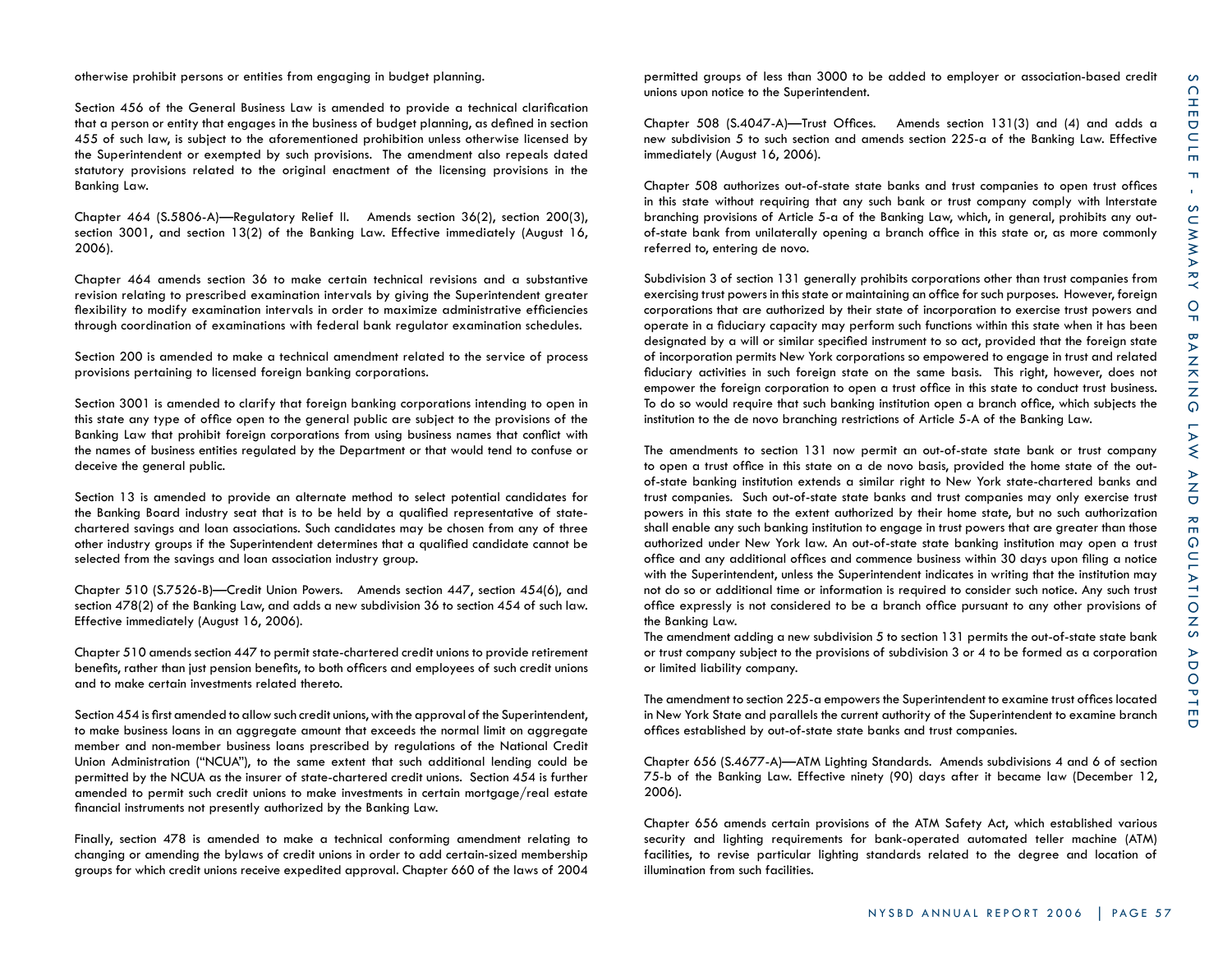otherwise prohibit persons or entities from engaging in budget planning.

Section 456 of the General Business Law is amended to provide a technical clarification that a person or entity that engages in the business of budget planning, as defined in section 455 of such law, is subject to the aforementioned prohibition unless otherwise licensed by the Superintendent or exempted by such provisions. The amendment also repeals dated statutory provisions related to the original enactment of the licensing provisions in the Banking Law.

Chapter 464 (S.5806-A)—Regulatory Relief II. Amends section 36(2), section 200(3), section 3001, and section 13(2) of the Banking Law. Effective immediately (August 16, 2006).

Chapter 464 amends section 36 to make certain technical revisions and a substantive revision relating to prescribed examination intervals by giving the Superintendent greater flexibility to modify examination intervals in order to maximize administrative efficiencies through coordination of examinations with federal bank regulator examination schedules.

Section 200 is amended to make a technical amendment related to the service of process provisions pertaining to licensed foreign banking corporations.

Section 3001 is amended to clarify that foreign banking corporations intending to open in this state any type of office open to the general public are subject to the provisions of the Banking Law that prohibit foreign corporations from using business names that conflict with the names of business entities regulated by the Department or that would tend to confuse or deceive the general public.

Section 13 is amended to provide an alternate method to select potential candidates for the Banking Board industry seat that is to be held by a qualified representative of state-chartered savings and loan associations. Such candidates may be chosen from any of three other industry groups if the Superintendent determines that a qualified candidate cannot be selected from the savings and loan association industry group.

Chapter 510 (S.7526-B)—Credit Union Powers. Amends section 447, section 454(6), and section 478(2) of the Banking Law, and adds a new subdivision 36 to section 454 of such law. Effective immediately (August 16, 2006).

Chapter 510 amends section 447 to permit state-chartered credit unions to provide retirement benefits, rather than just pension benefits, to both officers and employees of such credit unions and to make certain investments related thereto.

Section 454 is first amended to allow such credit unions, with the approval of the Superintendent, to make business loans in an aggregate amount that exceeds the normal limit on aggregate member and non-member business loans prescribed by regulations of the National Credit Union Administration ("NCUA"), to the same extent that such additional lending could be permitted by the NCUA as the insurer of state-chartered credit unions. Section 454 is further amended to permit such credit unions to make investments in certain mortgage/real estate financial instruments not presently authorized by the Banking Law.

Finally, section 478 is amended to make a technical conforming amendment relating to changing or amending the bylaws of credit unions in order to add certain-sized membership groups for which credit unions receive expedited approval. Chapter 660 of the laws of 2004 permitted groups of less than 3000 to be added to employer or association-based credit unions upon notice to the Superintendent.

Chapter 508 (S.4047-A)—Trust Offices. Amends section 131(3) and (4) and adds a new subdivision 5 to such section and amends section 225-a of the Banking Law. Effective immediately (August 16, 2006).

Chapter 508 authorizes out-of-state state banks and trust companies to open trust offices in this state without requiring that any such bank or trust company comply with Interstate branching provisions of Article 5-a of the Banking Law, which, in general, prohibits any out-of-state bank from unilaterally opening a branch office in this state or, as more commonly referred to, entering de novo.

Subdivision 3 of section 131 generally prohibits corporations other than trust companies from exercising trust powers in this state or maintaining an office for such purposes. However, foreign corporations that are authorized by their state of incorporation to exercise trust powers and operate in a fiduciary capacity may perform such functions within this state when it has been designated by a will or similar specified instrument to so act, provided that the foreign state of incorporation permits New York corporations so empowered to engage in trust and related fiduciary activities in such foreign state on the same basis. This right, however, does not empower the foreign corporation to open a trust office in this state to conduct trust business. To do so would require that such banking institution open a branch office, which subjects the institution to the de novo branching restrictions of Article 5-A of the Banking Law.

The amendments to section 131 now permit an out-of-state state bank or trust company to open a trust office in this state on a de novo basis, provided the home state of the out-of-state banking institution extends a similar right to New York state-chartered banks and trust companies. Such out-of-state state banks and trust companies may only exercise trust powers in this state to the extent authorized by their home state, but no such authorization shall enable any such banking institution to engage in trust powers that are greater than those authorized under New York law. An out-of-state state banking institution may open a trust office and any additional offices and commence business within 30 days upon filing a notice with the Superintendent, unless the Superintendent indicates in writing that the institution may not do so or additional time or information is required to consider such notice. Any such trust office expressly is not considered to be a branch office pursuant to any other provisions of the Banking Law.

The amendment adding a new subdivision 5 to section 131 permits the out-of-state state bank or trust company subject to the provisions of subdivision 3 or 4 to be formed as a corporation or limited liability company.

The amendment to section 225-a empowers the Superintendent to examine trust offices located in New York State and parallels the current authority of the Superintendent to examine branch offices established by out-of-state state banks and trust companies.

Chapter 656 (S.4677-A)—ATM Lighting Standards. Amends subdivisions 4 and 6 of section 75-b of the Banking Law. Effective ninety (90) days after it became law (December 12, 2006).

Chapter 656 amends certain provisions of the ATM Safety Act, which established various security and lighting requirements for bank-operated automated teller machine (ATM) facilities, to revise particular lighting standards related to the degree and location of illumination from such facilities.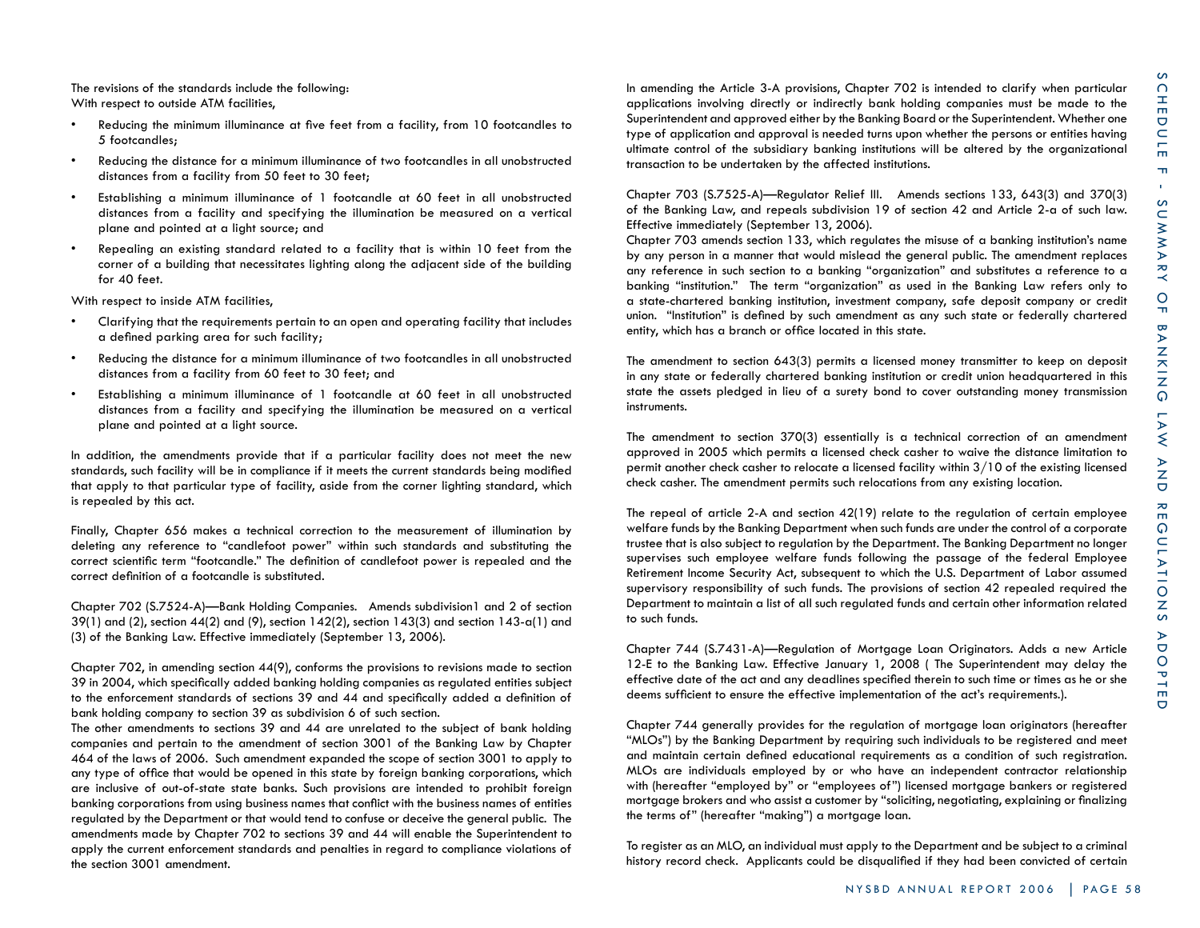The revisions of the standards include the following:
With respect to outside ATM facilities,

- Reducing the minimum illuminance at five feet from a facility, from 10 footcandles to 5 footcandles;
- Reducing the distance for a minimum illuminance of two footcandles in all unobstructed distances from a facility from 50 feet to 30 feet;
- Establishing a minimum illuminance of 1 footcandle at 60 feet in all unobstructed distances from a facility and specifying the illumination be measured on a vertical plane and pointed at a light source; and
- Repealing an existing standard related to a facility that is within 10 feet from the corner of a building that necessitates lighting along the adjacent side of the building for 40 feet.

With respect to inside ATM facilities,

- Clarifying that the requirements pertain to an open and operating facility that includes a defined parking area for such facility;
- Reducing the distance for a minimum illuminance of two footcandles in all unobstructed distances from a facility from 60 feet to 30 feet; and
- Establishing a minimum illuminance of 1 footcandle at 60 feet in all unobstructed distances from a facility and specifying the illumination be measured on a vertical plane and pointed at a light source.

In addition, the amendments provide that if a particular facility does not meet the new standards, such facility will be in compliance if it meets the current standards being modified that apply to that particular type of facility, aside from the corner lighting standard, which is repealed by this act.

Finally, Chapter 656 makes a technical correction to the measurement of illumination by deleting any reference to "candlefoot power" within such standards and substituting the correct scientific term "footcandle." The definition of candlefoot power is repealed and the correct definition of a footcandle is substituted.

Chapter 702 (S.7524-A)—Bank Holding Companies. Amends subdivision1 and 2 of section 39(1) and (2), section 44(2) and (9), section 142(2), section 143(3) and section 143-a(1) and (3) of the Banking Law. Effective immediately (September 13, 2006).

Chapter 702, in amending section 44(9), conforms the provisions to revisions made to section 39 in 2004, which specifically added banking holding companies as regulated entities subject to the enforcement standards of sections 39 and 44 and specifically added a definition of bank holding company to section 39 as subdivision 6 of such section.
The other amendments to sections 39 and 44 are unrelated to the subject of bank holding companies and pertain to the amendment of section 3001 of the Banking Law by Chapter 464 of the laws of 2006. Such amendment expanded the scope of section 3001 to apply to any type of office that would be opened in this state by foreign banking corporations, which are inclusive of out-of-state state banks. Such provisions are intended to prohibit foreign banking corporations from using business names that conflict with the business names of entities regulated by the Department or that would tend to confuse or deceive the general public. The amendments made by Chapter 702 to sections 39 and 44 will enable the Superintendent to apply the current enforcement standards and penalties in regard to compliance violations of the section 3001 amendment.

In amending the Article 3-A provisions, Chapter 702 is intended to clarify when particular applications involving directly or indirectly bank holding companies must be made to the Superintendent and approved either by the Banking Board or the Superintendent. Whether one type of application and approval is needed turns upon whether the persons or entities having ultimate control of the subsidiary banking institutions will be altered by the organizational transaction to be undertaken by the affected institutions.

Chapter 703 (S.7525-A)—Regulator Relief III. Amends sections 133, 643(3) and 370(3) of the Banking Law, and repeals subdivision 19 of section 42 and Article 2-a of such law. Effective immediately (September 13, 2006).
Chapter 703 amends section 133, which regulates the misuse of a banking institution's name by any person in a manner that would mislead the general public. The amendment replaces any reference in such section to a banking "organization" and substitutes a reference to a banking "institution." The term "organization" as used in the Banking Law refers only to a state-chartered banking institution, investment company, safe deposit company or credit union. "Institution" is defined by such amendment as any such state or federally chartered entity, which has a branch or office located in this state.

The amendment to section 643(3) permits a licensed money transmitter to keep on deposit in any state or federally chartered banking institution or credit union headquartered in this state the assets pledged in lieu of a surety bond to cover outstanding money transmission instruments.

The amendment to section 370(3) essentially is a technical correction of an amendment approved in 2005 which permits a licensed check casher to waive the distance limitation to permit another check casher to relocate a licensed facility within 3/10 of the existing licensed check casher. The amendment permits such relocations from any existing location.

The repeal of article 2-A and section 42(19) relate to the regulation of certain employee welfare funds by the Banking Department when such funds are under the control of a corporate trustee that is also subject to regulation by the Department. The Banking Department no longer supervises such employee welfare funds following the passage of the federal Employee Retirement Income Security Act, subsequent to which the U.S. Department of Labor assumed supervisory responsibility of such funds. The provisions of section 42 repealed required the Department to maintain a list of all such regulated funds and certain other information related to such funds.

Chapter 744 (S.7431-A)—Regulation of Mortgage Loan Originators. Adds a new Article 12-E to the Banking Law. Effective January 1, 2008 ( The Superintendent may delay the effective date of the act and any deadlines specified therein to such time or times as he or she deems sufficient to ensure the effective implementation of the act's requirements.).

Chapter 744 generally provides for the regulation of mortgage loan originators (hereafter "MLOs") by the Banking Department by requiring such individuals to be registered and meet and maintain certain defined educational requirements as a condition of such registration. MLOs are individuals employed by or who have an independent contractor relationship with (hereafter "employed by" or "employees of") licensed mortgage bankers or registered mortgage brokers and who assist a customer by "soliciting, negotiating, explaining or finalizing the terms of" (hereafter "making") a mortgage loan.

To register as an MLO, an individual must apply to the Department and be subject to a criminal history record check. Applicants could be disqualified if they had been convicted of certain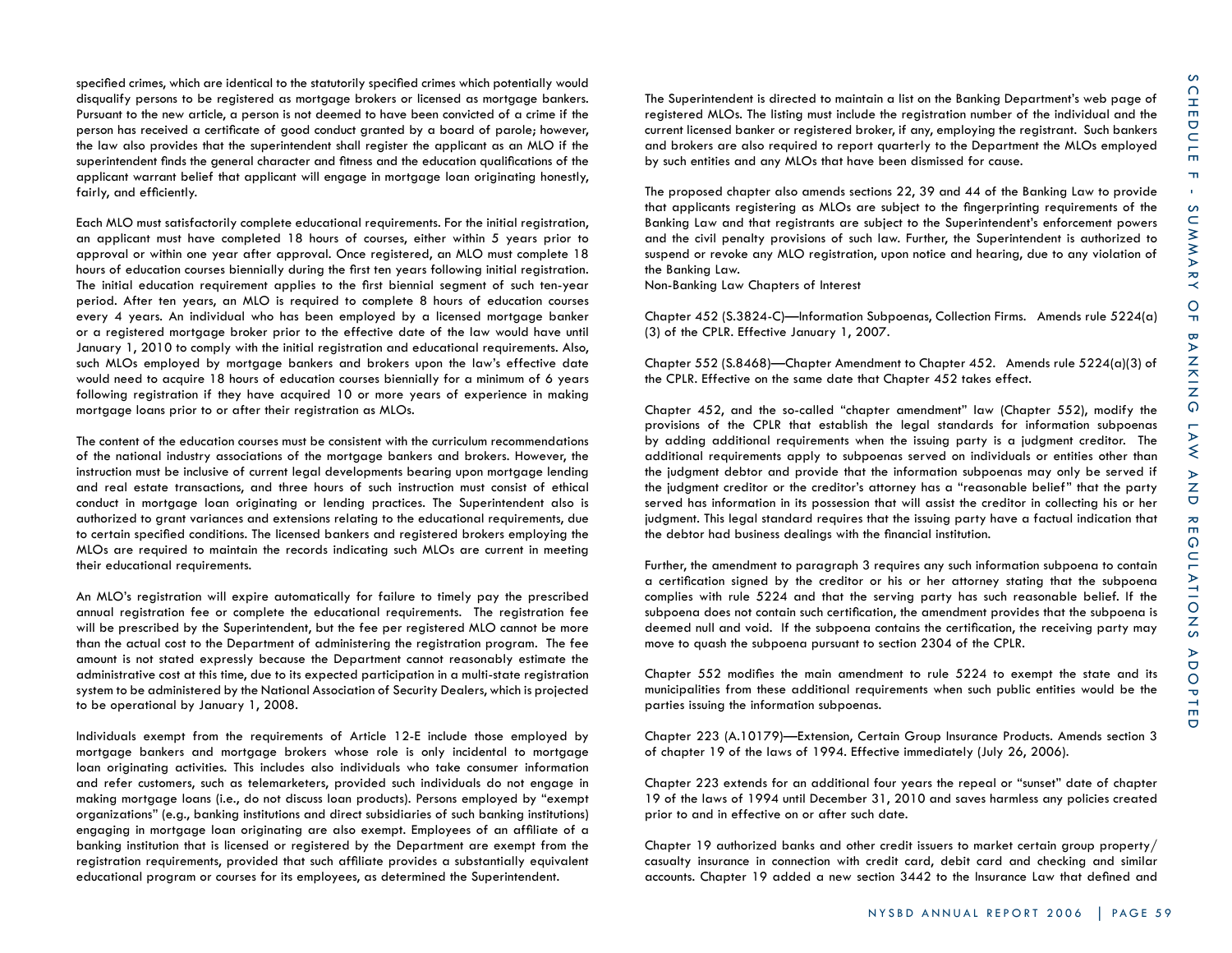specified crimes, which are identical to the statutorily specified crimes which potentially would disqualify persons to be registered as mortgage brokers or licensed as mortgage bankers. Pursuant to the new article, a person is not deemed to have been convicted of a crime if the person has received a certificate of good conduct granted by a board of parole; however, the law also provides that the superintendent shall register the applicant as an MLO if the superintendent finds the general character and fitness and the education qualifications of the applicant warrant belief that applicant will engage in mortgage loan originating honestly, fairly, and efficiently.

Each MLO must satisfactorily complete educational requirements. For the initial registration, an applicant must have completed 18 hours of courses, either within 5 years prior to approval or within one year after approval. Once registered, an MLO must complete 18 hours of education courses biennially during the first ten years following initial registration. The initial education requirement applies to the first biennial segment of such ten-year period. After ten years, an MLO is required to complete 8 hours of education courses every 4 years. An individual who has been employed by a licensed mortgage banker or a registered mortgage broker prior to the effective date of the law would have until January 1, 2010 to comply with the initial registration and educational requirements. Also, such MLOs employed by mortgage bankers and brokers upon the law's effective date would need to acquire 18 hours of education courses biennially for a minimum of 6 years following registration if they have acquired 10 or more years of experience in making mortgage loans prior to or after their registration as MLOs.

The content of the education courses must be consistent with the curriculum recommendations of the national industry associations of the mortgage bankers and brokers. However, the instruction must be inclusive of current legal developments bearing upon mortgage lending and real estate transactions, and three hours of such instruction must consist of ethical conduct in mortgage loan originating or lending practices. The Superintendent also is authorized to grant variances and extensions relating to the educational requirements, due to certain specified conditions. The licensed bankers and registered brokers employing the MLOs are required to maintain the records indicating such MLOs are current in meeting their educational requirements.

An MLO's registration will expire automatically for failure to timely pay the prescribed annual registration fee or complete the educational requirements. The registration fee will be prescribed by the Superintendent, but the fee per registered MLO cannot be more than the actual cost to the Department of administering the registration program. The fee amount is not stated expressly because the Department cannot reasonably estimate the administrative cost at this time, due to its expected participation in a multi-state registration system to be administered by the National Association of Security Dealers, which is projected to be operational by January 1, 2008.

Individuals exempt from the requirements of Article 12-E include those employed by mortgage bankers and mortgage brokers whose role is only incidental to mortgage loan originating activities. This includes also individuals who take consumer information and refer customers, such as telemarketers, provided such individuals do not engage in making mortgage loans (i.e., do not discuss loan products). Persons employed by "exempt organizations" (e.g., banking institutions and direct subsidiaries of such banking institutions) engaging in mortgage loan originating are also exempt. Employees of an affiliate of a banking institution that is licensed or registered by the Department are exempt from the registration requirements, provided that such affiliate provides a substantially equivalent educational program or courses for its employees, as determined the Superintendent.

The Superintendent is directed to maintain a list on the Banking Department's web page of registered MLOs. The listing must include the registration number of the individual and the current licensed banker or registered broker, if any, employing the registrant. Such bankers and brokers are also required to report quarterly to the Department the MLOs employed by such entities and any MLOs that have been dismissed for cause.

The proposed chapter also amends sections 22, 39 and 44 of the Banking Law to provide that applicants registering as MLOs are subject to the fingerprinting requirements of the Banking Law and that registrants are subject to the Superintendent's enforcement powers and the civil penalty provisions of such law. Further, the Superintendent is authorized to suspend or revoke any MLO registration, upon notice and hearing, due to any violation of the Banking Law.

Non-Banking Law Chapters of Interest

Chapter 452 (S.3824-C)—Information Subpoenas, Collection Firms. Amends rule 5224(a)(3) of the CPLR. Effective January 1, 2007.

Chapter 552 (S.8468)—Chapter Amendment to Chapter 452. Amends rule 5224(a)(3) of the CPLR. Effective on the same date that Chapter 452 takes effect.

Chapter 452, and the so-called "chapter amendment" law (Chapter 552), modify the provisions of the CPLR that establish the legal standards for information subpoenas by adding additional requirements when the issuing party is a judgment creditor. The additional requirements apply to subpoenas served on individuals or entities other than the judgment debtor and provide that the information subpoenas may only be served if the judgment creditor or the creditor's attorney has a "reasonable belief" that the party served has information in its possession that will assist the creditor in collecting his or her judgment. This legal standard requires that the issuing party have a factual indication that the debtor had business dealings with the financial institution.

Further, the amendment to paragraph 3 requires any such information subpoena to contain a certification signed by the creditor or his or her attorney stating that the subpoena complies with rule 5224 and that the serving party has such reasonable belief. If the subpoena does not contain such certification, the amendment provides that the subpoena is deemed null and void. If the subpoena contains the certification, the receiving party may move to quash the subpoena pursuant to section 2304 of the CPLR.

Chapter 552 modifies the main amendment to rule 5224 to exempt the state and its municipalities from these additional requirements when such public entities would be the parties issuing the information subpoenas.

Chapter 223 (A.10179)—Extension, Certain Group Insurance Products. Amends section 3 of chapter 19 of the laws of 1994. Effective immediately (July 26, 2006).

Chapter 223 extends for an additional four years the repeal or "sunset" date of chapter 19 of the laws of 1994 until December 31, 2010 and saves harmless any policies created prior to and in effective on or after such date.

Chapter 19 authorized banks and other credit issuers to market certain group property/casualty insurance in connection with credit card, debit card and checking and similar accounts. Chapter 19 added a new section 3442 to the Insurance Law that defined and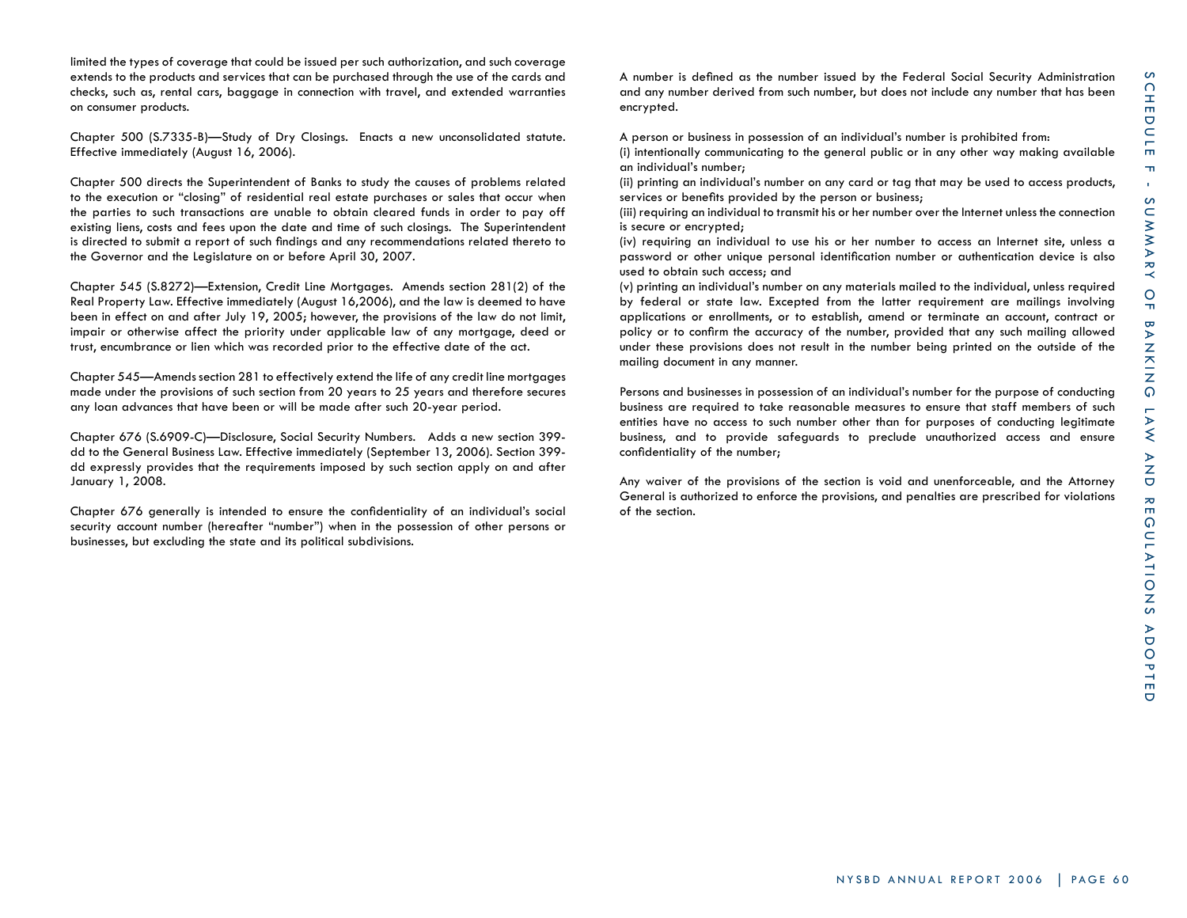limited the types of coverage that could be issued per such authorization, and such coverage extends to the products and services that can be purchased through the use of the cards and checks, such as, rental cars, baggage in connection with travel, and extended warranties on consumer products.

Chapter 500 (S.7335-B)—Study of Dry Closings. Enacts a new unconsolidated statute. Effective immediately (August 16, 2006).

Chapter 500 directs the Superintendent of Banks to study the causes of problems related to the execution or "closing" of residential real estate purchases or sales that occur when the parties to such transactions are unable to obtain cleared funds in order to pay off existing liens, costs and fees upon the date and time of such closings. The Superintendent is directed to submit a report of such findings and any recommendations related thereto to the Governor and the Legislature on or before April 30, 2007.

Chapter 545 (S.8272)—Extension, Credit Line Mortgages. Amends section 281(2) of the Real Property Law. Effective immediately (August 16,2006), and the law is deemed to have been in effect on and after July 19, 2005; however, the provisions of the law do not limit, impair or otherwise affect the priority under applicable law of any mortgage, deed or trust, encumbrance or lien which was recorded prior to the effective date of the act.

Chapter 545—Amends section 281 to effectively extend the life of any credit line mortgages made under the provisions of such section from 20 years to 25 years and therefore secures any loan advances that have been or will be made after such 20-year period.

Chapter 676 (S.6909-C)—Disclosure, Social Security Numbers. Adds a new section 399-dd to the General Business Law. Effective immediately (September 13, 2006). Section 399-dd expressly provides that the requirements imposed by such section apply on and after January 1, 2008.

Chapter 676 generally is intended to ensure the confidentiality of an individual's social security account number (hereafter "number") when in the possession of other persons or businesses, but excluding the state and its political subdivisions.

A number is defined as the number issued by the Federal Social Security Administration and any number derived from such number, but does not include any number that has been encrypted.

A person or business in possession of an individual's number is prohibited from:
(i) intentionally communicating to the general public or in any other way making available an individual's number;
(ii) printing an individual's number on any card or tag that may be used to access products, services or benefits provided by the person or business;
(iii) requiring an individual to transmit his or her number over the Internet unless the connection is secure or encrypted;
(iv) requiring an individual to use his or her number to access an Internet site, unless a password or other unique personal identification number or authentication device is also used to obtain such access; and
(v) printing an individual's number on any materials mailed to the individual, unless required by federal or state law. Excepted from the latter requirement are mailings involving applications or enrollments, or to establish, amend or terminate an account, contract or policy or to confirm the accuracy of the number, provided that any such mailing allowed under these provisions does not result in the number being printed on the outside of the mailing document in any manner.

Persons and businesses in possession of an individual's number for the purpose of conducting business are required to take reasonable measures to ensure that staff members of such entities have no access to such number other than for purposes of conducting legitimate business, and to provide safeguards to preclude unauthorized access and ensure confidentiality of the number;

Any waiver of the provisions of the section is void and unenforceable, and the Attorney General is authorized to enforce the provisions, and penalties are prescribed for violations of the section.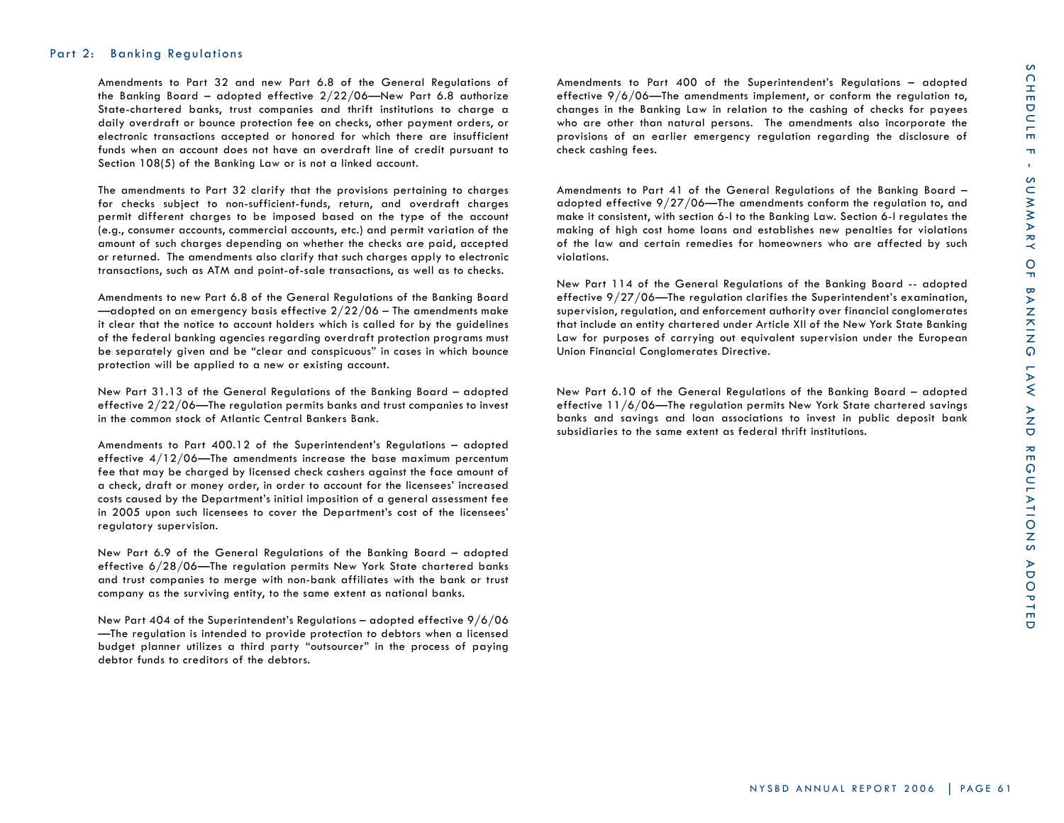## Part 2: Banking Regulations

Amendments to Part 32 and new Part 6.8 of the General Regulations of the Banking Board – adopted effective 2/22/06—New Part 6.8 authorize State-chartered banks, trust companies and thrift institutions to charge a daily overdraft or bounce protection fee on checks, other payment orders, or electronic transactions accepted or honored for which there are insufficient funds when an account does not have an overdraft line of credit pursuant to Section 108(5) of the Banking Law or is not a linked account.

The amendments to Part 32 clarify that the provisions pertaining to charges for checks subject to non-sufficient-funds, return, and overdraft charges permit different charges to be imposed based on the type of the account (e.g., consumer accounts, commercial accounts, etc.) and permit variation of the amount of such charges depending on whether the checks are paid, accepted or returned. The amendments also clarify that such charges apply to electronic transactions, such as ATM and point-of-sale transactions, as well as to checks.

Amendments to new Part 6.8 of the General Regulations of the Banking Board —adopted on an emergency basis effective 2/22/06 – The amendments make it clear that the notice to account holders which is called for by the guidelines of the federal banking agencies regarding overdraft protection programs must be separately given and be "clear and conspicuous" in cases in which bounce protection will be applied to a new or existing account.

New Part 31.13 of the General Regulations of the Banking Board – adopted effective 2/22/06—The regulation permits banks and trust companies to invest in the common stock of Atlantic Central Bankers Bank.

Amendments to Part 400.12 of the Superintendent's Regulations – adopted effective 4/12/06—The amendments increase the base maximum percentum fee that may be charged by licensed check cashers against the face amount of a check, draft or money order, in order to account for the licensees' increased costs caused by the Department's initial imposition of a general assessment fee in 2005 upon such licensees to cover the Department's cost of the licensees' regulatory supervision.

New Part 6.9 of the General Regulations of the Banking Board – adopted effective 6/28/06—The regulation permits New York State chartered banks and trust companies to merge with non-bank affiliates with the bank or trust company as the surviving entity, to the same extent as national banks.

New Part 404 of the Superintendent's Regulations – adopted effective 9/6/06 —The regulation is intended to provide protection to debtors when a licensed budget planner utilizes a third party "outsourcer" in the process of paying debtor funds to creditors of the debtors.

Amendments to Part 400 of the Superintendent's Regulations – adopted effective 9/6/06—The amendments implement, or conform the regulation to, changes in the Banking Law in relation to the cashing of checks for payees who are other than natural persons. The amendments also incorporate the provisions of an earlier emergency regulation regarding the disclosure of check cashing fees.

Amendments to Part 41 of the General Regulations of the Banking Board – adopted effective 9/27/06—The amendments conform the regulation to, and make it consistent, with section 6-l to the Banking Law. Section 6-l regulates the making of high cost home loans and establishes new penalties for violations of the law and certain remedies for homeowners who are affected by such violations.

New Part 114 of the General Regulations of the Banking Board -- adopted effective 9/27/06—The regulation clarifies the Superintendent's examination, supervision, regulation, and enforcement authority over financial conglomerates that include an entity chartered under Article XII of the New York State Banking Law for purposes of carrying out equivalent supervision under the European Union Financial Conglomerates Directive.

New Part 6.10 of the General Regulations of the Banking Board – adopted effective 11/6/06—The regulation permits New York State chartered savings banks and savings and loan associations to invest in public deposit bank subsidiaries to the same extent as federal thrift institutions.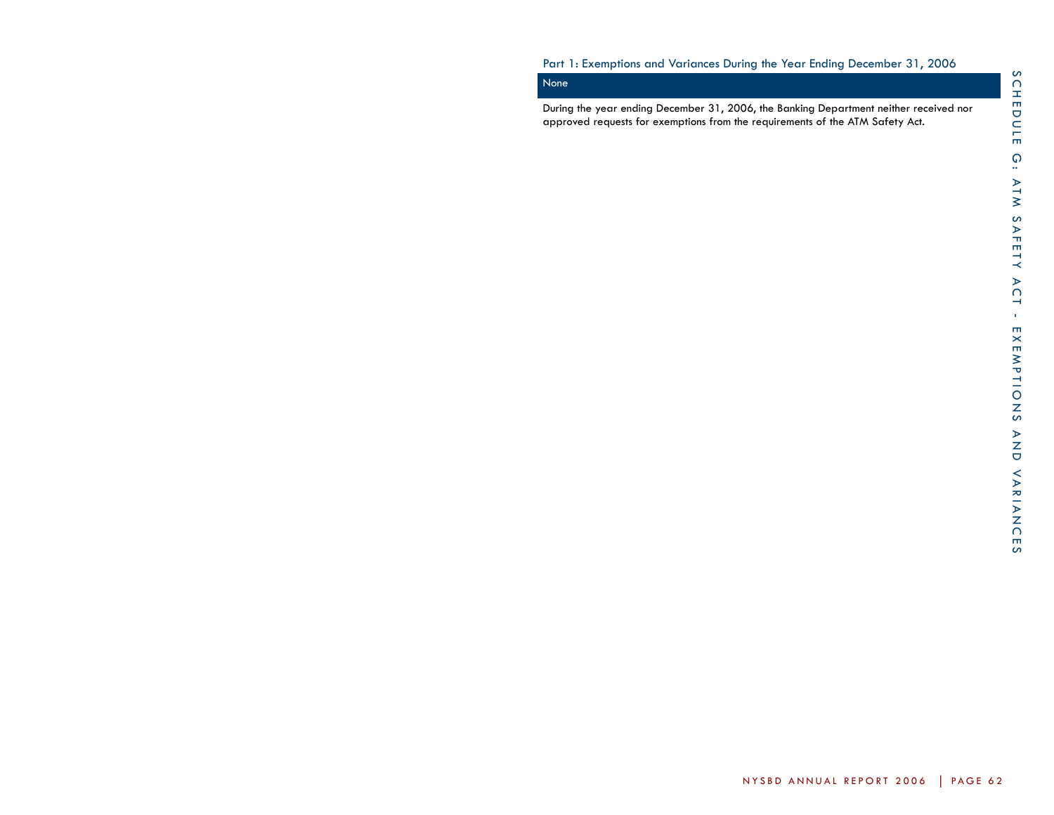## Part 1: Exemptions and Variances During the Year Ending December 31, 2006

**None**

During the year ending December 31, 2006, the Banking Department neither received nor approved requests for exemptions from the requirements of the ATM Safety Act.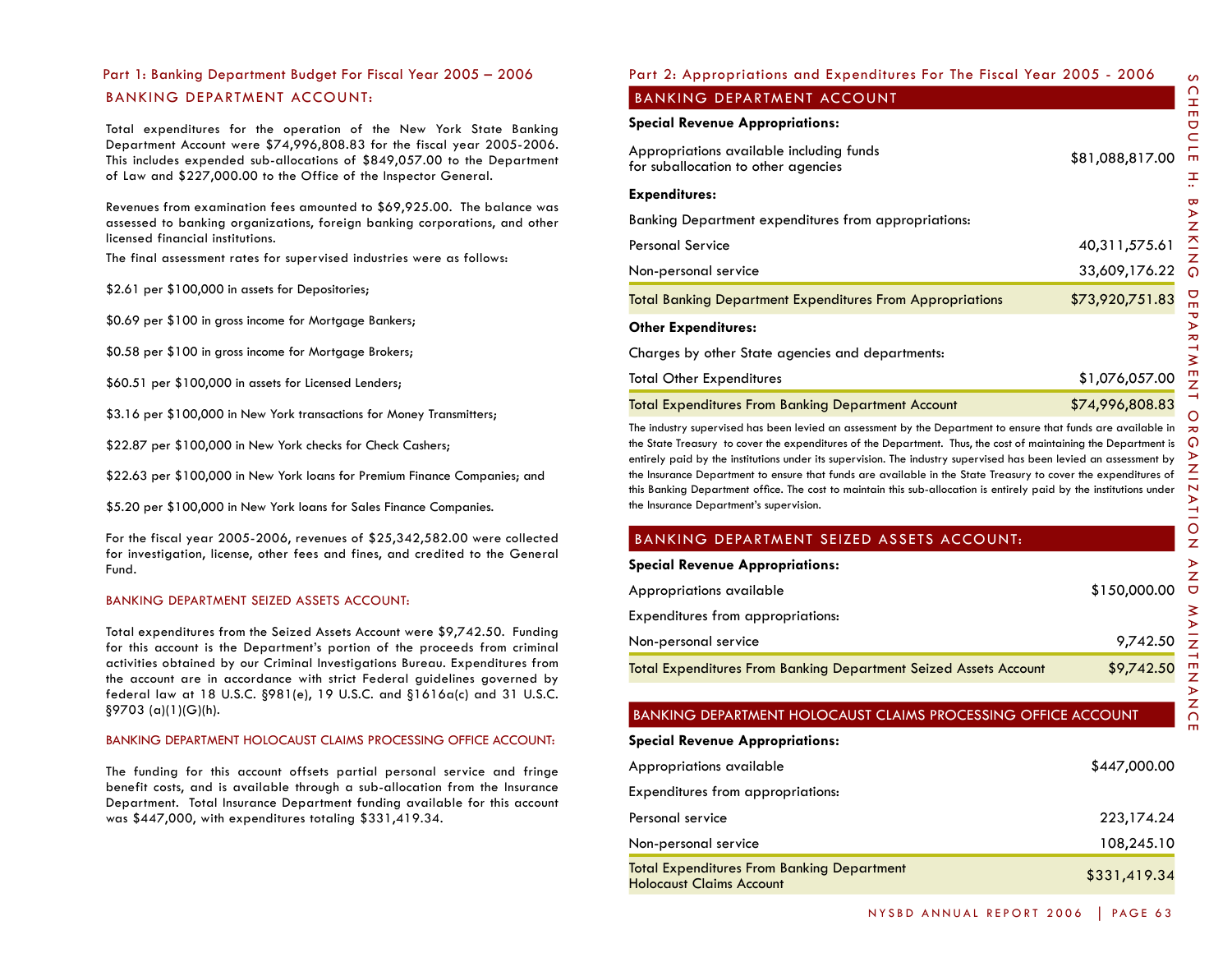## Part 1: Banking Department Budget For Fiscal Year 2005 – 2006

### BANKING DEPARTMENT ACCOUNT:

Total expenditures for the operation of the New York State Banking Department Account were $74,996,808.83 for the fiscal year 2005-2006. This includes expended sub-allocations of $849,057.00 to the Department of Law and $227,000.00 to the Office of the Inspector General.

Revenues from examination fees amounted to $69,925.00. The balance was assessed to banking organizations, foreign banking corporations, and other licensed financial institutions.

The final assessment rates for supervised industries were as follows:

$2.61 per $100,000 in assets for Depositories;

$0.69 per $100 in gross income for Mortgage Bankers;

$0.58 per $100 in gross income for Mortgage Brokers;

$60.51 per $100,000 in assets for Licensed Lenders;

$3.16 per $100,000 in New York transactions for Money Transmitters;

$22.87 per $100,000 in New York checks for Check Cashers;

$22.63 per $100,000 in New York loans for Premium Finance Companies; and

$5.20 per $100,000 in New York loans for Sales Finance Companies.

For the fiscal year 2005-2006, revenues of $25,342,582.00 were collected for investigation, license, other fees and fines, and credited to the General Fund.

### BANKING DEPARTMENT SEIZED ASSETS ACCOUNT:

Total expenditures from the Seized Assets Account were $9,742.50. Funding for this account is the Department's portion of the proceeds from criminal activities obtained by our Criminal Investigations Bureau. Expenditures from the account are in accordance with strict Federal guidelines governed by federal law at 18 U.S.C. §981(e), 19 U.S.C. and §1616a(c) and 31 U.S.C. §9703 (a)(1)(G)(h).

### BANKING DEPARTMENT HOLOCAUST CLAIMS PROCESSING OFFICE ACCOUNT:

The funding for this account offsets partial personal service and fringe benefit costs, and is available through a sub-allocation from the Insurance Department. Total Insurance Department funding available for this account was $447,000, with expenditures totaling $331,419.34.

## Part 2: Appropriations and Expenditures For The Fiscal Year 2005 - 2006

### BANKING DEPARTMENT ACCOUNT

| **Special Revenue Appropriations:** | |
|---|---|
| Appropriations available including funds for suballocation to other agencies | $81,088,817.00 |
| **Expenditures:** | |
| Banking Department expenditures from appropriations: | |
| Personal Service | 40,311,575.61 |
| Non-personal service | 33,609,176.22 |
| Total Banking Department Expenditures From Appropriations | $73,920,751.83 |
| **Other Expenditures:** | |
| Charges by other State agencies and departments: | |
| Total Other Expenditures | $1,076,057.00 |
| Total Expenditures From Banking Department Account | $74,996,808.83 |

The industry supervised has been levied an assessment by the Department to ensure that funds are available in the State Treasury to cover the expenditures of the Department. Thus, the cost of maintaining the Department is entirely paid by the institutions under its supervision. The industry supervised has been levied an assessment by the Insurance Department to ensure that funds are available in the State Treasury to cover the expenditures of this Banking Department office. The cost to maintain this sub-allocation is entirely paid by the institutions under the Insurance Department's supervision.

### BANKING DEPARTMENT SEIZED ASSETS ACCOUNT:

| **Special Revenue Appropriations:** | |
|---|---|
| Appropriations available | $150,000.00 |
| Expenditures from appropriations: | |
| Non-personal service | 9,742.50 |
| Total Expenditures From Banking Department Seized Assets Account | $9,742.50 |

### BANKING DEPARTMENT HOLOCAUST CLAIMS PROCESSING OFFICE ACCOUNT

| **Special Revenue Appropriations:** | |
|---|---|
| Appropriations available | $447,000.00 |
| Expenditures from appropriations: | |
| Personal service | 223,174.24 |
| Non-personal service | 108,245.10 |
| Total Expenditures From Banking Department Holocaust Claims Account | $331,419.34 |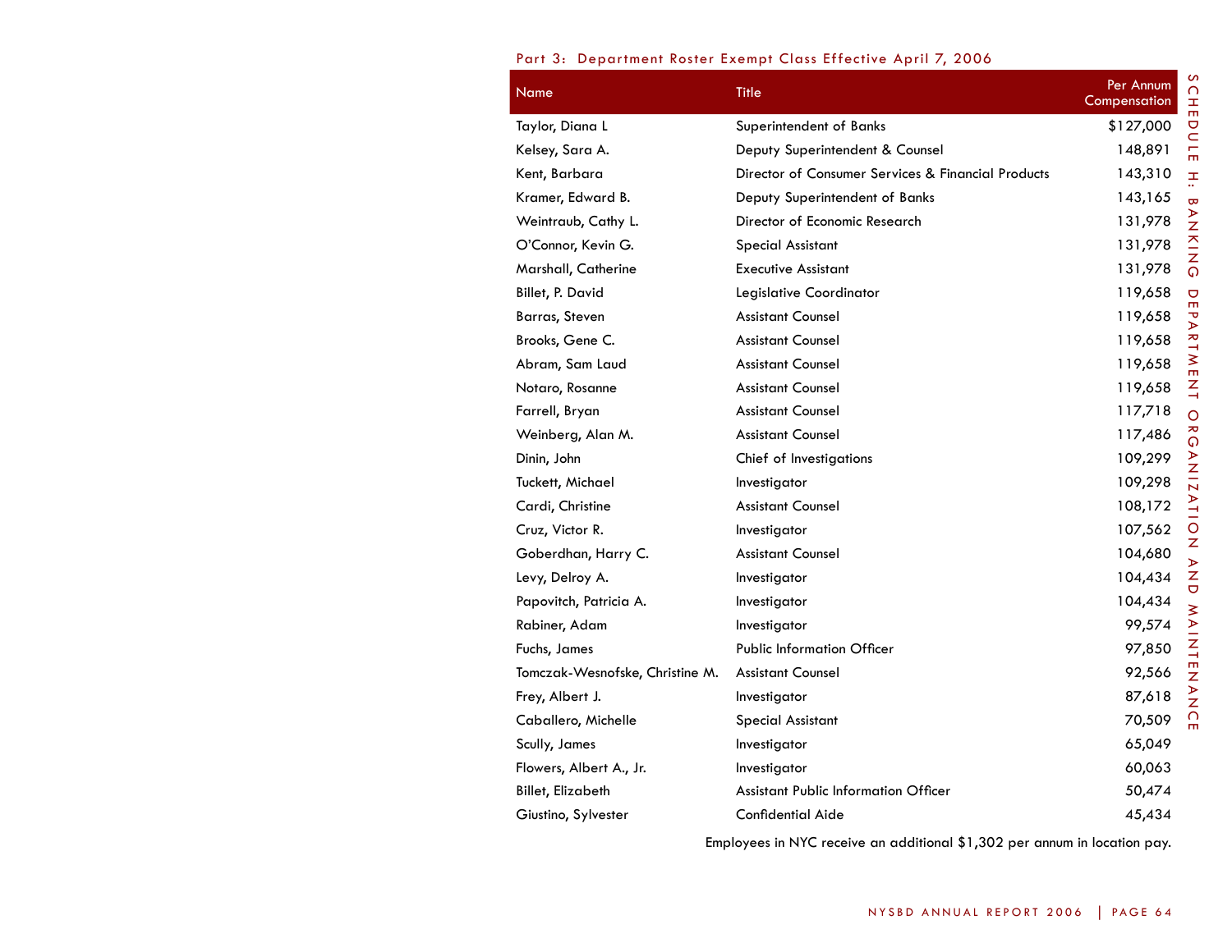## Part 3: Department Roster Exempt Class Effective April 7, 2006

| Name | Title | Per Annum Compensation |
|---|---|---|
| Taylor, Diana L | Superintendent of Banks | $127,000 |
| Kelsey, Sara A. | Deputy Superintendent & Counsel | 148,891 |
| Kent, Barbara | Director of Consumer Services & Financial Products | 143,310 |
| Kramer, Edward B. | Deputy Superintendent of Banks | 143,165 |
| Weintraub, Cathy L. | Director of Economic Research | 131,978 |
| O'Connor, Kevin G. | Special Assistant | 131,978 |
| Marshall, Catherine | Executive Assistant | 131,978 |
| Billet, P. David | Legislative Coordinator | 119,658 |
| Barras, Steven | Assistant Counsel | 119,658 |
| Brooks, Gene C. | Assistant Counsel | 119,658 |
| Abram, Sam Laud | Assistant Counsel | 119,658 |
| Notaro, Rosanne | Assistant Counsel | 119,658 |
| Farrell, Bryan | Assistant Counsel | 117,718 |
| Weinberg, Alan M. | Assistant Counsel | 117,486 |
| Dinin, John | Chief of Investigations | 109,299 |
| Tuckett, Michael | Investigator | 109,298 |
| Cardi, Christine | Assistant Counsel | 108,172 |
| Cruz, Victor R. | Investigator | 107,562 |
| Goberdhan, Harry C. | Assistant Counsel | 104,680 |
| Levy, Delroy A. | Investigator | 104,434 |
| Papovitch, Patricia A. | Investigator | 104,434 |
| Rabiner, Adam | Investigator | 99,574 |
| Fuchs, James | Public Information Officer | 97,850 |
| Tomczak-Wesnofske, Christine M. | Assistant Counsel | 92,566 |
| Frey, Albert J. | Investigator | 87,618 |
| Caballero, Michelle | Special Assistant | 70,509 |
| Scully, James | Investigator | 65,049 |
| Flowers, Albert A., Jr. | Investigator | 60,063 |
| Billet, Elizabeth | Assistant Public Information Officer | 50,474 |
| Giustino, Sylvester | Confidential Aide | 45,434 |

Employees in NYC receive an additional $1,302 per annum in location pay.